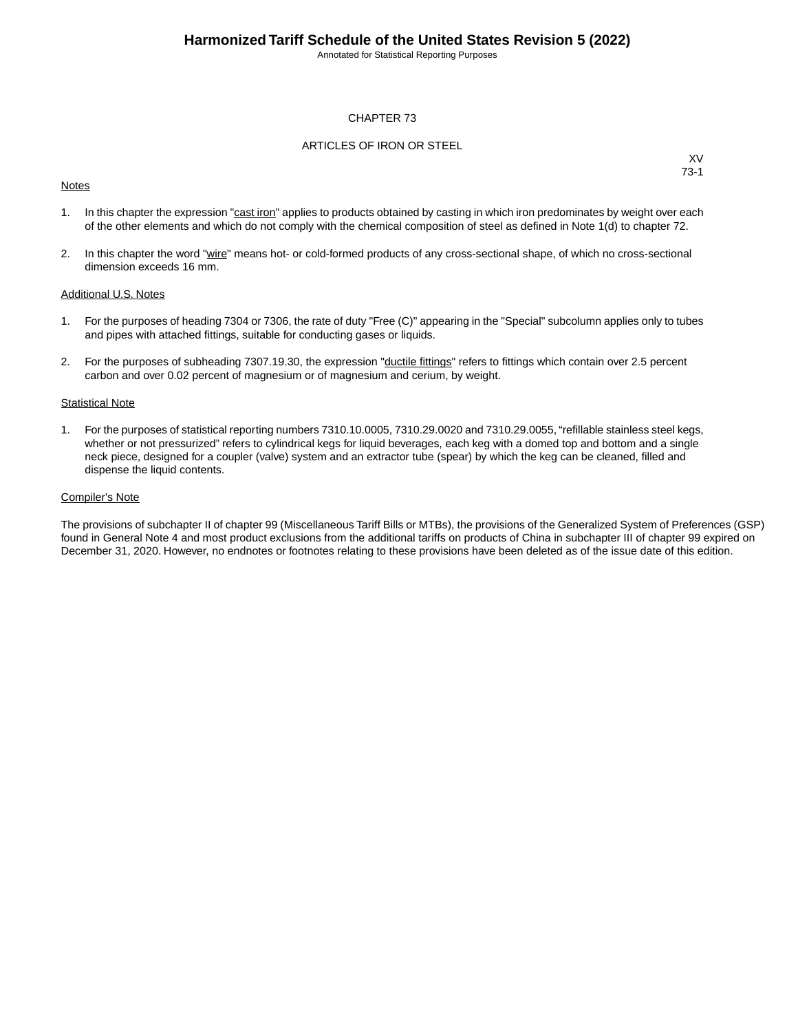# CHAPTER 73

## ARTICLES OF IRON OR STEEL

XV
73-1

Notes

1. In this chapter the expression "cast iron" applies to products obtained by casting in which iron predominates by weight over each of the other elements and which do not comply with the chemical composition of steel as defined in Note 1(d) to chapter 72.

2. In this chapter the word "wire" means hot- or cold-formed products of any cross-sectional shape, of which no cross-sectional dimension exceeds 16 mm.

Additional U.S. Notes

1. For the purposes of heading 7304 or 7306, the rate of duty "Free (C)" appearing in the "Special" subcolumn applies only to tubes and pipes with attached fittings, suitable for conducting gases or liquids.

2. For the purposes of subheading 7307.19.30, the expression "ductile fittings" refers to fittings which contain over 2.5 percent carbon and over 0.02 percent of magnesium or of magnesium and cerium, by weight.

Statistical Note

1. For the purposes of statistical reporting numbers 7310.10.0005, 7310.29.0020 and 7310.29.0055, “refillable stainless steel kegs, whether or not pressurized” refers to cylindrical kegs for liquid beverages, each keg with a domed top and bottom and a single neck piece, designed for a coupler (valve) system and an extractor tube (spear) by which the keg can be cleaned, filled and dispense the liquid contents.

Compiler's Note

The provisions of subchapter II of chapter 99 (Miscellaneous Tariff Bills or MTBs), the provisions of the Generalized System of Preferences (GSP) found in General Note 4 and most product exclusions from the additional tariffs on products of China in subchapter III of chapter 99 expired on December 31, 2020. However, no endnotes or footnotes relating to these provisions have been deleted as of the issue date of this edition.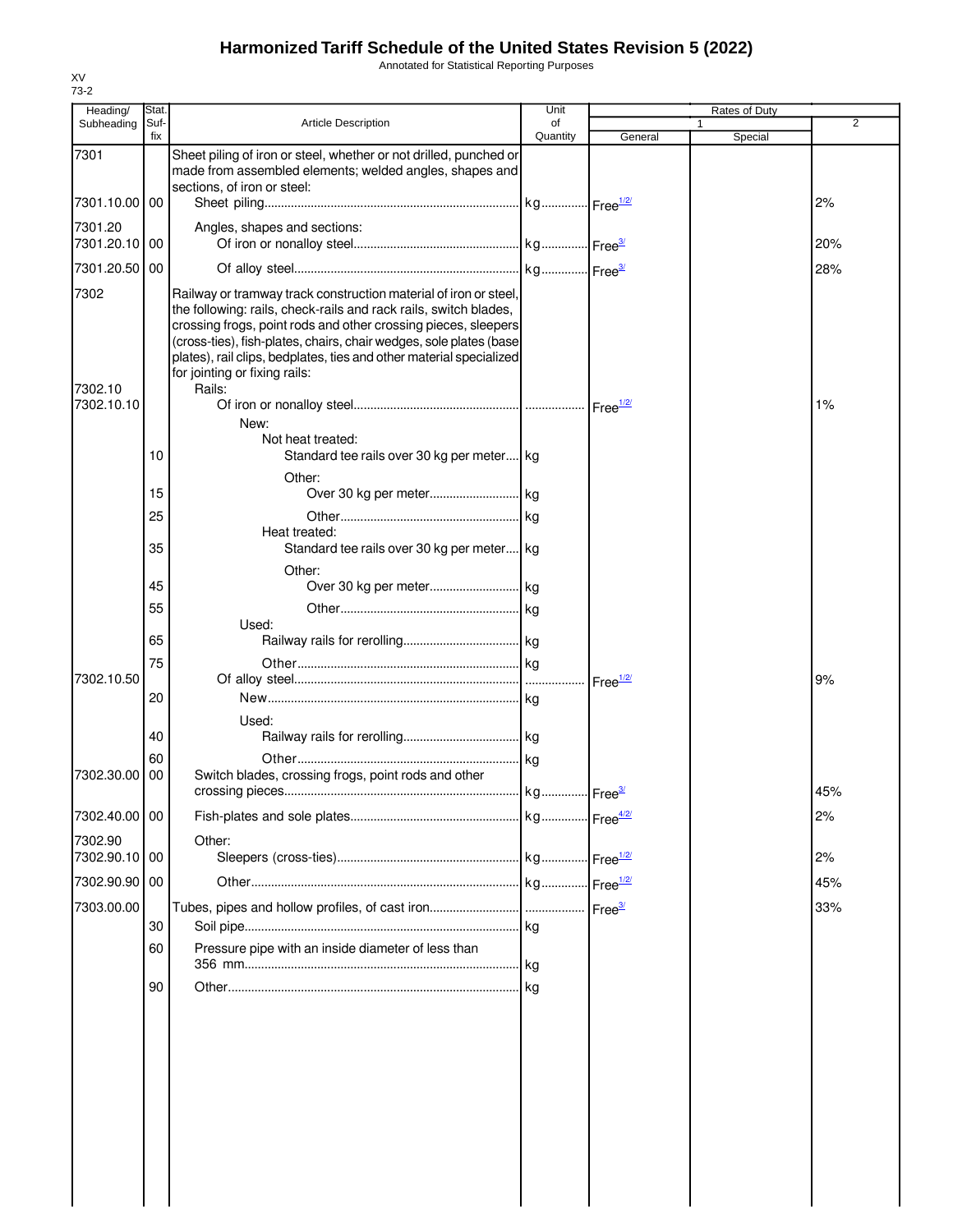# Harmonized Tariff Schedule of the United States Revision 5 (2022)

Annotated for Statistical Reporting Purposes

XV
73-2

| Heading/ Subheading | Stat. Suf- fix | Article Description | Unit of Quantity | Rates of Duty 1 General | Special | 2 |
|---|---|---|---|---|---|---|
| 7301 | | Sheet piling of iron or steel, whether or not drilled, punched or made from assembled elements; welded angles, shapes and sections, of iron or steel: | | | | |
| 7301.10.00 | 00 | Sheet piling | kg | Free[1/2/] | | 2% |
| 7301.20 | | Angles, shapes and sections: | | | | |
| 7301.20.10 | 00 | Of iron or nonalloy steel | kg | Free[3/] | | 20% |
| 7301.20.50 | 00 | Of alloy steel | kg | Free[3/] | | 28% |
| 7302 | | Railway or tramway track construction material of iron or steel, the following: rails, check-rails and rack rails, switch blades, crossing frogs, point rods and other crossing pieces, sleepers (cross-ties), fish-plates, chairs, chair wedges, sole plates (base plates), rail clips, bedplates, ties and other material specialized for jointing or fixing rails: | | | | |
| 7302.10 | | Rails: | | | | |
| 7302.10.10 | | Of iron or nonalloy steel | | Free[1/2/] | | 1% |
| | | New: | | | | |
| | | Not heat treated: | | | | |
| | 10 | Standard tee rails over 30 kg per meter | kg | | | |
| | | Other: | | | | |
| | 15 | Over 30 kg per meter | kg | | | |
| | 25 | Other | kg | | | |
| | | Heat treated: | | | | |
| | 35 | Standard tee rails over 30 kg per meter | kg | | | |
| | | Other: | | | | |
| | 45 | Over 30 kg per meter | kg | | | |
| | 55 | Other | kg | | | |
| | | Used: | | | | |
| | 65 | Railway rails for rerolling | kg | | | |
| | 75 | Other | kg | | | |
| 7302.10.50 | | Of alloy steel | | Free[1/2/] | | 9% |
| | 20 | New | kg | | | |
| | | Used: | | | | |
| | 40 | Railway rails for rerolling | kg | | | |
| | 60 | Other | kg | | | |
| 7302.30.00 | 00 | Switch blades, crossing frogs, point rods and other crossing pieces | kg | Free[3/] | | 45% |
| 7302.40.00 | 00 | Fish-plates and sole plates | kg | Free[4/2/] | | 2% |
| 7302.90 | | Other: | | | | |
| 7302.90.10 | 00 | Sleepers (cross-ties) | kg | Free[1/2/] | | 2% |
| 7302.90.90 | 00 | Other | kg | Free[1/2/] | | 45% |
| 7303.00.00 | | Tubes, pipes and hollow profiles, of cast iron | | Free[3/] | | 33% |
| | 30 | Soil pipe | kg | | | |
| | 60 | Pressure pipe with an inside diameter of less than 356 mm | kg | | | |
| | 90 | Other | kg | | | |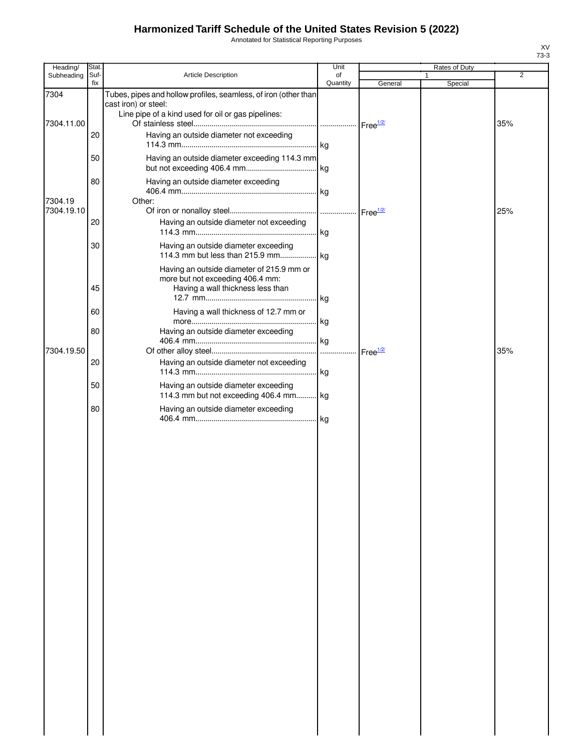# Harmonized Tariff Schedule of the United States Revision 5 (2022)

Annotated for Statistical Reporting Purposes

XV
73-3

| Heading/ Subheading | Stat. Suf- fix | Article Description | Unit of Quantity | Rates of Duty | | |
|---|---|---|---|---|---|---|
| | | | | 1 | | 2 |
| | | | | General | Special | |
| 7304 | | Tubes, pipes and hollow profiles, seamless, of iron (other than cast iron) or steel: | | | | |
| | | Line pipe of a kind used for oil or gas pipelines: | | | | |
| 7304.11.00 | | Of stainless steel | | Free[1/2/] | | 35% |
| | 20 | Having an outside diameter not exceeding 114.3 mm | kg | | | |
| | 50 | Having an outside diameter exceeding 114.3 mm but not exceeding 406.4 mm | kg | | | |
| | 80 | Having an outside diameter exceeding 406.4 mm | kg | | | |
| 7304.19 | | Other: | | | | |
| 7304.19.10 | | Of iron or nonalloy steel | | Free[1/2/] | | 25% |
| | 20 | Having an outside diameter not exceeding 114.3 mm | kg | | | |
| | 30 | Having an outside diameter exceeding 114.3 mm but less than 215.9 mm | kg | | | |
| | | Having an outside diameter of 215.9 mm or more but not exceeding 406.4 mm: | | | | |
| | 45 | Having a wall thickness less than 12.7 mm | kg | | | |
| | 60 | Having a wall thickness of 12.7 mm or more | kg | | | |
| | 80 | Having an outside diameter exceeding 406.4 mm | kg | | | |
| 7304.19.50 | | Of other alloy steel | | Free[1/2/] | | 35% |
| | 20 | Having an outside diameter not exceeding 114.3 mm | kg | | | |
| | 50 | Having an outside diameter exceeding 114.3 mm but not exceeding 406.4 mm | kg | | | |
| | 80 | Having an outside diameter exceeding 406.4 mm | kg | | | |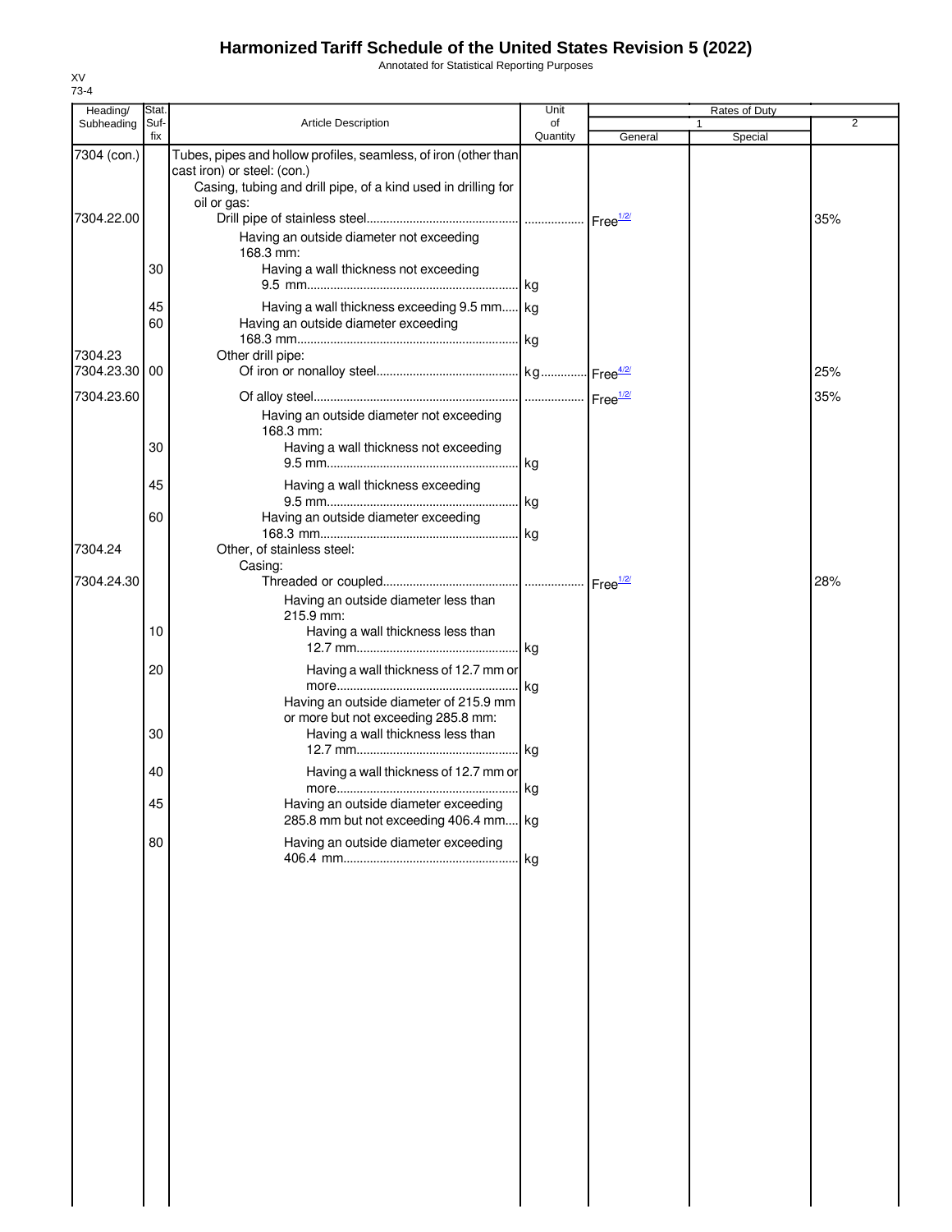# Harmonized Tariff Schedule of the United States Revision 5 (2022)

Annotated for Statistical Reporting Purposes

XV
73-4

| Heading/ Subheading | Stat. Suf- fix | Article Description | Unit of Quantity | Rates of Duty 1 General | Special | 2 |
|---|---|---|---|---|---|---|
| 7304 (con.) | | Tubes, pipes and hollow profiles, seamless, of iron (other than cast iron) or steel: (con.) | | | | |
| | | Casing, tubing and drill pipe, of a kind used in drilling for oil or gas: | | | | |
| 7304.22.00 | | Drill pipe of stainless steel | | Free[1/2/] | | 35% |
| | | Having an outside diameter not exceeding 168.3 mm: | | | | |
| | 30 | Having a wall thickness not exceeding 9.5 mm | kg | | | |
| | 45 | Having a wall thickness exceeding 9.5 mm | kg | | | |
| | 60 | Having an outside diameter exceeding 168.3 mm | kg | | | |
| 7304.23 | | Other drill pipe: | | | | |
| 7304.23.30 | 00 | Of iron or nonalloy steel | kg | Free[4/2/] | | 25% |
| 7304.23.60 | | Of alloy steel | | Free[1/2/] | | 35% |
| | | Having an outside diameter not exceeding 168.3 mm: | | | | |
| | 30 | Having a wall thickness not exceeding 9.5 mm | kg | | | |
| | 45 | Having a wall thickness exceeding 9.5 mm | kg | | | |
| | 60 | Having an outside diameter exceeding 168.3 mm | kg | | | |
| 7304.24 | | Other, of stainless steel: | | | | |
| | | Casing: | | | | |
| 7304.24.30 | | Threaded or coupled | | Free[1/2/] | | 28% |
| | | Having an outside diameter less than 215.9 mm: | | | | |
| | 10 | Having a wall thickness less than 12.7 mm | kg | | | |
| | 20 | Having a wall thickness of 12.7 mm or more | kg | | | |
| | | Having an outside diameter of 215.9 mm or more but not exceeding 285.8 mm: | | | | |
| | 30 | Having a wall thickness less than 12.7 mm | kg | | | |
| | 40 | Having a wall thickness of 12.7 mm or more | kg | | | |
| | 45 | Having an outside diameter exceeding 285.8 mm but not exceeding 406.4 mm | kg | | | |
| | 80 | Having an outside diameter exceeding 406.4 mm | kg | | | |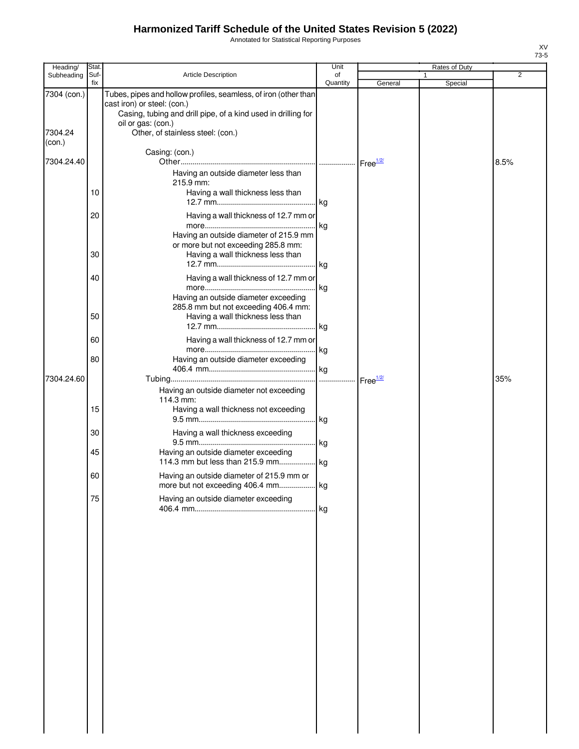# Harmonized Tariff Schedule of the United States Revision 5 (2022)

Annotated for Statistical Reporting Purposes

XV
73-5

| Heading/ Subheading | Stat. Suf- fix | Article Description | Unit of Quantity | Rates of Duty 1 General | Rates of Duty 1 Special | Rates of Duty 2 |
|---|---|---|---|---|---|---|
| 7304 (con.) | | Tubes, pipes and hollow profiles, seamless, of iron (other than cast iron) or steel: (con.) | | | | |
| | | Casing, tubing and drill pipe, of a kind used in drilling for oil or gas: (con.) | | | | |
| 7304.24 (con.) | | Other, of stainless steel: (con.) | | | | |
| | | Casing: (con.) | | | | |
| 7304.24.40 | | Other | | Free[1/2/] | | 8.5% |
| | | Having an outside diameter less than 215.9 mm: | | | | |
| | 10 | Having a wall thickness less than 12.7 mm | kg | | | |
| | 20 | Having a wall thickness of 12.7 mm or more | kg | | | |
| | | Having an outside diameter of 215.9 mm or more but not exceeding 285.8 mm: | | | | |
| | 30 | Having a wall thickness less than 12.7 mm | kg | | | |
| | 40 | Having a wall thickness of 12.7 mm or more | kg | | | |
| | | Having an outside diameter exceeding 285.8 mm but not exceeding 406.4 mm: | | | | |
| | 50 | Having a wall thickness less than 12.7 mm | kg | | | |
| | 60 | Having a wall thickness of 12.7 mm or more | kg | | | |
| | 80 | Having an outside diameter exceeding 406.4 mm | kg | | | |
| 7304.24.60 | | Tubing | | Free[1/2/] | | 35% |
| | | Having an outside diameter not exceeding 114.3 mm: | | | | |
| | 15 | Having a wall thickness not exceeding 9.5 mm | kg | | | |
| | 30 | Having a wall thickness exceeding 9.5 mm | kg | | | |
| | 45 | Having an outside diameter exceeding 114.3 mm but less than 215.9 mm | kg | | | |
| | 60 | Having an outside diameter of 215.9 mm or more but not exceeding 406.4 mm | kg | | | |
| | 75 | Having an outside diameter exceeding 406.4 mm | kg | | | |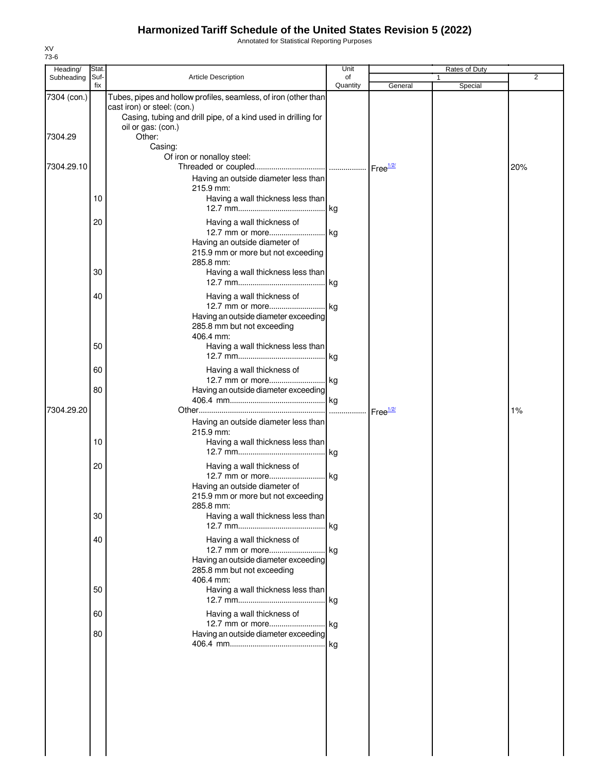# Harmonized Tariff Schedule of the United States Revision 5 (2022)

Annotated for Statistical Reporting Purposes

XV
73-6

| Heading/ Subheading | Stat. Suf-fix | Article Description | Unit of Quantity | Rates of Duty 1 General | Special | 2 |
|---|---|---|---|---|---|---|
| 7304 (con.) | | Tubes, pipes and hollow profiles, seamless, of iron (other than cast iron) or steel: (con.) | | | | |
| | | Casing, tubing and drill pipe, of a kind used in drilling for oil or gas: (con.) | | | | |
| 7304.29 | | Other: | | | | |
| | | Casing: | | | | |
| | | Of iron or nonalloy steel: | | | | |
| 7304.29.10 | | Threaded or coupled | | Free[1/2/] | | 20% |
| | | Having an outside diameter less than 215.9 mm: | | | | |
| | 10 | Having a wall thickness less than 12.7 mm | kg | | | |
| | 20 | Having a wall thickness of 12.7 mm or more | kg | | | |
| | | Having an outside diameter of 215.9 mm or more but not exceeding 285.8 mm: | | | | |
| | 30 | Having a wall thickness less than 12.7 mm | kg | | | |
| | 40 | Having a wall thickness of 12.7 mm or more | kg | | | |
| | | Having an outside diameter exceeding 285.8 mm but not exceeding 406.4 mm: | | | | |
| | 50 | Having a wall thickness less than 12.7 mm | kg | | | |
| | 60 | Having a wall thickness of 12.7 mm or more | kg | | | |
| | 80 | Having an outside diameter exceeding 406.4 mm | kg | | | |
| 7304.29.20 | | Other | | Free[1/2/] | | 1% |
| | | Having an outside diameter less than 215.9 mm: | | | | |
| | 10 | Having a wall thickness less than 12.7 mm | kg | | | |
| | 20 | Having a wall thickness of 12.7 mm or more | kg | | | |
| | | Having an outside diameter of 215.9 mm or more but not exceeding 285.8 mm: | | | | |
| | 30 | Having a wall thickness less than 12.7 mm | kg | | | |
| | 40 | Having a wall thickness of 12.7 mm or more | kg | | | |
| | | Having an outside diameter exceeding 285.8 mm but not exceeding 406.4 mm: | | | | |
| | 50 | Having a wall thickness less than 12.7 mm | kg | | | |
| | 60 | Having a wall thickness of 12.7 mm or more | kg | | | |
| | 80 | Having an outside diameter exceeding 406.4 mm | kg | | | |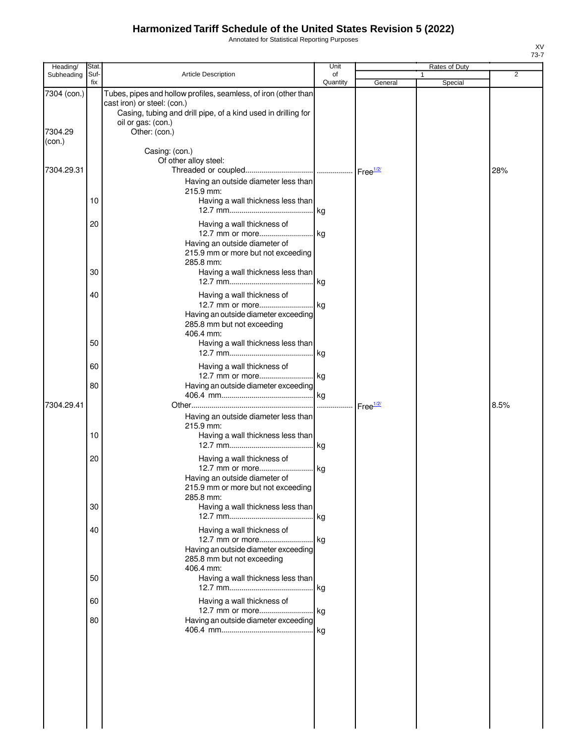# Harmonized Tariff Schedule of the United States Revision 5 (2022)

Annotated for Statistical Reporting Purposes

XV
73-7

| Heading/ Subheading | Stat. Suf-fix | Article Description | Unit of Quantity | Rates of Duty 1 General | Special | 2 |
|---|---|---|---|---|---|---|
| 7304 (con.) | | Tubes, pipes and hollow profiles, seamless, of iron (other than cast iron) or steel: (con.) | | | | |
| | | Casing, tubing and drill pipe, of a kind used in drilling for oil or gas: (con.) | | | | |
| 7304.29 (con.) | | Other: (con.) | | | | |
| | | Casing: (con.) | | | | |
| | | Of other alloy steel: | | | | |
| 7304.29.31 | | Threaded or coupled | | Free[1/2/] | | 28% |
| | | Having an outside diameter less than 215.9 mm: | | | | |
| | 10 | Having a wall thickness less than 12.7 mm | kg | | | |
| | 20 | Having a wall thickness of 12.7 mm or more | kg | | | |
| | | Having an outside diameter of 215.9 mm or more but not exceeding 285.8 mm: | | | | |
| | 30 | Having a wall thickness less than 12.7 mm | kg | | | |
| | 40 | Having a wall thickness of 12.7 mm or more | kg | | | |
| | | Having an outside diameter exceeding 285.8 mm but not exceeding 406.4 mm: | | | | |
| | 50 | Having a wall thickness less than 12.7 mm | kg | | | |
| | 60 | Having a wall thickness of 12.7 mm or more | kg | | | |
| | 80 | Having an outside diameter exceeding 406.4 mm | kg | | | |
| 7304.29.41 | | Other | | Free[1/2/] | | 8.5% |
| | | Having an outside diameter less than 215.9 mm: | | | | |
| | 10 | Having a wall thickness less than 12.7 mm | kg | | | |
| | 20 | Having a wall thickness of 12.7 mm or more | kg | | | |
| | | Having an outside diameter of 215.9 mm or more but not exceeding 285.8 mm: | | | | |
| | 30 | Having a wall thickness less than 12.7 mm | kg | | | |
| | 40 | Having a wall thickness of 12.7 mm or more | kg | | | |
| | | Having an outside diameter exceeding 285.8 mm but not exceeding 406.4 mm: | | | | |
| | 50 | Having a wall thickness less than 12.7 mm | kg | | | |
| | 60 | Having a wall thickness of 12.7 mm or more | kg | | | |
| | 80 | Having an outside diameter exceeding 406.4 mm | kg | | | |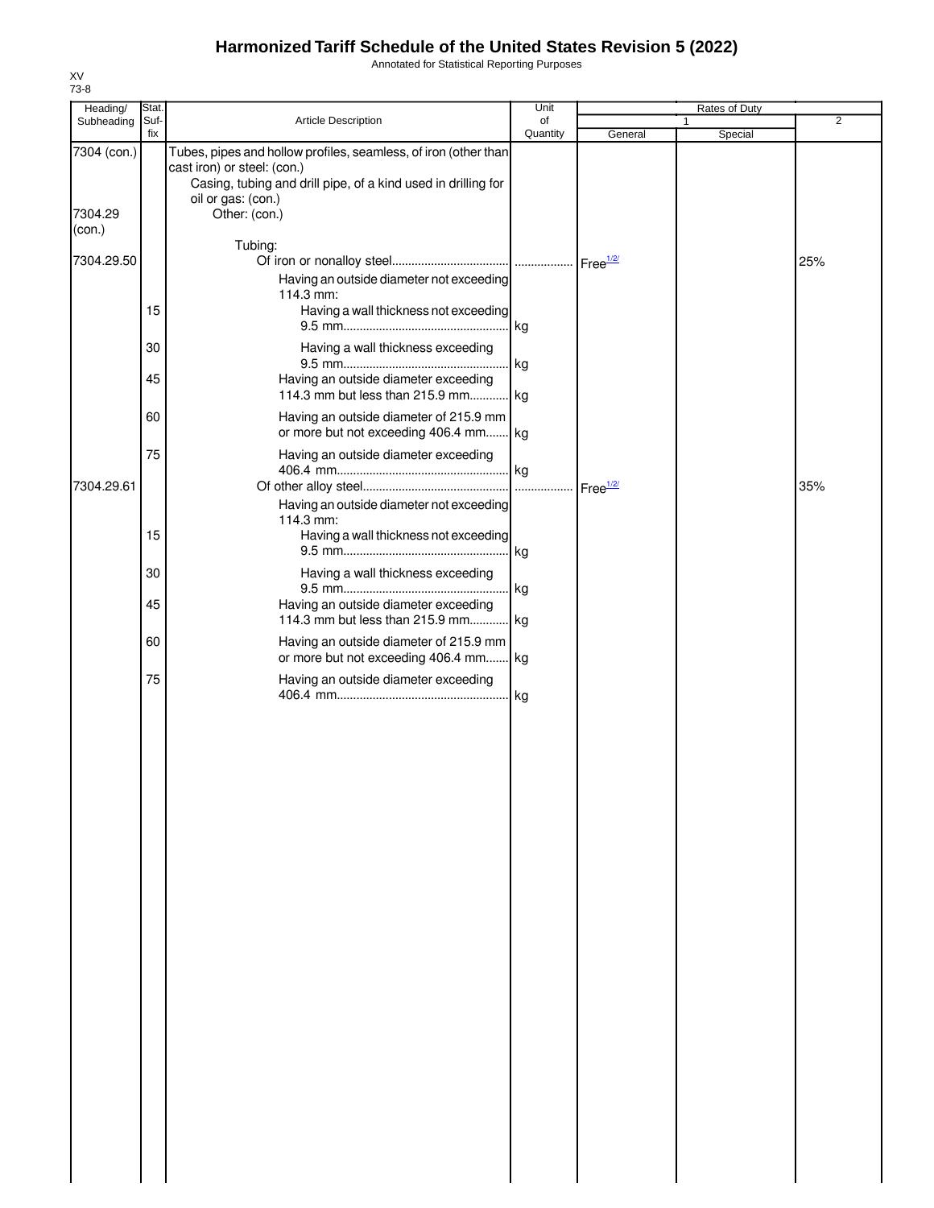# Harmonized Tariff Schedule of the United States Revision 5 (2022)

Annotated for Statistical Reporting Purposes

XV
73-8

| Heading/ Subheading | Stat. Suf- fix | Article Description | Unit of Quantity | Rates of Duty 1 General | Special | 2 |
|---|---|---|---|---|---|---|
| 7304 (con.) | | Tubes, pipes and hollow profiles, seamless, of iron (other than cast iron) or steel: (con.) | | | | |
| | | Casing, tubing and drill pipe, of a kind used in drilling for oil or gas: (con.) | | | | |
| 7304.29 (con.) | | Other: (con.) | | | | |
| | | Tubing: | | | | |
| 7304.29.50 | | Of iron or nonalloy steel | | Free[1/2/] | | 25% |
| | | Having an outside diameter not exceeding 114.3 mm: | | | | |
| | 15 | Having a wall thickness not exceeding 9.5 mm | kg | | | |
| | 30 | Having a wall thickness exceeding 9.5 mm | kg | | | |
| | 45 | Having an outside diameter exceeding 114.3 mm but less than 215.9 mm | kg | | | |
| | 60 | Having an outside diameter of 215.9 mm or more but not exceeding 406.4 mm | kg | | | |
| | 75 | Having an outside diameter exceeding 406.4 mm | kg | | | |
| 7304.29.61 | | Of other alloy steel | | Free[1/2/] | | 35% |
| | | Having an outside diameter not exceeding 114.3 mm: | | | | |
| | 15 | Having a wall thickness not exceeding 9.5 mm | kg | | | |
| | 30 | Having a wall thickness exceeding 9.5 mm | kg | | | |
| | 45 | Having an outside diameter exceeding 114.3 mm but less than 215.9 mm | kg | | | |
| | 60 | Having an outside diameter of 215.9 mm or more but not exceeding 406.4 mm | kg | | | |
| | 75 | Having an outside diameter exceeding 406.4 mm | kg | | | |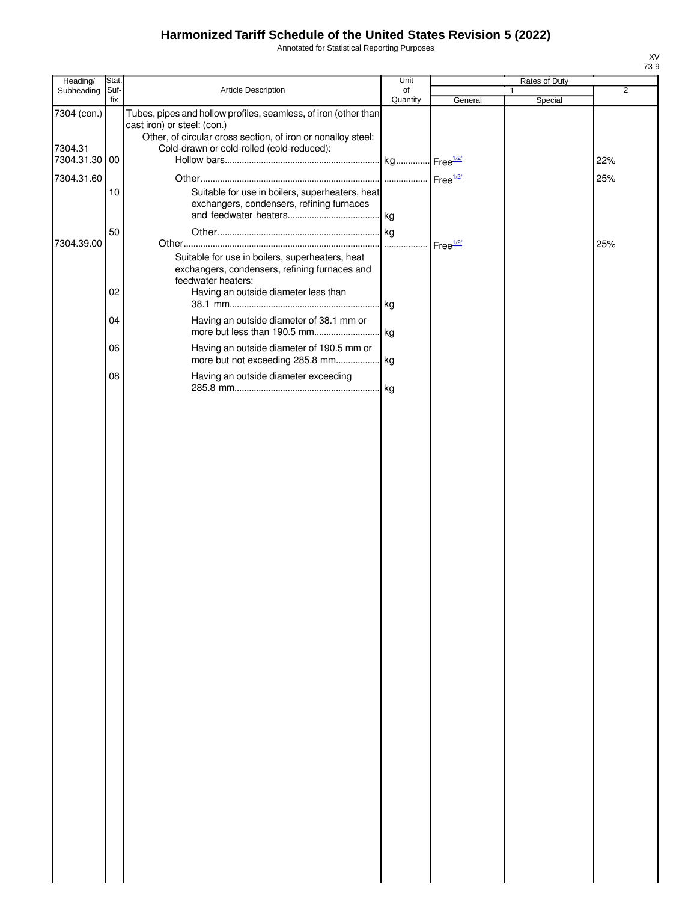# Harmonized Tariff Schedule of the United States Revision 5 (2022)

Annotated for Statistical Reporting Purposes

XV
73-9

| Heading/ Subheading | Stat. Suf- fix | Article Description | Unit of Quantity | Rates of Duty 1 General | Special | 2 |
|---|---|---|---|---|---|---|
| 7304 (con.) | | Tubes, pipes and hollow profiles, seamless, of iron (other than cast iron) or steel: (con.) | | | | |
| | | Other, of circular cross section, of iron or nonalloy steel: | | | | |
| 7304.31 | | Cold-drawn or cold-rolled (cold-reduced): | | | | |
| 7304.31.30 | 00 | Hollow bars | kg | Free[1/2/] | | 22% |
| 7304.31.60 | | Other | | Free[1/2/] | | 25% |
| | 10 | Suitable for use in boilers, superheaters, heat exchangers, condensers, refining furnaces and feedwater heaters | kg | | | |
| | 50 | Other | kg | | | |
| 7304.39.00 | | Other | | Free[1/2/] | | 25% |
| | | Suitable for use in boilers, superheaters, heat exchangers, condensers, refining furnaces and feedwater heaters: | | | | |
| | 02 | Having an outside diameter less than 38.1 mm | kg | | | |
| | 04 | Having an outside diameter of 38.1 mm or more but less than 190.5 mm | kg | | | |
| | 06 | Having an outside diameter of 190.5 mm or more but not exceeding 285.8 mm | kg | | | |
| | 08 | Having an outside diameter exceeding 285.8 mm | kg | | | |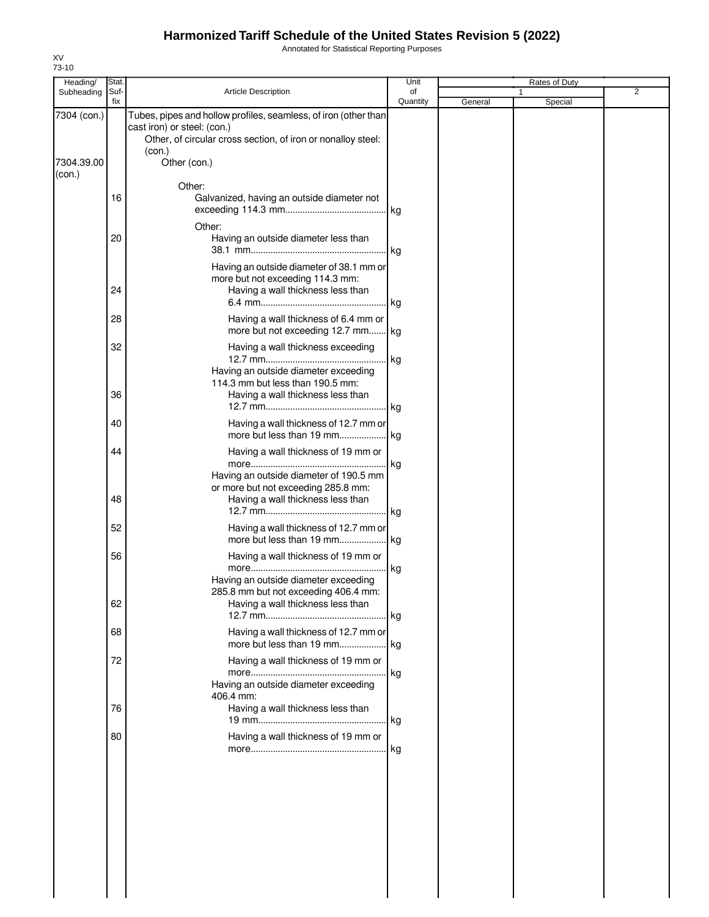# Harmonized Tariff Schedule of the United States Revision 5 (2022)

Annotated for Statistical Reporting Purposes

XV
73-10

| Heading/ Subheading | Stat. Suf- fix | Article Description | Unit of Quantity | Rates of Duty | | |
|---|---|---|---|---|---|---|
| | | | | 1 | | 2 |
| | | | | General | Special | |
| 7304 (con.) | | Tubes, pipes and hollow profiles, seamless, of iron (other than cast iron) or steel: (con.) | | | | |
| | | Other, of circular cross section, of iron or nonalloy steel: (con.) | | | | |
| 7304.39.00 (con.) | | Other (con.) | | | | |
| | | Other: | | | | |
| | 16 | Galvanized, having an outside diameter not exceeding 114.3 mm | kg | | | |
| | | Other: | | | | |
| | 20 | Having an outside diameter less than 38.1 mm | kg | | | |
| | | Having an outside diameter of 38.1 mm or more but not exceeding 114.3 mm: | | | | |
| | 24 | Having a wall thickness less than 6.4 mm | kg | | | |
| | 28 | Having a wall thickness of 6.4 mm or more but not exceeding 12.7 mm | kg | | | |
| | 32 | Having a wall thickness exceeding 12.7 mm | kg | | | |
| | | Having an outside diameter exceeding 114.3 mm but less than 190.5 mm: | | | | |
| | 36 | Having a wall thickness less than 12.7 mm | kg | | | |
| | 40 | Having a wall thickness of 12.7 mm or more but less than 19 mm | kg | | | |
| | 44 | Having a wall thickness of 19 mm or more | kg | | | |
| | | Having an outside diameter of 190.5 mm or more but not exceeding 285.8 mm: | | | | |
| | 48 | Having a wall thickness less than 12.7 mm | kg | | | |
| | 52 | Having a wall thickness of 12.7 mm or more but less than 19 mm | kg | | | |
| | 56 | Having a wall thickness of 19 mm or more | kg | | | |
| | | Having an outside diameter exceeding 285.8 mm but not exceeding 406.4 mm: | | | | |
| | 62 | Having a wall thickness less than 12.7 mm | kg | | | |
| | 68 | Having a wall thickness of 12.7 mm or more but less than 19 mm | kg | | | |
| | 72 | Having a wall thickness of 19 mm or more | kg | | | |
| | | Having an outside diameter exceeding 406.4 mm: | | | | |
| | 76 | Having a wall thickness less than 19 mm | kg | | | |
| | 80 | Having a wall thickness of 19 mm or more | kg | | | |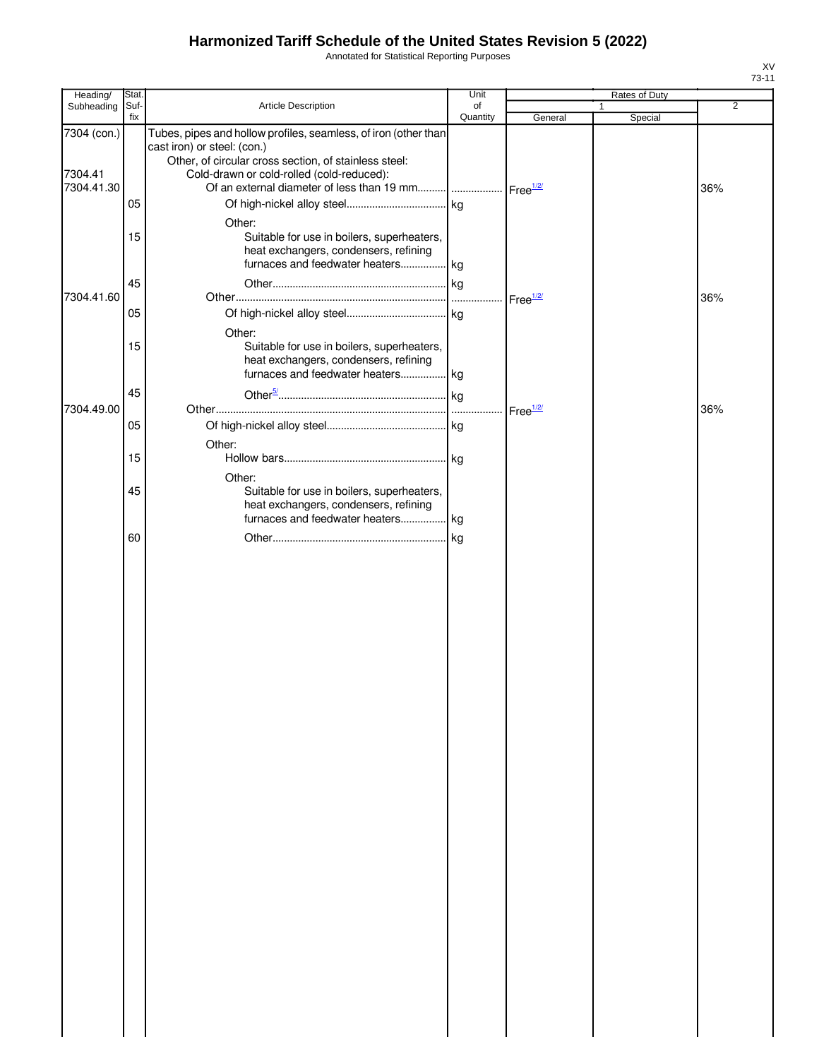# Harmonized Tariff Schedule of the United States Revision 5 (2022)

Annotated for Statistical Reporting Purposes

XV
73-11

| Heading/ Subheading | Stat. Suf- fix | Article Description | Unit of Quantity | Rates of Duty 1 General | Special | 2 |
|---|---|---|---|---|---|---|
| 7304 (con.) | | Tubes, pipes and hollow profiles, seamless, of iron (other than cast iron) or steel: (con.) | | | | |
| | | Other, of circular cross section, of stainless steel: | | | | |
| 7304.41 | | Cold-drawn or cold-rolled (cold-reduced): | | | | |
| 7304.41.30 | | Of an external diameter of less than 19 mm | | Free[1/2/] | | 36% |
| | 05 | Of high-nickel alloy steel | kg | | | |
| | | Other: | | | | |
| | 15 | Suitable for use in boilers, superheaters, heat exchangers, condensers, refining furnaces and feedwater heaters | kg | | | |
| | 45 | Other | kg | | | |
| 7304.41.60 | | Other | | Free[1/2/] | | 36% |
| | 05 | Of high-nickel alloy steel | kg | | | |
| | | Other: | | | | |
| | 15 | Suitable for use in boilers, superheaters, heat exchangers, condensers, refining furnaces and feedwater heaters | kg | | | |
| | 45 | Other[5/] | kg | | | |
| 7304.49.00 | | Other | | Free[1/2/] | | 36% |
| | 05 | Of high-nickel alloy steel | kg | | | |
| | | Other: | | | | |
| | 15 | Hollow bars | kg | | | |
| | | Other: | | | | |
| | 45 | Suitable for use in boilers, superheaters, heat exchangers, condensers, refining furnaces and feedwater heaters | kg | | | |
| | 60 | Other | kg | | | |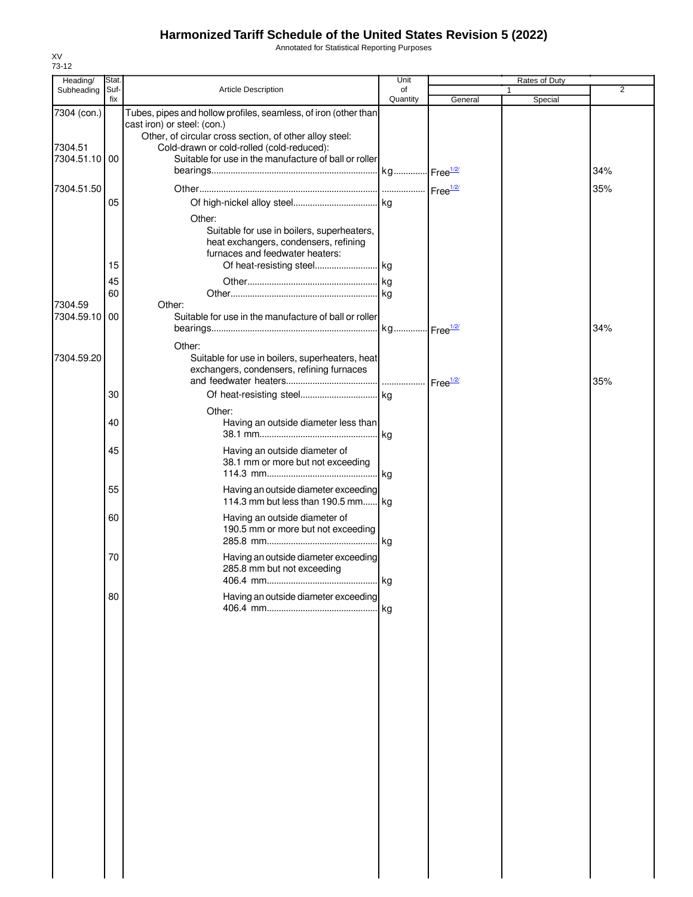# Harmonized Tariff Schedule of the United States Revision 5 (2022)

Annotated for Statistical Reporting Purposes

XV
73-12

| Heading/ Subheading | Stat. Suf- fix | Article Description | Unit of Quantity | Rates of Duty 1 General | Special | 2 |
|---|---|---|---|---|---|---|
| 7304 (con.) | | Tubes, pipes and hollow profiles, seamless, of iron (other than cast iron) or steel: (con.) | | | | |
| | | Other, of circular cross section, of other alloy steel: | | | | |
| 7304.51 | | Cold-drawn or cold-rolled (cold-reduced): | | | | |
| 7304.51.10 | 00 | Suitable for use in the manufacture of ball or roller bearings | kg | Free[1/2/] | | 34% |
| 7304.51.50 | | Other | | Free[1/2/] | | 35% |
| | 05 | Of high-nickel alloy steel | kg | | | |
| | | Other: | | | | |
| | | Suitable for use in boilers, superheaters, heat exchangers, condensers, refining furnaces and feedwater heaters: | | | | |
| | 15 | Of heat-resisting steel | kg | | | |
| | 45 | Other | kg | | | |
| | 60 | Other | kg | | | |
| 7304.59 | | Other: | | | | |
| 7304.59.10 | 00 | Suitable for use in the manufacture of ball or roller bearings | kg | Free[1/2/] | | 34% |
| | | Other: | | | | |
| 7304.59.20 | | Suitable for use in boilers, superheaters, heat exchangers, condensers, refining furnaces and feedwater heaters | | Free[1/2/] | | 35% |
| | 30 | Of heat-resisting steel | kg | | | |
| | | Other: | | | | |
| | 40 | Having an outside diameter less than 38.1 mm | kg | | | |
| | 45 | Having an outside diameter of 38.1 mm or more but not exceeding 114.3 mm | kg | | | |
| | 55 | Having an outside diameter exceeding 114.3 mm but less than 190.5 mm | kg | | | |
| | 60 | Having an outside diameter of 190.5 mm or more but not exceeding 285.8 mm | kg | | | |
| | 70 | Having an outside diameter exceeding 285.8 mm but not exceeding 406.4 mm | kg | | | |
| | 80 | Having an outside diameter exceeding 406.4 mm | kg | | | |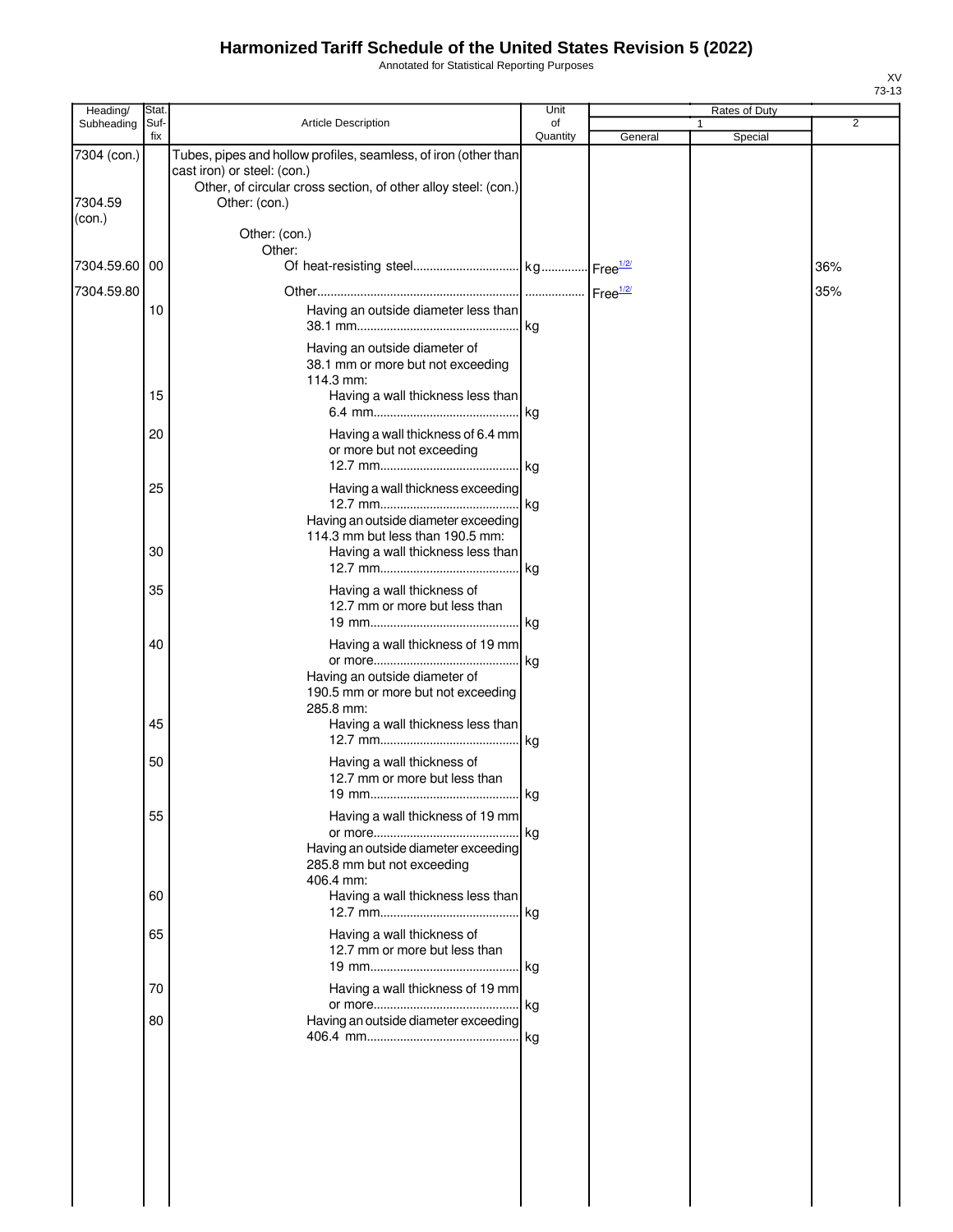# Harmonized Tariff Schedule of the United States Revision 5 (2022)

Annotated for Statistical Reporting Purposes

XV
73-13

| Heading/ Subheading | Stat. Suf- fix | Article Description | Unit of Quantity | Rates of Duty 1 General | Special | 2 |
|---|---|---|---|---|---|---|
| 7304 (con.) | | Tubes, pipes and hollow profiles, seamless, of iron (other than cast iron) or steel: (con.) | | | | |
| | | Other, of circular cross section, of other alloy steel: (con.) | | | | |
| 7304.59 (con.) | | Other: (con.) | | | | |
| | | Other: (con.) | | | | |
| | | Other: | | | | |
| 7304.59.60 | 00 | Of heat-resisting steel | kg | Free[1/2/] | | 36% |
| 7304.59.80 | | Other | | Free[1/2/] | | 35% |
| | 10 | Having an outside diameter less than 38.1 mm | kg | | | |
| | | Having an outside diameter of 38.1 mm or more but not exceeding 114.3 mm: | | | | |
| | 15 | Having a wall thickness less than 6.4 mm | kg | | | |
| | 20 | Having a wall thickness of 6.4 mm or more but not exceeding 12.7 mm | kg | | | |
| | 25 | Having a wall thickness exceeding 12.7 mm | kg | | | |
| | | Having an outside diameter exceeding 114.3 mm but less than 190.5 mm: | | | | |
| | 30 | Having a wall thickness less than 12.7 mm | kg | | | |
| | 35 | Having a wall thickness of 12.7 mm or more but less than 19 mm | kg | | | |
| | 40 | Having a wall thickness of 19 mm or more | kg | | | |
| | | Having an outside diameter of 190.5 mm or more but not exceeding 285.8 mm: | | | | |
| | 45 | Having a wall thickness less than 12.7 mm | kg | | | |
| | 50 | Having a wall thickness of 12.7 mm or more but less than 19 mm | kg | | | |
| | 55 | Having a wall thickness of 19 mm or more | kg | | | |
| | | Having an outside diameter exceeding 285.8 mm but not exceeding 406.4 mm: | | | | |
| | 60 | Having a wall thickness less than 12.7 mm | kg | | | |
| | 65 | Having a wall thickness of 12.7 mm or more but less than 19 mm | kg | | | |
| | 70 | Having a wall thickness of 19 mm or more | kg | | | |
| | 80 | Having an outside diameter exceeding 406.4 mm | kg | | | |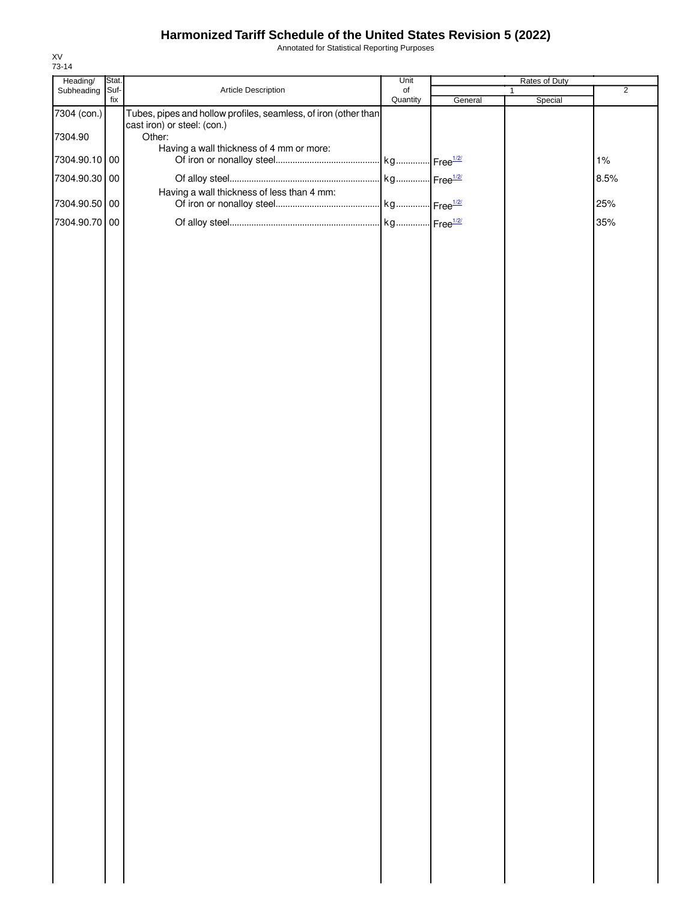| Heading/ Subheading | Stat. Suf- fix | Article Description | Unit of Quantity | Rates of Duty 1 General | Special | 2 |
|---|---|---|---|---|---|---|
| 7304 (con.) | | Tubes, pipes and hollow profiles, seamless, of iron (other than cast iron) or steel: (con.) | | | | |
| 7304.90 | | Other: | | | | |
| | | Having a wall thickness of 4 mm or more: | | | | |
| 7304.90.10 | 00 | Of iron or nonalloy steel | kg | Free[1/2/] | | 1% |
| 7304.90.30 | 00 | Of alloy steel | kg | Free[1/2/] | | 8.5% |
| | | Having a wall thickness of less than 4 mm: | | | | |
| 7304.90.50 | 00 | Of iron or nonalloy steel | kg | Free[1/2/] | | 25% |
| 7304.90.70 | 00 | Of alloy steel | kg | Free[1/2/] | | 35% |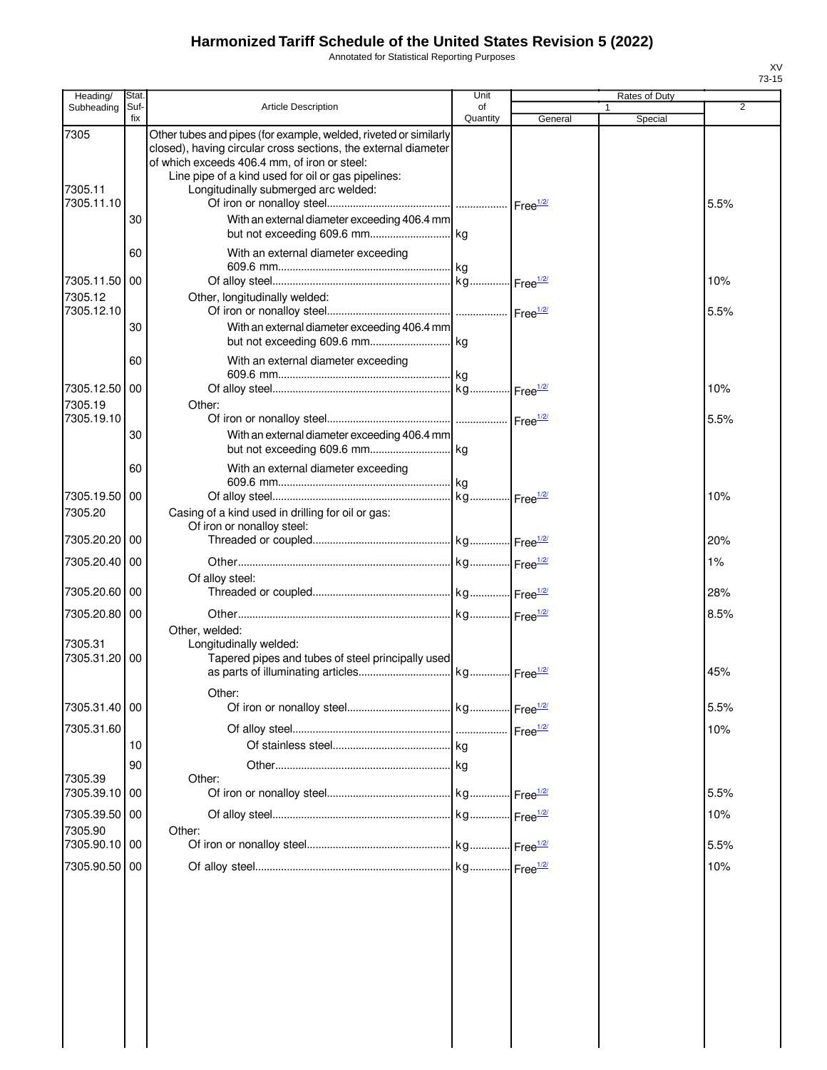# Harmonized Tariff Schedule of the United States Revision 5 (2022)

Annotated for Statistical Reporting Purposes

XV
73-15

| Heading/ Subheading | Stat. Suf- fix | Article Description | Unit of Quantity | Rates of Duty 1 General | Special | 2 |
|---|---|---|---|---|---|---|
| 7305 | | Other tubes and pipes (for example, welded, riveted or similarly closed), having circular cross sections, the external diameter of which exceeds 406.4 mm, of iron or steel: | | | | |
| | | Line pipe of a kind used for oil or gas pipelines: | | | | |
| 7305.11 | | Longitudinally submerged arc welded: | | | | |
| 7305.11.10 | | Of iron or nonalloy steel | | Free[1/2/] | | 5.5% |
| | 30 | With an external diameter exceeding 406.4 mm but not exceeding 609.6 mm | kg | | | |
| | 60 | With an external diameter exceeding 609.6 mm | kg | | | |
| 7305.11.50 | 00 | Of alloy steel | kg | Free[1/2/] | | 10% |
| 7305.12 | | Other, longitudinally welded: | | | | |
| 7305.12.10 | | Of iron or nonalloy steel | | Free[1/2/] | | 5.5% |
| | 30 | With an external diameter exceeding 406.4 mm but not exceeding 609.6 mm | kg | | | |
| | 60 | With an external diameter exceeding 609.6 mm | kg | | | |
| 7305.12.50 | 00 | Of alloy steel | kg | Free[1/2/] | | 10% |
| 7305.19 | | Other: | | | | |
| 7305.19.10 | | Of iron or nonalloy steel | | Free[1/2/] | | 5.5% |
| | 30 | With an external diameter exceeding 406.4 mm but not exceeding 609.6 mm | kg | | | |
| | 60 | With an external diameter exceeding 609.6 mm | kg | | | |
| 7305.19.50 | 00 | Of alloy steel | kg | Free[1/2/] | | 10% |
| 7305.20 | | Casing of a kind used in drilling for oil or gas: | | | | |
| | | Of iron or nonalloy steel: | | | | |
| 7305.20.20 | 00 | Threaded or coupled | kg | Free[1/2/] | | 20% |
| 7305.20.40 | 00 | Other | kg | Free[1/2/] | | 1% |
| | | Of alloy steel: | | | | |
| 7305.20.60 | 00 | Threaded or coupled | kg | Free[1/2/] | | 28% |
| 7305.20.80 | 00 | Other | kg | Free[1/2/] | | 8.5% |
| | | Other, welded: | | | | |
| 7305.31 | | Longitudinally welded: | | | | |
| 7305.31.20 | 00 | Tapered pipes and tubes of steel principally used as parts of illuminating articles | kg | Free[1/2/] | | 45% |
| | | Other: | | | | |
| 7305.31.40 | 00 | Of iron or nonalloy steel | kg | Free[1/2/] | | 5.5% |
| 7305.31.60 | | Of alloy steel | | Free[1/2/] | | 10% |
| | 10 | Of stainless steel | kg | | | |
| | 90 | Other | kg | | | |
| 7305.39 | | Other: | | | | |
| 7305.39.10 | 00 | Of iron or nonalloy steel | kg | Free[1/2/] | | 5.5% |
| 7305.39.50 | 00 | Of alloy steel | kg | Free[1/2/] | | 10% |
| 7305.90 | | Other: | | | | |
| 7305.90.10 | 00 | Of iron or nonalloy steel | kg | Free[1/2/] | | 5.5% |
| 7305.90.50 | 00 | Of alloy steel | kg | Free[1/2/] | | 10% |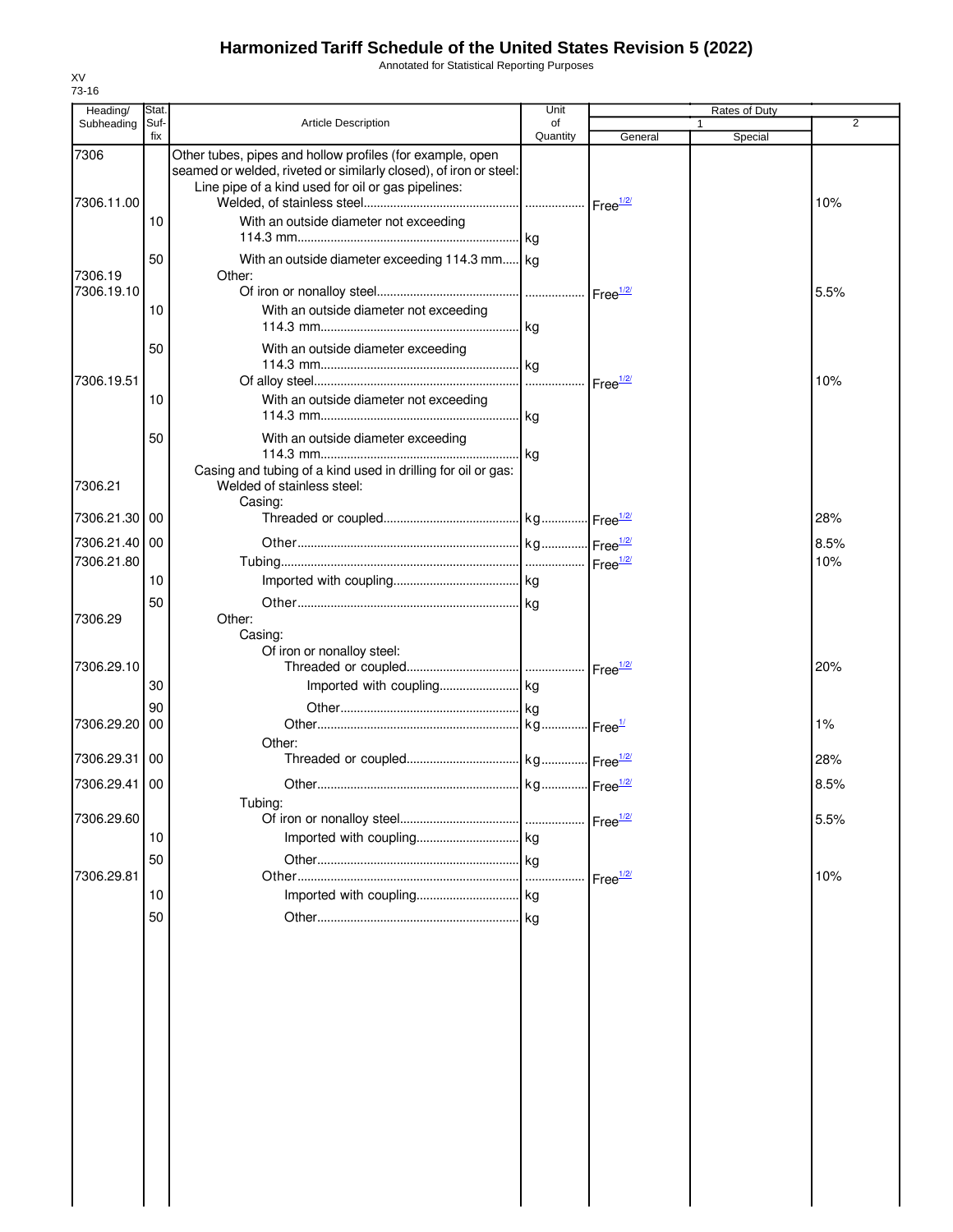# Harmonized Tariff Schedule of the United States Revision 5 (2022)

Annotated for Statistical Reporting Purposes

XV
73-16

| Heading/ Subheading | Stat. Suf- fix | Article Description | Unit of Quantity | Rates of Duty 1 General | Special | 2 |
|---|---|---|---|---|---|---|
| 7306 | | Other tubes, pipes and hollow profiles (for example, open seamed or welded, riveted or similarly closed), of iron or steel: | | | | |
| | | Line pipe of a kind used for oil or gas pipelines: | | | | |
| 7306.11.00 | | Welded, of stainless steel | | Free[1/2/] | | 10% |
| | 10 | With an outside diameter not exceeding 114.3 mm | kg | | | |
| | 50 | With an outside diameter exceeding 114.3 mm | kg | | | |
| 7306.19 | | Other: | | | | |
| 7306.19.10 | | Of iron or nonalloy steel | | Free[1/2/] | | 5.5% |
| | 10 | With an outside diameter not exceeding 114.3 mm | kg | | | |
| | 50 | With an outside diameter exceeding 114.3 mm | kg | | | |
| 7306.19.51 | | Of alloy steel | | Free[1/2/] | | 10% |
| | 10 | With an outside diameter not exceeding 114.3 mm | kg | | | |
| | 50 | With an outside diameter exceeding 114.3 mm | kg | | | |
| | | Casing and tubing of a kind used in drilling for oil or gas: | | | | |
| 7306.21 | | Welded of stainless steel: | | | | |
| | | Casing: | | | | |
| 7306.21.30 | 00 | Threaded or coupled | kg | Free[1/2/] | | 28% |
| 7306.21.40 | 00 | Other | kg | Free[1/2/] | | 8.5% |
| 7306.21.80 | | Tubing | | Free[1/2/] | | 10% |
| | 10 | Imported with coupling | kg | | | |
| | 50 | Other | kg | | | |
| 7306.29 | | Other: | | | | |
| | | Casing: | | | | |
| | | Of iron or nonalloy steel: | | | | |
| 7306.29.10 | | Threaded or coupled | | Free[1/2/] | | 20% |
| | 30 | Imported with coupling | kg | | | |
| | 90 | Other | kg | | | |
| 7306.29.20 | 00 | Other | kg | Free[1/] | | 1% |
| | | Other: | | | | |
| 7306.29.31 | 00 | Threaded or coupled | kg | Free[1/2/] | | 28% |
| 7306.29.41 | 00 | Other | kg | Free[1/2/] | | 8.5% |
| | | Tubing: | | | | |
| 7306.29.60 | | Of iron or nonalloy steel | | Free[1/2/] | | 5.5% |
| | 10 | Imported with coupling | kg | | | |
| | 50 | Other | kg | | | |
| 7306.29.81 | | Other | | Free[1/2/] | | 10% |
| | 10 | Imported with coupling | kg | | | |
| | 50 | Other | kg | | | |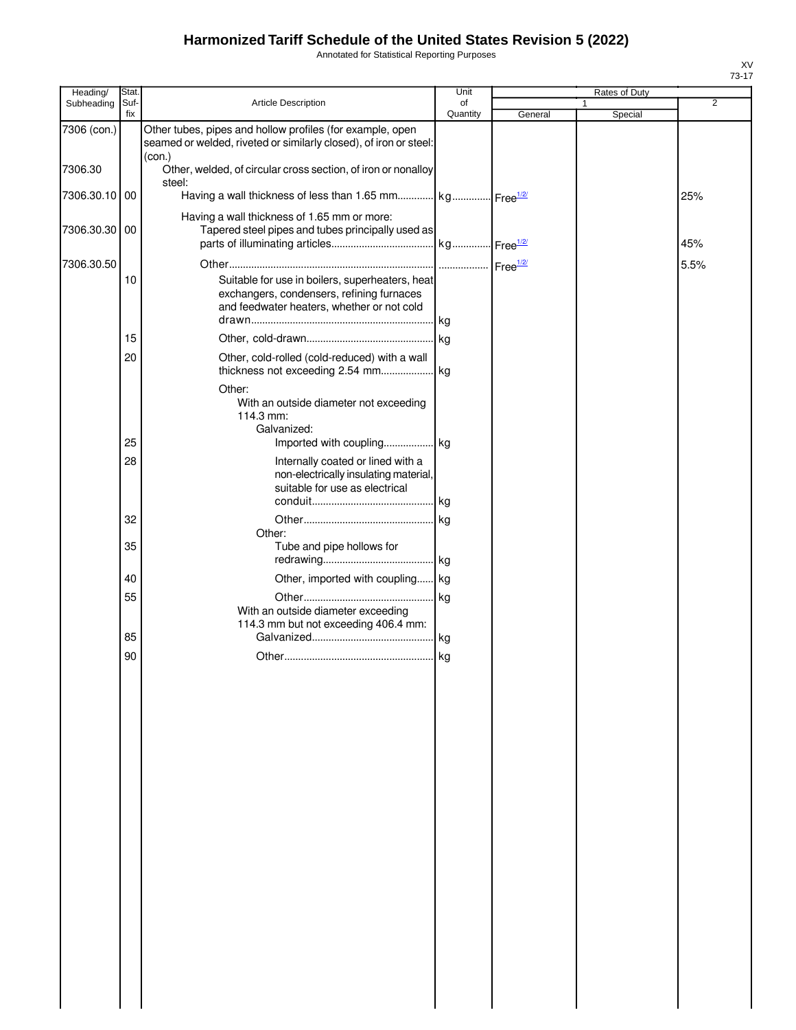# Harmonized Tariff Schedule of the United States Revision 5 (2022)

Annotated for Statistical Reporting Purposes

XV
73-17

| Heading/ Subheading | Stat. Suf- fix | Article Description | Unit of Quantity | Rates of Duty 1 General | Special | 2 |
|---|---|---|---|---|---|---|
| 7306 (con.) | | Other tubes, pipes and hollow profiles (for example, open seamed or welded, riveted or similarly closed), of iron or steel: (con.) | | | | |
| 7306.30 | | Other, welded, of circular cross section, of iron or nonalloy steel: | | | | |
| 7306.30.10 | 00 | Having a wall thickness of less than 1.65 mm | kg | Free[1/2/] | | 25% |
| | | Having a wall thickness of 1.65 mm or more: | | | | |
| 7306.30.30 | 00 | Tapered steel pipes and tubes principally used as parts of illuminating articles | kg | Free[1/2/] | | 45% |
| 7306.30.50 | | Other | | Free[1/2/] | | 5.5% |
| | 10 | Suitable for use in boilers, superheaters, heat exchangers, condensers, refining furnaces and feedwater heaters, whether or not cold drawn | kg | | | |
| | 15 | Other, cold-drawn | kg | | | |
| | 20 | Other, cold-rolled (cold-reduced) with a wall thickness not exceeding 2.54 mm | kg | | | |
| | | Other: | | | | |
| | | With an outside diameter not exceeding 114.3 mm: | | | | |
| | | Galvanized: | | | | |
| | 25 | Imported with coupling | kg | | | |
| | 28 | Internally coated or lined with a non-electrically insulating material, suitable for use as electrical conduit | kg | | | |
| | 32 | Other | kg | | | |
| | | Other: | | | | |
| | 35 | Tube and pipe hollows for redrawing | kg | | | |
| | 40 | Other, imported with coupling | kg | | | |
| | 55 | Other | kg | | | |
| | | With an outside diameter exceeding 114.3 mm but not exceeding 406.4 mm: | | | | |
| | 85 | Galvanized | kg | | | |
| | 90 | Other | kg | | | |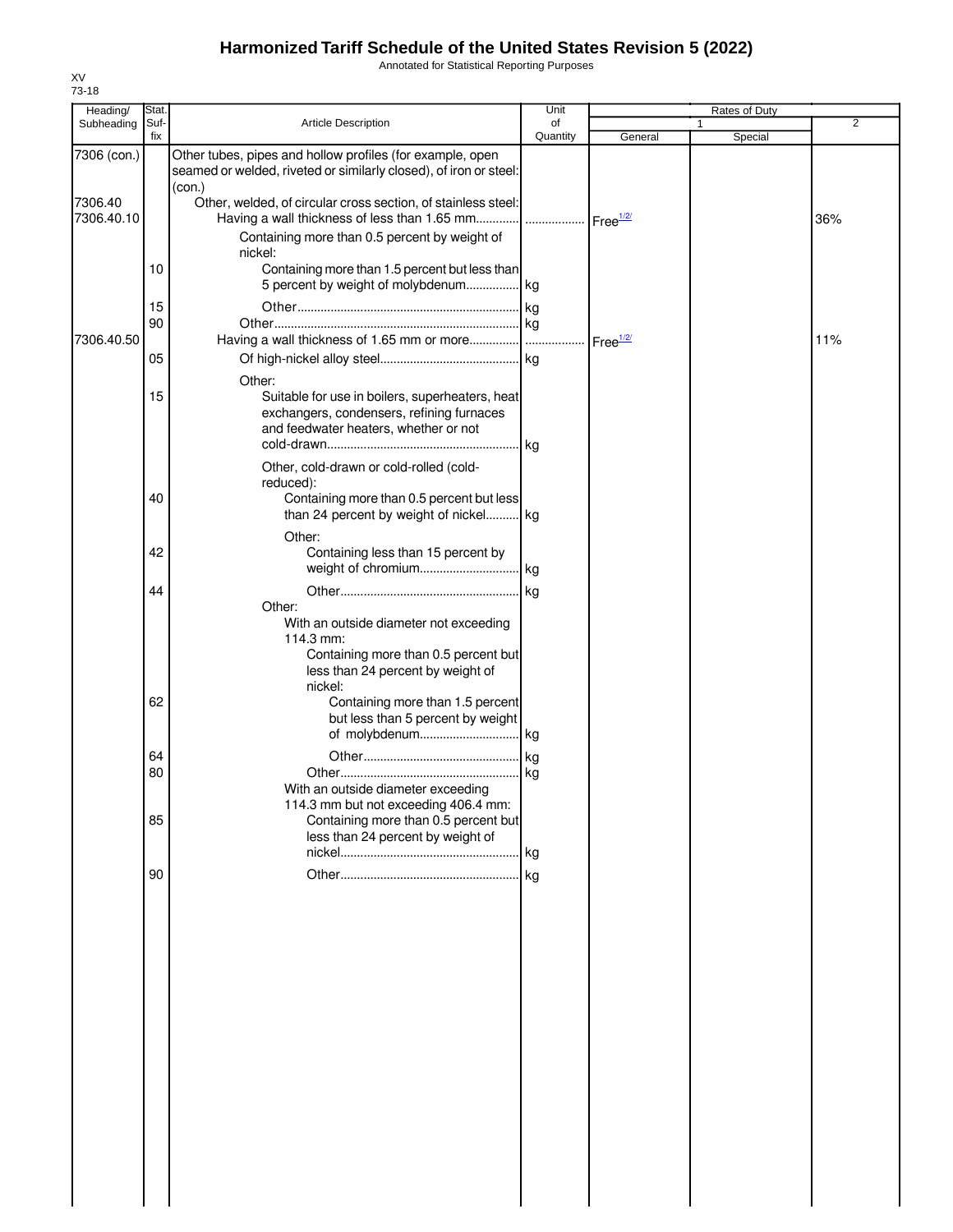# Harmonized Tariff Schedule of the United States Revision 5 (2022)

Annotated for Statistical Reporting Purposes

XV
73-18

| Heading/ Subheading | Stat. Suf- fix | Article Description | Unit of Quantity | Rates of Duty 1 General | Special | 2 |
|---|---|---|---|---|---|---|
| 7306 (con.) | | Other tubes, pipes and hollow profiles (for example, open seamed or welded, riveted or similarly closed), of iron or steel: (con.) | | | | |
| 7306.40 | | Other, welded, of circular cross section, of stainless steel: | | | | |
| 7306.40.10 | | Having a wall thickness of less than 1.65 mm | | Free[1/2/] | | 36% |
| | | Containing more than 0.5 percent by weight of nickel: | | | | |
| | 10 | Containing more than 1.5 percent but less than 5 percent by weight of molybdenum | kg | | | |
| | 15 | Other | kg | | | |
| | 90 | Other | kg | | | |
| 7306.40.50 | | Having a wall thickness of 1.65 mm or more | | Free[1/2/] | | 11% |
| | 05 | Of high-nickel alloy steel | kg | | | |
| | | Other: | | | | |
| | 15 | Suitable for use in boilers, superheaters, heat exchangers, condensers, refining furnaces and feedwater heaters, whether or not cold-drawn | kg | | | |
| | | Other, cold-drawn or cold-rolled (cold-reduced): | | | | |
| | 40 | Containing more than 0.5 percent but less than 24 percent by weight of nickel | kg | | | |
| | | Other: | | | | |
| | 42 | Containing less than 15 percent by weight of chromium | kg | | | |
| | 44 | Other | kg | | | |
| | | Other: | | | | |
| | | With an outside diameter not exceeding 114.3 mm: | | | | |
| | | Containing more than 0.5 percent but less than 24 percent by weight of nickel: | | | | |
| | 62 | Containing more than 1.5 percent but less than 5 percent by weight of molybdenum | kg | | | |
| | 64 | Other | kg | | | |
| | 80 | Other | kg | | | |
| | | With an outside diameter exceeding 114.3 mm but not exceeding 406.4 mm: | | | | |
| | 85 | Containing more than 0.5 percent but less than 24 percent by weight of nickel | kg | | | |
| | 90 | Other | kg | | | |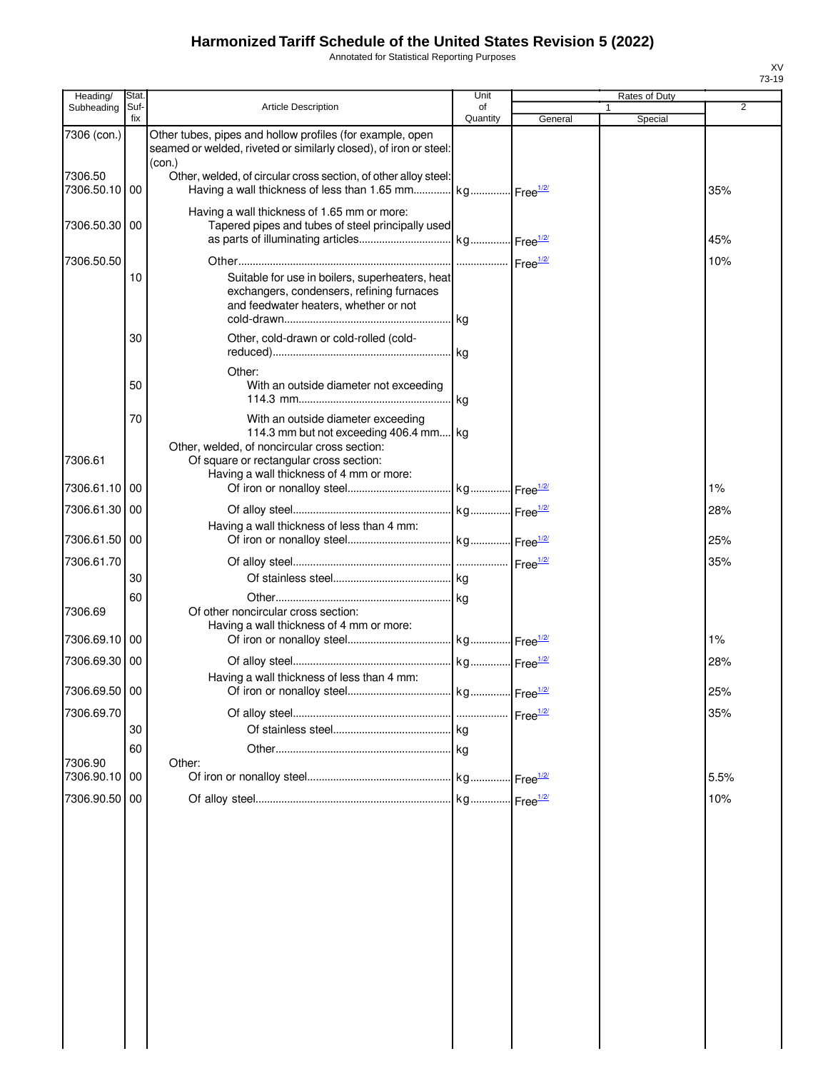# Harmonized Tariff Schedule of the United States Revision 5 (2022)

Annotated for Statistical Reporting Purposes

XV
73-19

| Heading/ Subheading | Stat. Suf- fix | Article Description | Unit of Quantity | Rates of Duty | | |
|---|---|---|---|---|---|---|
| | | | | 1 | | 2 |
| | | | | General | Special | |
| 7306 (con.) | | Other tubes, pipes and hollow profiles (for example, open seamed or welded, riveted or similarly closed), of iron or steel: (con.) | | | | |
| 7306.50 | | Other, welded, of circular cross section, of other alloy steel: | | | | |
| 7306.50.10 | 00 | Having a wall thickness of less than 1.65 mm | kg | Free1/2/ | | 35% |
| | | Having a wall thickness of 1.65 mm or more: | | | | |
| 7306.50.30 | 00 | Tapered pipes and tubes of steel principally used as parts of illuminating articles | kg | Free1/2/ | | 45% |
| 7306.50.50 | | Other | | Free1/2/ | | 10% |
| | 10 | Suitable for use in boilers, superheaters, heat exchangers, condensers, refining furnaces and feedwater heaters, whether or not cold-drawn | kg | | | |
| | 30 | Other, cold-drawn or cold-rolled (cold-reduced) | kg | | | |
| | | Other: | | | | |
| | 50 | With an outside diameter not exceeding 114.3 mm | kg | | | |
| | 70 | With an outside diameter exceeding 114.3 mm but not exceeding 406.4 mm | kg | | | |
| | | Other, welded, of noncircular cross section: | | | | |
| 7306.61 | | Of square or rectangular cross section: | | | | |
| | | Having a wall thickness of 4 mm or more: | | | | |
| 7306.61.10 | 00 | Of iron or nonalloy steel | kg | Free1/2/ | | 1% |
| 7306.61.30 | 00 | Of alloy steel | kg | Free1/2/ | | 28% |
| | | Having a wall thickness of less than 4 mm: | | | | |
| 7306.61.50 | 00 | Of iron or nonalloy steel | kg | Free1/2/ | | 25% |
| 7306.61.70 | | Of alloy steel | | Free1/2/ | | 35% |
| | 30 | Of stainless steel | kg | | | |
| | 60 | Other | kg | | | |
| 7306.69 | | Of other noncircular cross section: | | | | |
| | | Having a wall thickness of 4 mm or more: | | | | |
| 7306.69.10 | 00 | Of iron or nonalloy steel | kg | Free1/2/ | | 1% |
| 7306.69.30 | 00 | Of alloy steel | kg | Free1/2/ | | 28% |
| | | Having a wall thickness of less than 4 mm: | | | | |
| 7306.69.50 | 00 | Of iron or nonalloy steel | kg | Free1/2/ | | 25% |
| 7306.69.70 | | Of alloy steel | | Free1/2/ | | 35% |
| | 30 | Of stainless steel | kg | | | |
| | 60 | Other | kg | | | |
| 7306.90 | | Other: | | | | |
| 7306.90.10 | 00 | Of iron or nonalloy steel | kg | Free1/2/ | | 5.5% |
| 7306.90.50 | 00 | Of alloy steel | kg | Free1/2/ | | 10% |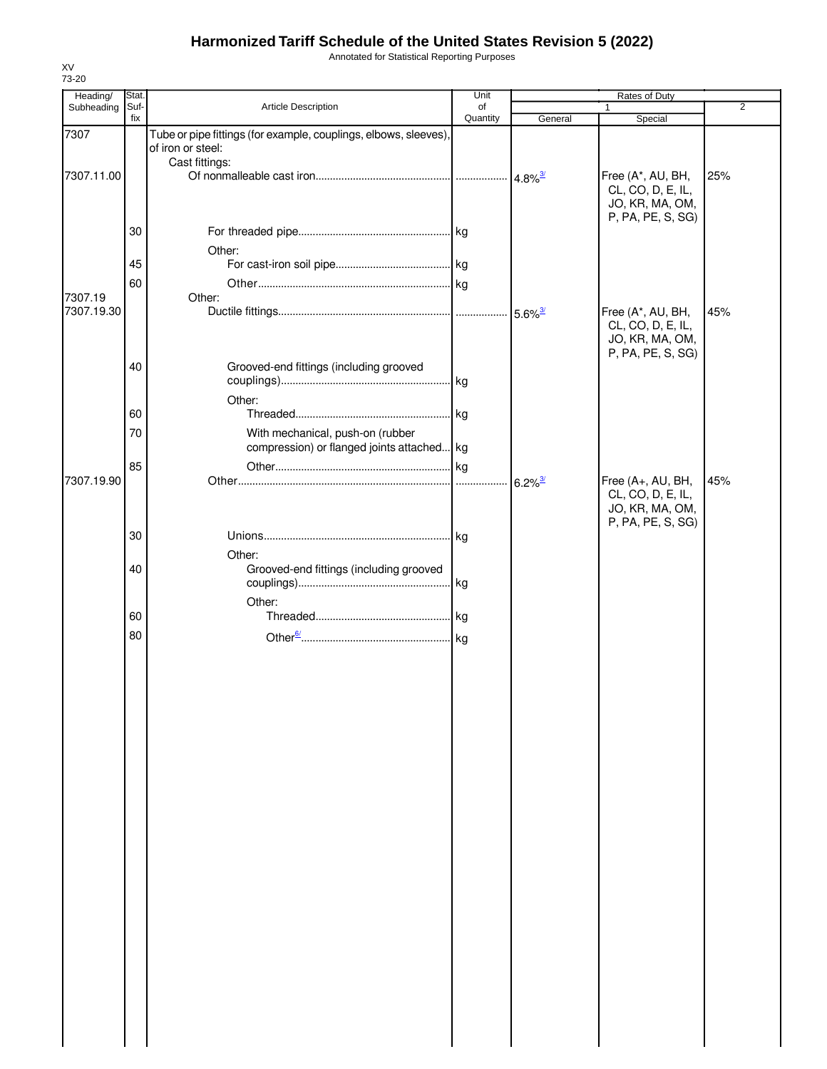# Harmonized Tariff Schedule of the United States Revision 5 (2022)

Annotated for Statistical Reporting Purposes

XV
73-20

| Heading/ Subheading | Stat. Suf-fix | Article Description | Unit of Quantity | Rates of Duty 1 General | Special | 2 |
|---|---|---|---|---|---|---|
| 7307 | | Tube or pipe fittings (for example, couplings, elbows, sleeves), of iron or steel: | | | | |
| | | Cast fittings: | | | | |
| 7307.11.00 | | Of nonmalleable cast iron | | 4.8%[3/] | Free (A*, AU, BH, CL, CO, D, E, IL, JO, KR, MA, OM, P, PA, PE, S, SG) | 25% |
| | 30 | For threaded pipe | kg | | | |
| | | Other: | | | | |
| | 45 | For cast-iron soil pipe | kg | | | |
| | 60 | Other | kg | | | |
| 7307.19 | | Other: | | | | |
| 7307.19.30 | | Ductile fittings | | 5.6%[3/] | Free (A*, AU, BH, CL, CO, D, E, IL, JO, KR, MA, OM, P, PA, PE, S, SG) | 45% |
| | 40 | Grooved-end fittings (including grooved couplings) | kg | | | |
| | | Other: | | | | |
| | 60 | Threaded | kg | | | |
| | 70 | With mechanical, push-on (rubber compression) or flanged joints attached | kg | | | |
| | 85 | Other | kg | | | |
| 7307.19.90 | | Other | | 6.2%[3/] | Free (A+, AU, BH, CL, CO, D, E, IL, JO, KR, MA, OM, P, PA, PE, S, SG) | 45% |
| | 30 | Unions | kg | | | |
| | | Other: | | | | |
| | 40 | Grooved-end fittings (including grooved couplings) | kg | | | |
| | | Other: | | | | |
| | 60 | Threaded | kg | | | |
| | 80 | Other[6/] | kg | | | |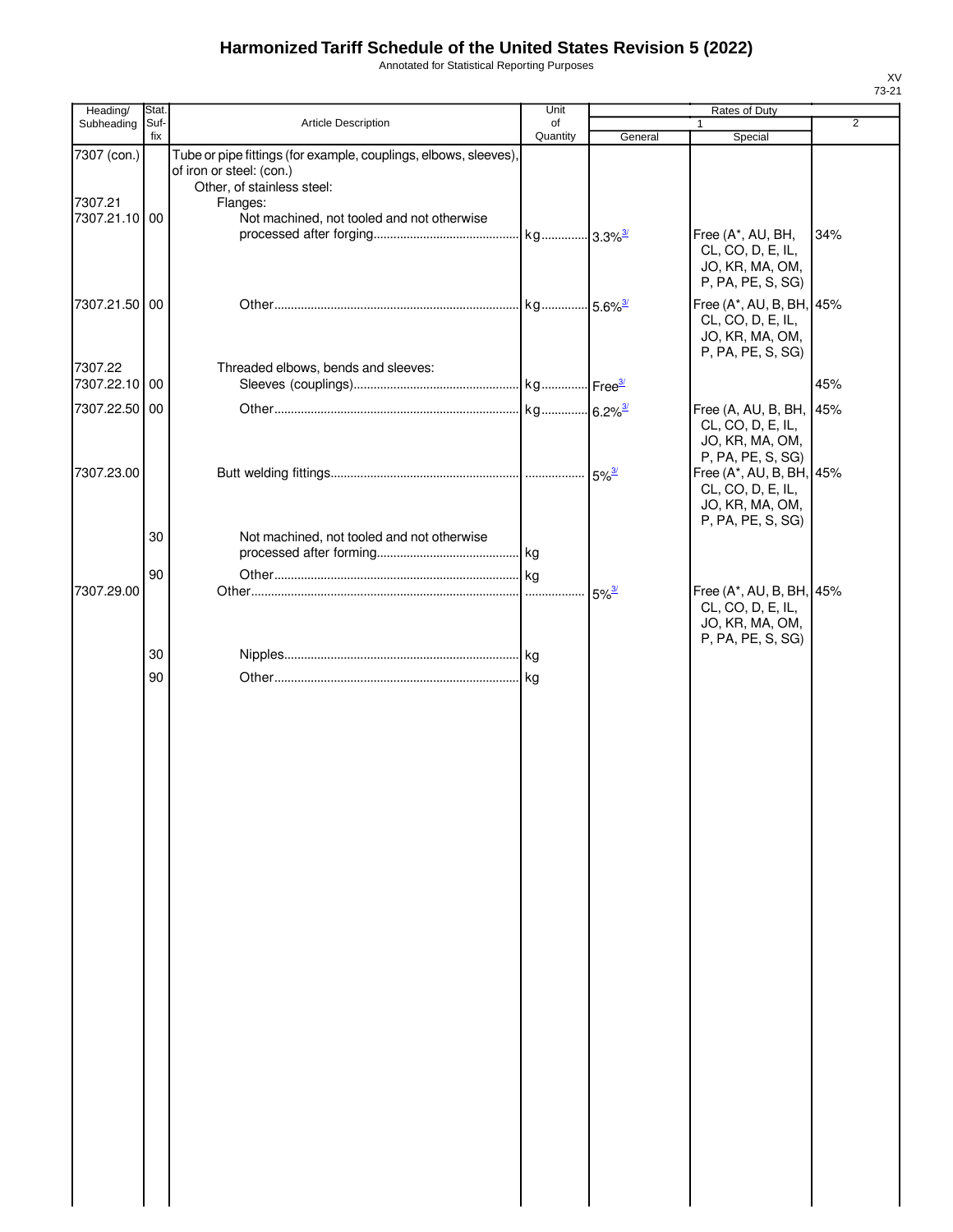# Harmonized Tariff Schedule of the United States Revision 5 (2022)

Annotated for Statistical Reporting Purposes

XV
73-21

| Heading/ Subheading | Stat. Suf-fix | Article Description | Unit of Quantity | Rates of Duty 1 General | Special | 2 |
|---|---|---|---|---|---|---|
| 7307 (con.) | | Tube or pipe fittings (for example, couplings, elbows, sleeves), of iron or steel: (con.) | | | | |
| | | Other, of stainless steel: | | | | |
| 7307.21 | | Flanges: | | | | |
| 7307.21.10 | 00 | Not machined, not tooled and not otherwise processed after forging | kg | 3.3%[3/] | Free (A*, AU, BH, CL, CO, D, E, IL, JO, KR, MA, OM, P, PA, PE, S, SG) | 34% |
| 7307.21.50 | 00 | Other | kg | 5.6%[3/] | Free (A*, AU, B, BH, CL, CO, D, E, IL, JO, KR, MA, OM, P, PA, PE, S, SG) | 45% |
| 7307.22 | | Threaded elbows, bends and sleeves: | | | | |
| 7307.22.10 | 00 | Sleeves (couplings) | kg | Free[3/] | | 45% |
| 7307.22.50 | 00 | Other | kg | 6.2%[3/] | Free (A, AU, B, BH, CL, CO, D, E, IL, JO, KR, MA, OM, P, PA, PE, S, SG) | 45% |
| 7307.23.00 | | Butt welding fittings | | 5%[3/] | Free (A*, AU, B, BH, CL, CO, D, E, IL, JO, KR, MA, OM, P, PA, PE, S, SG) | 45% |
| | 30 | Not machined, not tooled and not otherwise processed after forming | kg | | | |
| | 90 | Other | kg | | | |
| 7307.29.00 | | Other | | 5%[3/] | Free (A*, AU, B, BH, CL, CO, D, E, IL, JO, KR, MA, OM, P, PA, PE, S, SG) | 45% |
| | 30 | Nipples | kg | | | |
| | 90 | Other | kg | | | |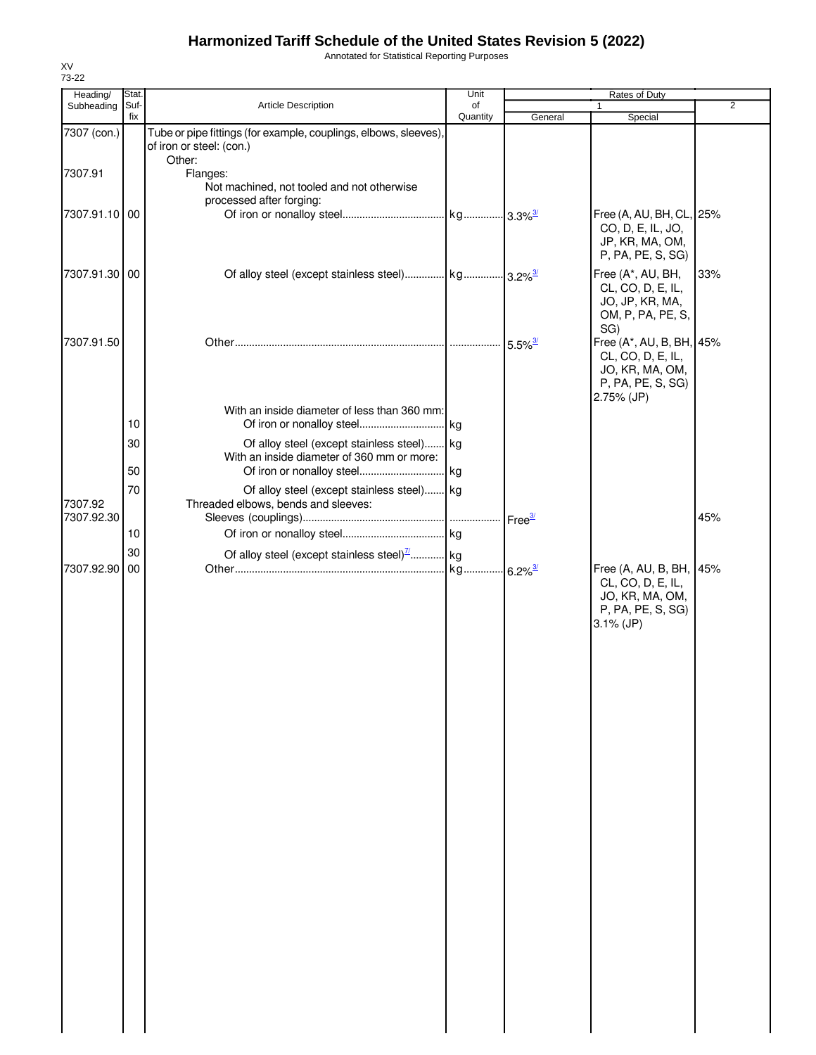# Harmonized Tariff Schedule of the United States Revision 5 (2022)

Annotated for Statistical Reporting Purposes

XV
73-22

| Heading/ Subheading | Stat. Suf- fix | Article Description | Unit of Quantity | Rates of Duty 1 General | Special | 2 |
|---|---|---|---|---|---|---|
| 7307 (con.) | | Tube or pipe fittings (for example, couplings, elbows, sleeves), of iron or steel: (con.) | | | | |
| | | Other: | | | | |
| 7307.91 | | Flanges: | | | | |
| | | Not machined, not tooled and not otherwise processed after forging: | | | | |
| 7307.91.10 | 00 | Of iron or nonalloy steel | kg | 3.3%[3/] | Free (A, AU, BH, CL, CO, D, E, IL, JO, JP, KR, MA, OM, P, PA, PE, S, SG) | 25% |
| 7307.91.30 | 00 | Of alloy steel (except stainless steel) | kg | 3.2%[3/] | Free (A*, AU, BH, CL, CO, D, E, IL, JO, JP, KR, MA, OM, P, PA, PE, S, SG) | 33% |
| 7307.91.50 | | Other | | 5.5%[3/] | Free (A*, AU, B, BH, CL, CO, D, E, IL, JO, KR, MA, OM, P, PA, PE, S, SG) 2.75% (JP) | 45% |
| | | With an inside diameter of less than 360 mm: | | | | |
| | 10 | Of iron or nonalloy steel | kg | | | |
| | 30 | Of alloy steel (except stainless steel) | kg | | | |
| | | With an inside diameter of 360 mm or more: | | | | |
| | 50 | Of iron or nonalloy steel | kg | | | |
| | 70 | Of alloy steel (except stainless steel) | kg | | | |
| 7307.92 | | Threaded elbows, bends and sleeves: | | | | |
| 7307.92.30 | | Sleeves (couplings) | | Free[3/] | | 45% |
| | 10 | Of iron or nonalloy steel | kg | | | |
| | 30 | Of alloy steel (except stainless steel)[7/] | kg | | | |
| 7307.92.90 | 00 | Other | kg | 6.2%[3/] | Free (A, AU, B, BH, CL, CO, D, E, IL, JO, KR, MA, OM, P, PA, PE, S, SG) 3.1% (JP) | 45% |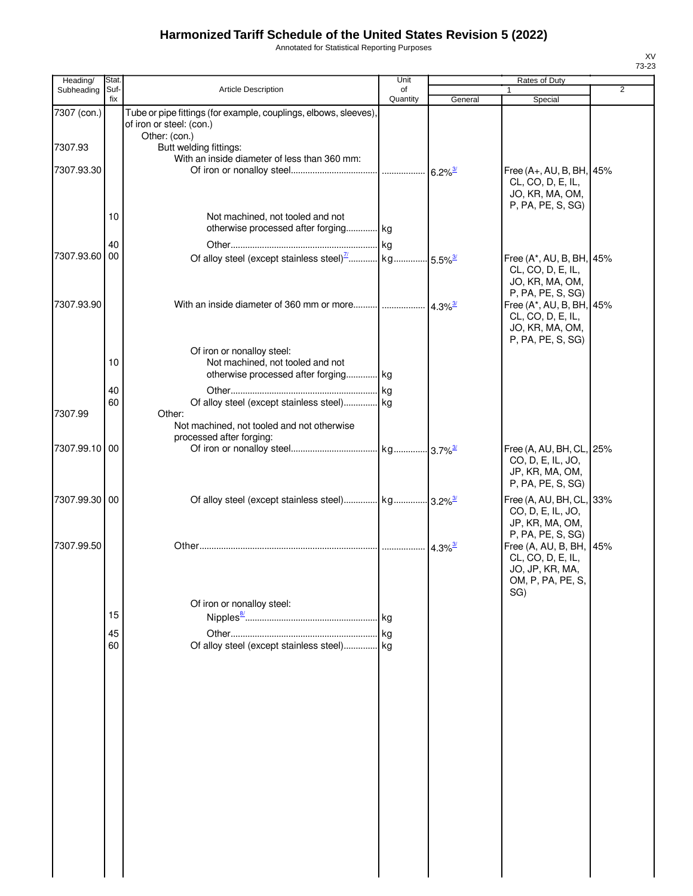# Harmonized Tariff Schedule of the United States Revision 5 (2022)

Annotated for Statistical Reporting Purposes

XV
73-23

| Heading/ Subheading | Stat. Suf- fix | Article Description | Unit of Quantity | Rates of Duty 1 General | Special | 2 |
|---|---|---|---|---|---|---|
| 7307 (con.) | | Tube or pipe fittings (for example, couplings, elbows, sleeves), of iron or steel: (con.) | | | | |
| | | Other: (con.) | | | | |
| 7307.93 | | Butt welding fittings: | | | | |
| | | With an inside diameter of less than 360 mm: | | | | |
| 7307.93.30 | | Of iron or nonalloy steel | | 6.2%[3/] | Free (A+, AU, B, BH, CL, CO, D, E, IL, JO, KR, MA, OM, P, PA, PE, S, SG) | 45% |
| | 10 | Not machined, not tooled and not otherwise processed after forging | kg | | | |
| | 40 | Other | kg | | | |
| 7307.93.60 | 00 | Of alloy steel (except stainless steel)[7/] | kg | 5.5%[3/] | Free (A*, AU, B, BH, CL, CO, D, E, IL, JO, KR, MA, OM, P, PA, PE, S, SG) | 45% |
| 7307.93.90 | | With an inside diameter of 360 mm or more | | 4.3%[3/] | Free (A*, AU, B, BH, CL, CO, D, E, IL, JO, KR, MA, OM, P, PA, PE, S, SG) | 45% |
| | | Of iron or nonalloy steel: | | | | |
| | 10 | Not machined, not tooled and not otherwise processed after forging | kg | | | |
| | 40 | Other | kg | | | |
| | 60 | Of alloy steel (except stainless steel) | kg | | | |
| 7307.99 | | Other: | | | | |
| | | Not machined, not tooled and not otherwise processed after forging: | | | | |
| 7307.99.10 | 00 | Of iron or nonalloy steel | kg | 3.7%[3/] | Free (A, AU, BH, CL, CO, D, E, IL, JO, JP, KR, MA, OM, P, PA, PE, S, SG) | 25% |
| 7307.99.30 | 00 | Of alloy steel (except stainless steel) | kg | 3.2%[3/] | Free (A, AU, BH, CL, CO, D, E, IL, JO, JP, KR, MA, OM, P, PA, PE, S, SG) | 33% |
| 7307.99.50 | | Other | | 4.3%[3/] | Free (A, AU, B, BH, CL, CO, D, E, IL, JO, JP, KR, MA, OM, P, PA, PE, S, SG) | 45% |
| | | Of iron or nonalloy steel: | | | | |
| | 15 | Nipples[8/] | kg | | | |
| | 45 | Other | kg | | | |
| | 60 | Of alloy steel (except stainless steel) | kg | | | |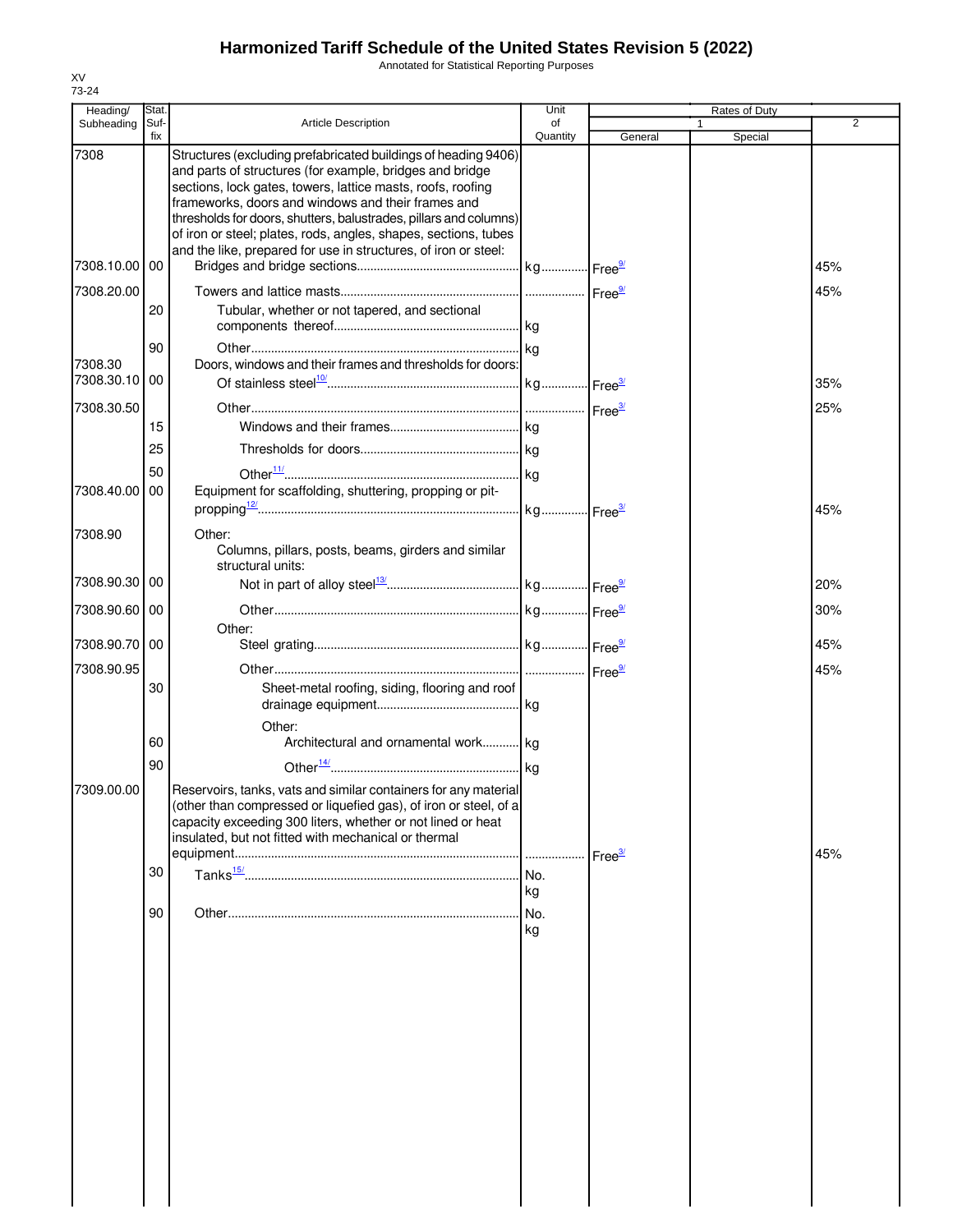# Harmonized Tariff Schedule of the United States Revision 5 (2022)

Annotated for Statistical Reporting Purposes

XV
73-24

| Heading/ Subheading | Stat. Suf- fix | Article Description | Unit of Quantity | Rates of Duty 1 General | Special | 2 |
|---|---|---|---|---|---|---|
| 7308 | | Structures (excluding prefabricated buildings of heading 9406) and parts of structures (for example, bridges and bridge sections, lock gates, towers, lattice masts, roofs, roofing frameworks, doors and windows and their frames and thresholds for doors, shutters, balustrades, pillars and columns) of iron or steel; plates, rods, angles, shapes, sections, tubes and the like, prepared for use in structures, of iron or steel: | | | | |
| 7308.10.00 | 00 | Bridges and bridge sections | kg | Free[9/] | | 45% |
| 7308.20.00 | | Towers and lattice masts | | Free[9/] | | 45% |
| | 20 | Tubular, whether or not tapered, and sectional components thereof | kg | | | |
| | 90 | Other | kg | | | |
| 7308.30 | | Doors, windows and their frames and thresholds for doors: | | | | |
| 7308.30.10 | 00 | Of stainless steel[10/] | kg | Free[3/] | | 35% |
| 7308.30.50 | | Other | | Free[3/] | | 25% |
| | 15 | Windows and their frames | kg | | | |
| | 25 | Thresholds for doors | kg | | | |
| | 50 | Other[11/] | kg | | | |
| 7308.40.00 | 00 | Equipment for scaffolding, shuttering, propping or pit-propping[12/] | kg | Free[3/] | | 45% |
| 7308.90 | | Other: | | | | |
| | | Columns, pillars, posts, beams, girders and similar structural units: | | | | |
| 7308.90.30 | 00 | Not in part of alloy steel[13/] | kg | Free[9/] | | 20% |
| 7308.90.60 | 00 | Other | kg | Free[9/] | | 30% |
| | | Other: | | | | |
| 7308.90.70 | 00 | Steel grating | kg | Free[9/] | | 45% |
| 7308.90.95 | | Other | | Free[9/] | | 45% |
| | 30 | Sheet-metal roofing, siding, flooring and roof drainage equipment | kg | | | |
| | | Other: | | | | |
| | 60 | Architectural and ornamental work | kg | | | |
| | 90 | Other[14/] | kg | | | |
| 7309.00.00 | | Reservoirs, tanks, vats and similar containers for any material (other than compressed or liquefied gas), of iron or steel, of a capacity exceeding 300 liters, whether or not lined or heat insulated, but not fitted with mechanical or thermal equipment | | Free[3/] | | 45% |
| | 30 | Tanks[15/] | No. kg | | | |
| | 90 | Other | No. kg | | | |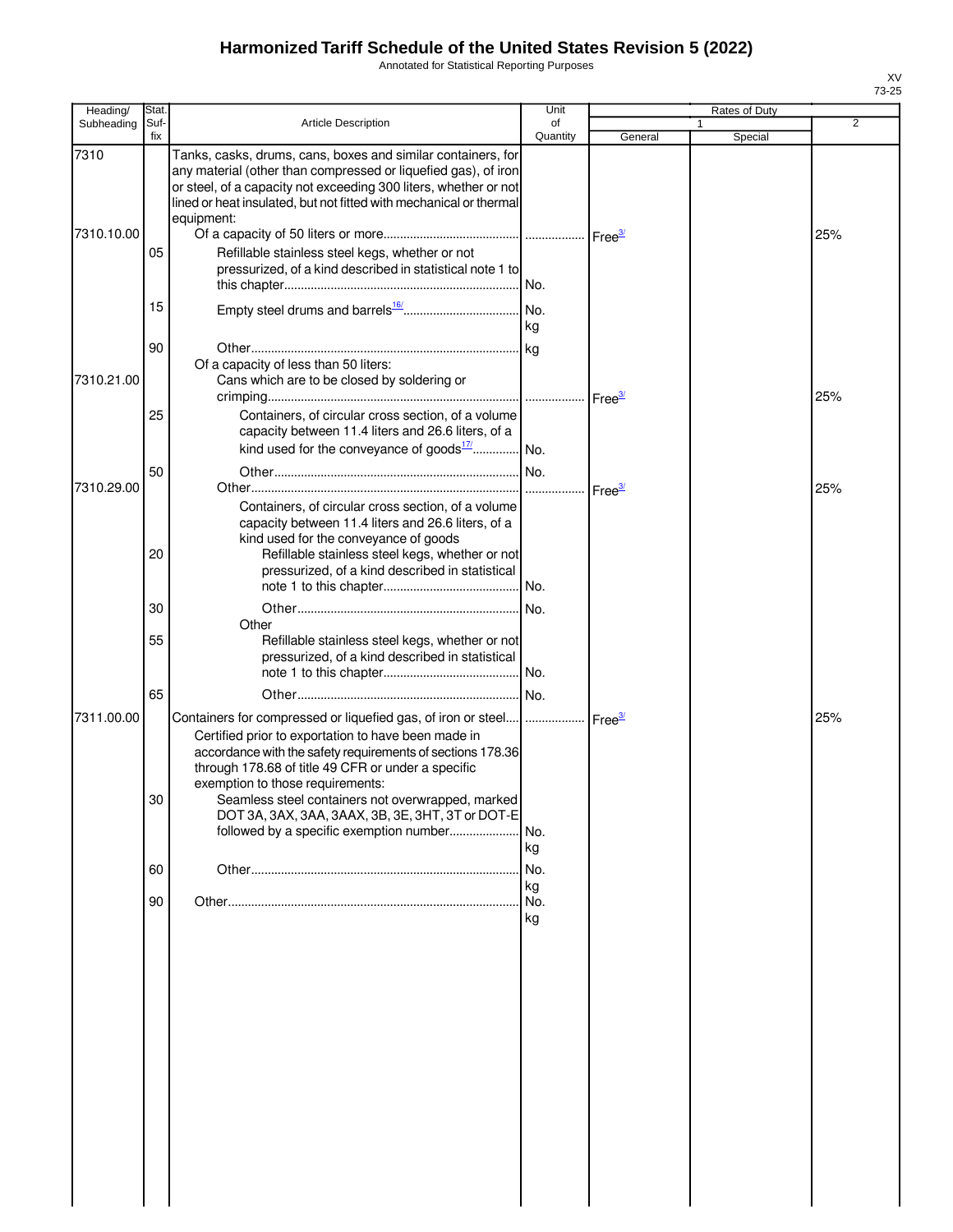# Harmonized Tariff Schedule of the United States Revision 5 (2022)

Annotated for Statistical Reporting Purposes

XV
73-25

| Heading/ Subheading | Stat. Suf- fix | Article Description | Unit of Quantity | Rates of Duty 1 General | Rates of Duty 1 Special | Rates of Duty 2 |
|---|---|---|---|---|---|---|
| 7310 | | Tanks, casks, drums, cans, boxes and similar containers, for any material (other than compressed or liquefied gas), of iron or steel, of a capacity not exceeding 300 liters, whether or not lined or heat insulated, but not fitted with mechanical or thermal equipment: | | | | |
| 7310.10.00 | | Of a capacity of 50 liters or more | | Free[3/] | | 25% |
| | 05 | Refillable stainless steel kegs, whether or not pressurized, of a kind described in statistical note 1 to this chapter | No. | | | |
| | 15 | Empty steel drums and barrels[16/] | No. kg | | | |
| | 90 | Other | kg | | | |
| | | Of a capacity of less than 50 liters: | | | | |
| 7310.21.00 | | Cans which are to be closed by soldering or crimping | | Free[3/] | | 25% |
| | 25 | Containers, of circular cross section, of a volume capacity between 11.4 liters and 26.6 liters, of a kind used for the conveyance of goods[17/] | No. | | | |
| | 50 | Other | No. | | | |
| 7310.29.00 | | Other | | Free[3/] | | 25% |
| | | Containers, of circular cross section, of a volume capacity between 11.4 liters and 26.6 liters, of a kind used for the conveyance of goods | | | | |
| | 20 | Refillable stainless steel kegs, whether or not pressurized, of a kind described in statistical note 1 to this chapter | No. | | | |
| | 30 | Other | No. | | | |
| | | Other | | | | |
| | 55 | Refillable stainless steel kegs, whether or not pressurized, of a kind described in statistical note 1 to this chapter | No. | | | |
| | 65 | Other | No. | | | |
| 7311.00.00 | | Containers for compressed or liquefied gas, of iron or steel | | Free[3/] | | 25% |
| | | Certified prior to exportation to have been made in accordance with the safety requirements of sections 178.36 through 178.68 of title 49 CFR or under a specific exemption to those requirements: | | | | |
| | 30 | Seamless steel containers not overwrapped, marked DOT 3A, 3AX, 3AA, 3AAX, 3B, 3E, 3HT, 3T or DOT-E followed by a specific exemption number | No. kg | | | |
| | 60 | Other | No. kg | | | |
| | 90 | Other | No. kg | | | |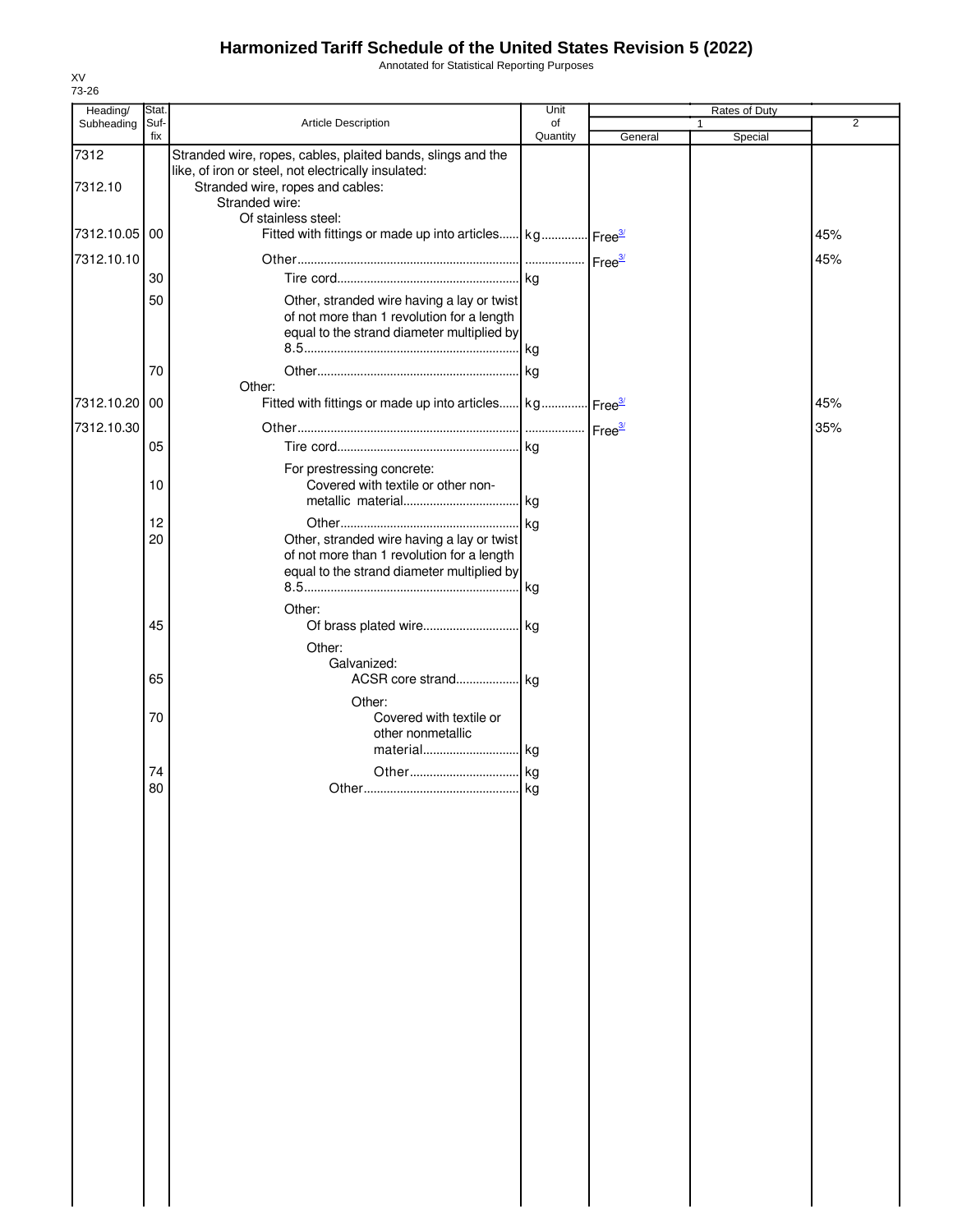# Harmonized Tariff Schedule of the United States Revision 5 (2022)

Annotated for Statistical Reporting Purposes

XV
73-26

| Heading/ Subheading | Stat. Suf- fix | Article Description | Unit of Quantity | Rates of Duty 1 General | Special | 2 |
|---|---|---|---|---|---|---|
| 7312 | | Stranded wire, ropes, cables, plaited bands, slings and the like, of iron or steel, not electrically insulated: | | | | |
| 7312.10 | | Stranded wire, ropes and cables: | | | | |
| | | Stranded wire: | | | | |
| | | Of stainless steel: | | | | |
| 7312.10.05 | 00 | Fitted with fittings or made up into articles | kg | Free[3/] | | 45% |
| 7312.10.10 | | Other | | Free[3/] | | 45% |
| | 30 | Tire cord | kg | | | |
| | 50 | Other, stranded wire having a lay or twist of not more than 1 revolution for a length equal to the strand diameter multiplied by 8.5 | kg | | | |
| | 70 | Other | kg | | | |
| | | Other: | | | | |
| 7312.10.20 | 00 | Fitted with fittings or made up into articles | kg | Free[3/] | | 45% |
| 7312.10.30 | | Other | | Free[3/] | | 35% |
| | 05 | Tire cord | kg | | | |
| | | For prestressing concrete: | | | | |
| | 10 | Covered with textile or other non-metallic material | kg | | | |
| | 12 | Other | kg | | | |
| | 20 | Other, stranded wire having a lay or twist of not more than 1 revolution for a length equal to the strand diameter multiplied by 8.5 | kg | | | |
| | | Other: | | | | |
| | 45 | Of brass plated wire | kg | | | |
| | | Other: | | | | |
| | | Galvanized: | | | | |
| | 65 | ACSR core strand | kg | | | |
| | | Other: | | | | |
| | 70 | Covered with textile or other nonmetallic material | kg | | | |
| | 74 | Other | kg | | | |
| | 80 | Other | kg | | | |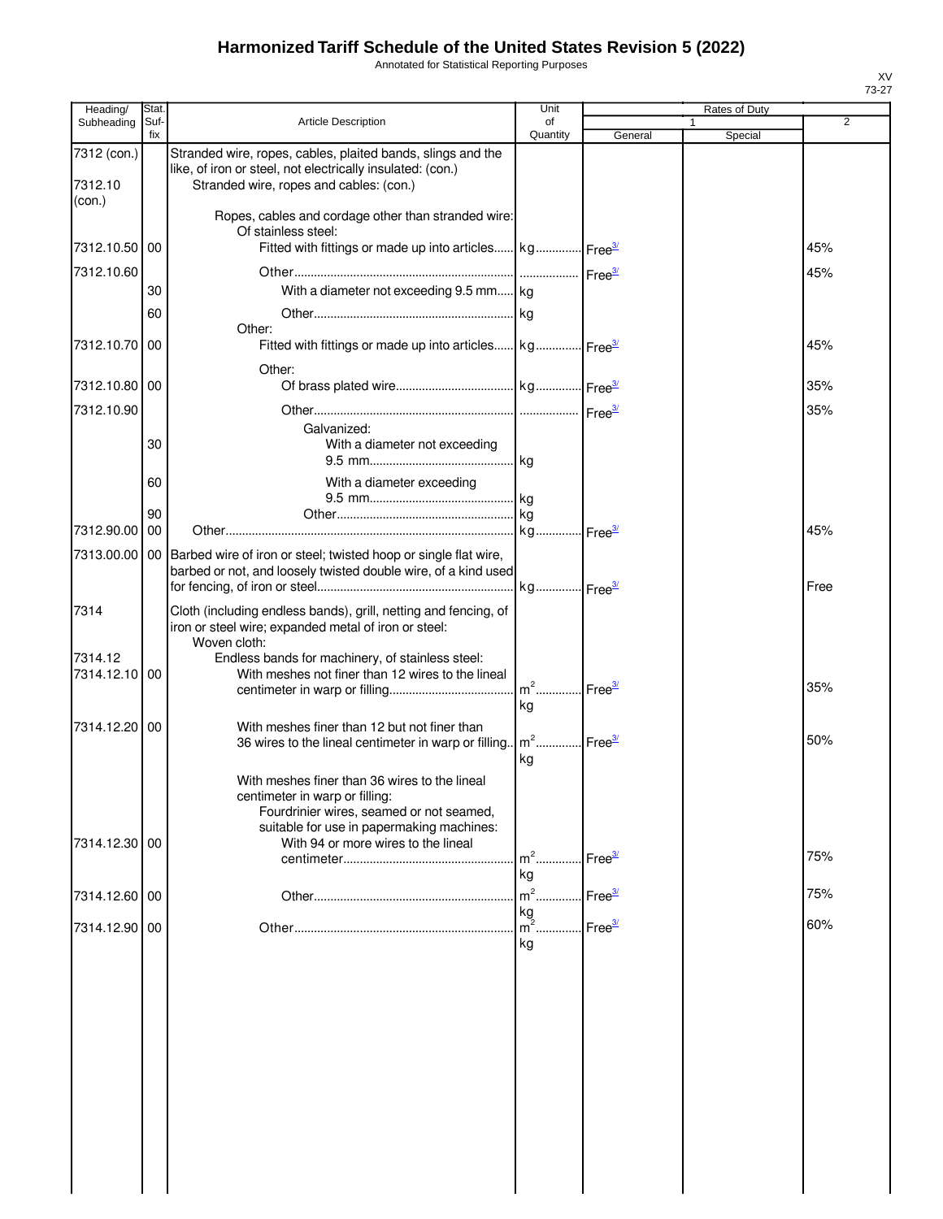# Harmonized Tariff Schedule of the United States Revision 5 (2022)

Annotated for Statistical Reporting Purposes

| Heading/ Subheading | Stat. Suf- fix | Article Description | Unit of Quantity | Rates of Duty 1 General | Special | 2 |
|---|---|---|---|---|---|---|
| 7312 (con.) | | Stranded wire, ropes, cables, plaited bands, slings and the like, of iron or steel, not electrically insulated: (con.) | | | | |
| 7312.10 (con.) | | Stranded wire, ropes and cables: (con.) | | | | |
| | | Ropes, cables and cordage other than stranded wire: | | | | |
| | | Of stainless steel: | | | | |
| 7312.10.50 | 00 | Fitted with fittings or made up into articles | kg | Free[3/] | | 45% |
| 7312.10.60 | | Other | | Free[3/] | | 45% |
| | 30 | With a diameter not exceeding 9.5 mm | kg | | | |
| | 60 | Other | kg | | | |
| | | Other: | | | | |
| 7312.10.70 | 00 | Fitted with fittings or made up into articles | kg | Free[3/] | | 45% |
| | | Other: | | | | |
| 7312.10.80 | 00 | Of brass plated wire | kg | Free[3/] | | 35% |
| 7312.10.90 | | Other | | Free[3/] | | 35% |
| | | Galvanized: | | | | |
| | 30 | With a diameter not exceeding 9.5 mm | kg | | | |
| | 60 | With a diameter exceeding 9.5 mm | kg | | | |
| | 90 | Other | kg | | | |
| 7312.90.00 | 00 | Other | kg | Free[3/] | | 45% |
| 7313.00.00 | 00 | Barbed wire of iron or steel; twisted hoop or single flat wire, barbed or not, and loosely twisted double wire, of a kind used for fencing, of iron or steel | kg | Free[3/] | | Free |
| 7314 | | Cloth (including endless bands), grill, netting and fencing, of iron or steel wire; expanded metal of iron or steel: | | | | |
| | | Woven cloth: | | | | |
| 7314.12 | | Endless bands for machinery, of stainless steel: | | | | |
| 7314.12.10 | 00 | With meshes not finer than 12 wires to the lineal centimeter in warp or filling | $m^2$ kg | Free[3/] | | 35% |
| 7314.12.20 | 00 | With meshes finer than 12 but not finer than 36 wires to the lineal centimeter in warp or filling | $m^2$ kg | Free[3/] | | 50% |
| | | With meshes finer than 36 wires to the lineal centimeter in warp or filling: | | | | |
| | | Fourdrinier wires, seamed or not seamed, suitable for use in papermaking machines: | | | | |
| 7314.12.30 | 00 | With 94 or more wires to the lineal centimeter | $m^2$ kg | Free[3/] | | 75% |
| 7314.12.60 | 00 | Other | $m^2$ kg | Free[3/] | | 75% |
| 7314.12.90 | 00 | Other | $m^2$ kg | Free[3/] | | 60% |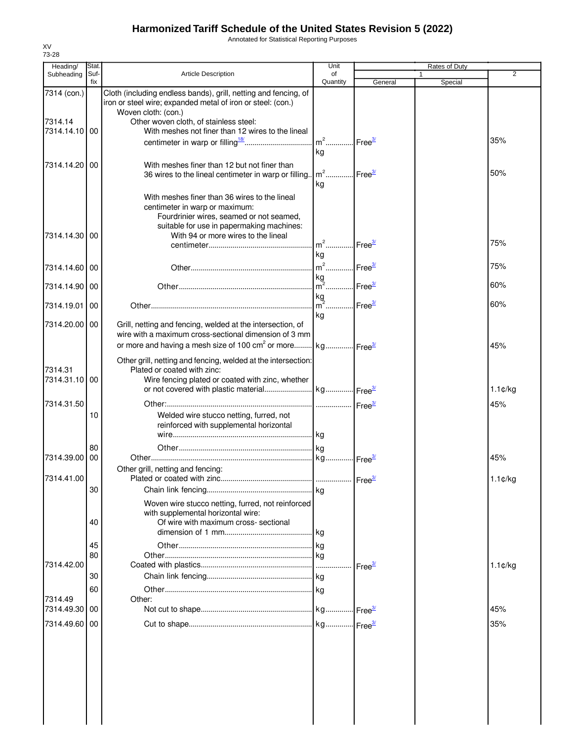# Harmonized Tariff Schedule of the United States Revision 5 (2022)

Annotated for Statistical Reporting Purposes

XV
73-28

| Heading/ Subheading | Stat. Suf- fix | Article Description | Unit of Quantity | Rates of Duty 1 General | Special | 2 |
|---|---|---|---|---|---|---|
| 7314 (con.) | | Cloth (including endless bands), grill, netting and fencing, of iron or steel wire; expanded metal of iron or steel: (con.) | | | | |
| | | Woven cloth: (con.) | | | | |
| 7314.14 | | Other woven cloth, of stainless steel: | | | | |
| 7314.14.10 | 00 | With meshes not finer than 12 wires to the lineal centimeter in warp or filling[18/] | $m^2$ kg | Free[3/] | | 35% |
| 7314.14.20 | 00 | With meshes finer than 12 but not finer than 36 wires to the lineal centimeter in warp or filling | $m^2$ kg | Free[3/] | | 50% |
| | | With meshes finer than 36 wires to the lineal centimeter in warp or maximum: | | | | |
| | | Fourdrinier wires, seamed or not seamed, suitable for use in papermaking machines: | | | | |
| 7314.14.30 | 00 | With 94 or more wires to the lineal centimeter | $m^2$ kg | Free[3/] | | 75% |
| 7314.14.60 | 00 | Other | $m^2$ kg | Free[3/] | | 75% |
| 7314.14.90 | 00 | Other | $m^2$ kg | Free[3/] | | 60% |
| 7314.19.01 | 00 | Other | $m^2$ kg | Free[3/] | | 60% |
| 7314.20.00 | 00 | Grill, netting and fencing, welded at the intersection, of wire with a maximum cross-sectional dimension of 3 mm or more and having a mesh size of 100 $cm^2$ or more | kg | Free[3/] | | 45% |
| | | Other grill, netting and fencing, welded at the intersection: | | | | |
| 7314.31 | | Plated or coated with zinc: | | | | |
| 7314.31.10 | 00 | Wire fencing plated or coated with zinc, whether or not covered with plastic material | kg | Free[3/] | | 1.1¢/kg |
| 7314.31.50 | | Other: | | Free[3/] | | 45% |
| | 10 | Welded wire stucco netting, furred, not reinforced with supplemental horizontal wire | kg | | | |
| | 80 | Other | kg | | | |
| 7314.39.00 | 00 | Other | kg | Free[3/] | | 45% |
| | | Other grill, netting and fencing: | | | | |
| 7314.41.00 | | Plated or coated with zinc | | Free[3/] | | 1.1¢/kg |
| | 30 | Chain link fencing | kg | | | |
| | | Woven wire stucco netting, furred, not reinforced with supplemental horizontal wire: | | | | |
| | 40 | Of wire with maximum cross- sectional dimension of 1 mm | kg | | | |
| | 45 | Other | kg | | | |
| | 80 | Other | kg | | | |
| 7314.42.00 | | Coated with plastics | | Free[3/] | | 1.1¢/kg |
| | 30 | Chain link fencing | kg | | | |
| | 60 | Other | kg | | | |
| 7314.49 | | Other: | | | | |
| 7314.49.30 | 00 | Not cut to shape | kg | Free[3/] | | 45% |
| 7314.49.60 | 00 | Cut to shape | kg | Free[3/] | | 35% |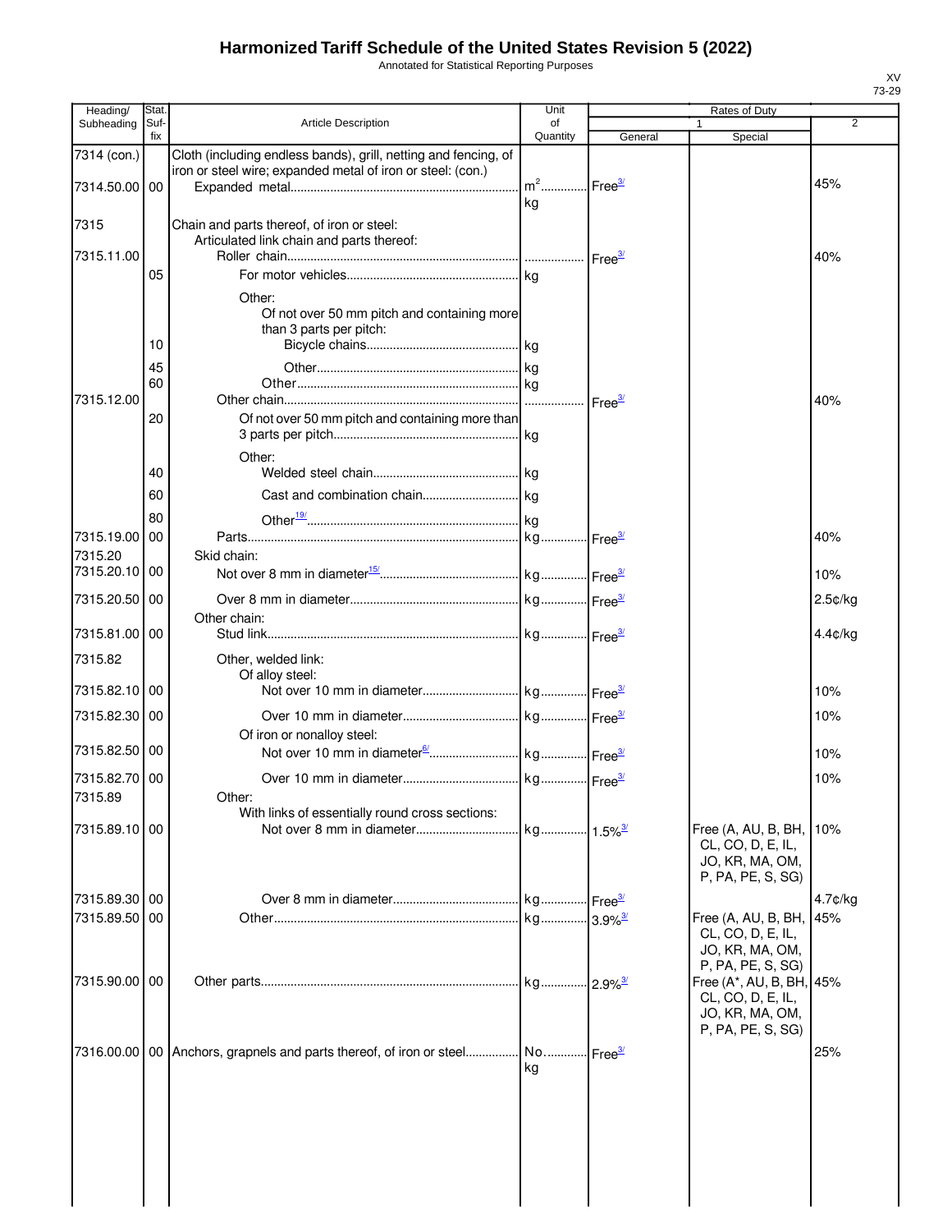# Harmonized Tariff Schedule of the United States Revision 5 (2022)

Annotated for Statistical Reporting Purposes

XV
73-29

| Heading/ Subheading | Stat. Suf- fix | Article Description | Unit of Quantity | Rates of Duty 1 General | Rates of Duty 1 Special | Rates of Duty 2 |
|---|---|---|---|---|---|---|
| 7314 (con.) | | Cloth (including endless bands), grill, netting and fencing, of iron or steel wire; expanded metal of iron or steel: (con.) | | | | |
| 7314.50.00 | 00 | Expanded metal | $m^2$ kg | Free[3/] | | 45% |
| 7315 | | Chain and parts thereof, of iron or steel: | | | | |
| | | Articulated link chain and parts thereof: | | | | |
| 7315.11.00 | | Roller chain | | Free[3/] | | 40% |
| | 05 | For motor vehicles | kg | | | |
| | | Other: | | | | |
| | | Of not over 50 mm pitch and containing more than 3 parts per pitch: | | | | |
| | 10 | Bicycle chains | kg | | | |
| | 45 | Other | kg | | | |
| | 60 | Other | kg | | | |
| 7315.12.00 | | Other chain | | Free[3/] | | 40% |
| | 20 | Of not over 50 mm pitch and containing more than 3 parts per pitch | kg | | | |
| | | Other: | | | | |
| | 40 | Welded steel chain | kg | | | |
| | 60 | Cast and combination chain | kg | | | |
| | 80 | Other[19/] | kg | | | |
| 7315.19.00 | 00 | Parts | kg | Free[3/] | | 40% |
| 7315.20 | | Skid chain: | | | | |
| 7315.20.10 | 00 | Not over 8 mm in diameter[15/] | kg | Free[3/] | | 10% |
| 7315.20.50 | 00 | Over 8 mm in diameter | kg | Free[3/] | | 2.5¢/kg |
| | | Other chain: | | | | |
| 7315.81.00 | 00 | Stud link | kg | Free[3/] | | 4.4¢/kg |
| 7315.82 | | Other, welded link: | | | | |
| | | Of alloy steel: | | | | |
| 7315.82.10 | 00 | Not over 10 mm in diameter | kg | Free[3/] | | 10% |
| 7315.82.30 | 00 | Over 10 mm in diameter | kg | Free[3/] | | 10% |
| | | Of iron or nonalloy steel: | | | | |
| 7315.82.50 | 00 | Not over 10 mm in diameter[6/] | kg | Free[3/] | | 10% |
| 7315.82.70 | 00 | Over 10 mm in diameter | kg | Free[3/] | | 10% |
| 7315.89 | | Other: | | | | |
| | | With links of essentially round cross sections: | | | | |
| 7315.89.10 | 00 | Not over 8 mm in diameter | kg | 1.5%[3/] | Free (A, AU, B, BH, CL, CO, D, E, IL, JO, KR, MA, OM, P, PA, PE, S, SG) | 10% |
| 7315.89.30 | 00 | Over 8 mm in diameter | kg | Free[3/] | | 4.7¢/kg |
| 7315.89.50 | 00 | Other | kg | 3.9%[3/] | Free (A, AU, B, BH, CL, CO, D, E, IL, JO, KR, MA, OM, P, PA, PE, S, SG) | 45% |
| 7315.90.00 | 00 | Other parts | kg | 2.9%[3/] | Free (A*, AU, B, BH, CL, CO, D, E, IL, JO, KR, MA, OM, P, PA, PE, S, SG) | 45% |
| 7316.00.00 | 00 | Anchors, grapnels and parts thereof, of iron or steel | No. kg | Free[3/] | | 25% |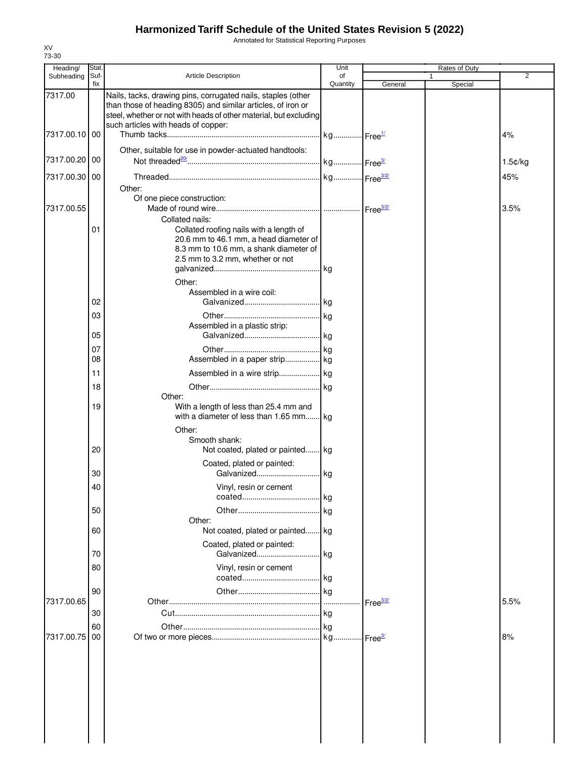# Harmonized Tariff Schedule of the United States Revision 5 (2022)

Annotated for Statistical Reporting Purposes

XV
73-30

| Heading/ Subheading | Stat. Suf-fix | Article Description | Unit of Quantity | Rates of Duty 1 General | Rates of Duty 1 Special | Rates of Duty 2 |
|---|---|---|---|---|---|---|
| 7317.00 | | Nails, tacks, drawing pins, corrugated nails, staples (other than those of heading 8305) and similar articles, of iron or steel, whether or not with heads of other material, but excluding such articles with heads of copper: | | | | |
| 7317.00.10 | 00 | Thumb tacks | kg | Free[1/] | | 4% |
| | | Other, suitable for use in powder-actuated handtools: | | | | |
| 7317.00.20 | 00 | Not threaded[20/] | kg | Free[3/] | | 1.5¢/kg |
| 7317.00.30 | 00 | Threaded | kg | Free[3/2/] | | 45% |
| | | Other: | | | | |
| | | Of one piece construction: | | | | |
| 7317.00.55 | | Made of round wire | | Free[3/2/] | | 3.5% |
| | | Collated nails: | | | | |
| | 01 | Collated roofing nails with a length of 20.6 mm to 46.1 mm, a head diameter of 8.3 mm to 10.6 mm, a shank diameter of 2.5 mm to 3.2 mm, whether or not galvanized | kg | | | |
| | | Other: | | | | |
| | | Assembled in a wire coil: | | | | |
| | 02 | Galvanized | kg | | | |
| | 03 | Other | kg | | | |
| | | Assembled in a plastic strip: | | | | |
| | 05 | Galvanized | kg | | | |
| | 07 | Other | kg | | | |
| | 08 | Assembled in a paper strip | kg | | | |
| | 11 | Assembled in a wire strip | kg | | | |
| | 18 | Other | kg | | | |
| | | Other: | | | | |
| | 19 | With a length of less than 25.4 mm and with a diameter of less than 1.65 mm | kg | | | |
| | | Other: | | | | |
| | | Smooth shank: | | | | |
| | 20 | Not coated, plated or painted | kg | | | |
| | | Coated, plated or painted: | | | | |
| | 30 | Galvanized | kg | | | |
| | 40 | Vinyl, resin or cement coated | kg | | | |
| | 50 | Other | kg | | | |
| | | Other: | | | | |
| | 60 | Not coated, plated or painted | kg | | | |
| | | Coated, plated or painted: | | | | |
| | 70 | Galvanized | kg | | | |
| | 80 | Vinyl, resin or cement coated | kg | | | |
| | 90 | Other | kg | | | |
| 7317.00.65 | | Other | | Free[3/2/] | | 5.5% |
| | 30 | Cut | kg | | | |
| | 60 | Other | kg | | | |
| 7317.00.75 | 00 | Of two or more pieces | kg | Free[3/] | | 8% |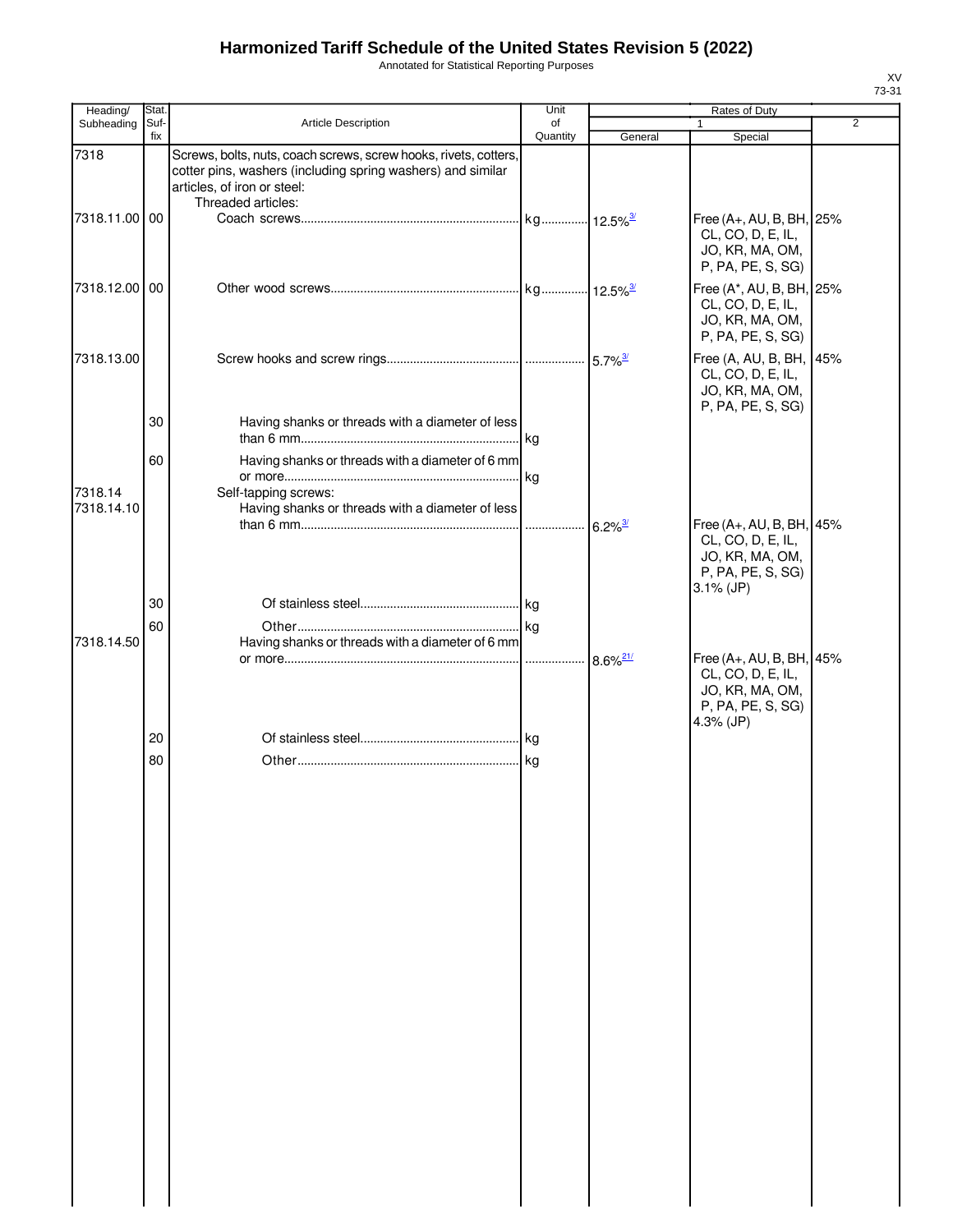# Harmonized Tariff Schedule of the United States Revision 5 (2022)

Annotated for Statistical Reporting Purposes

XV
73-31

| Heading/ Subheading | Stat. Suf- fix | Article Description | Unit of Quantity | Rates of Duty 1 General | Special | 2 |
|---|---|---|---|---|---|---|
| 7318 | | Screws, bolts, nuts, coach screws, screw hooks, rivets, cotters, cotter pins, washers (including spring washers) and similar articles, of iron or steel: | | | | |
| | | Threaded articles: | | | | |
| 7318.11.00 | 00 | Coach screws | kg | 12.5% [3/] | Free (A+, AU, B, BH, CL, CO, D, E, IL, JO, KR, MA, OM, P, PA, PE, S, SG) | 25% |
| 7318.12.00 | 00 | Other wood screws | kg | 12.5% [3/] | Free (A*, AU, B, BH, CL, CO, D, E, IL, JO, KR, MA, OM, P, PA, PE, S, SG) | 25% |
| 7318.13.00 | | Screw hooks and screw rings | | 5.7% [3/] | Free (A, AU, B, BH, CL, CO, D, E, IL, JO, KR, MA, OM, P, PA, PE, S, SG) | 45% |
| | 30 | Having shanks or threads with a diameter of less than 6 mm | kg | | | |
| | 60 | Having shanks or threads with a diameter of 6 mm or more | kg | | | |
| 7318.14 | | Self-tapping screws: | | | | |
| 7318.14.10 | | Having shanks or threads with a diameter of less than 6 mm | | 6.2% [3/] | Free (A+, AU, B, BH, CL, CO, D, E, IL, JO, KR, MA, OM, P, PA, PE, S, SG) 3.1% (JP) | 45% |
| | 30 | Of stainless steel | kg | | | |
| | 60 | Other | kg | | | |
| 7318.14.50 | | Having shanks or threads with a diameter of 6 mm or more | | 8.6% [21/] | Free (A+, AU, B, BH, CL, CO, D, E, IL, JO, KR, MA, OM, P, PA, PE, S, SG) 4.3% (JP) | 45% |
| | 20 | Of stainless steel | kg | | | |
| | 80 | Other | kg | | | |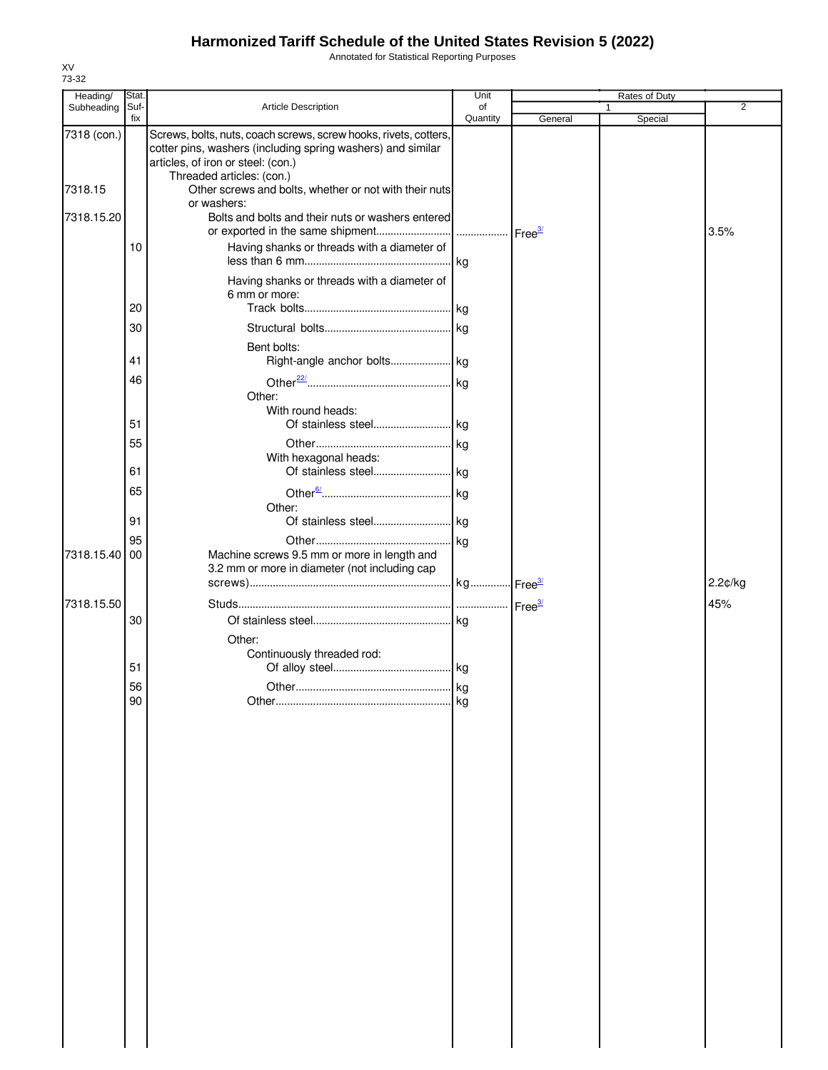# Harmonized Tariff Schedule of the United States Revision 5 (2022)

Annotated for Statistical Reporting Purposes

XV
73-32

| Heading/ Subheading | Stat. Suf- fix | Article Description | Unit of Quantity | Rates of Duty 1 General | Special | 2 |
|---|---|---|---|---|---|---|
| 7318 (con.) | | Screws, bolts, nuts, coach screws, screw hooks, rivets, cotters, cotter pins, washers (including spring washers) and similar articles, of iron or steel: (con.) | | | | |
| | | Threaded articles: (con.) | | | | |
| 7318.15 | | Other screws and bolts, whether or not with their nuts or washers: | | | | |
| 7318.15.20 | | Bolts and bolts and their nuts or washers entered or exported in the same shipment | | Free[3/] | | 3.5% |
| | 10 | Having shanks or threads with a diameter of less than 6 mm | kg | | | |
| | | Having shanks or threads with a diameter of 6 mm or more: | | | | |
| | 20 | Track bolts | kg | | | |
| | 30 | Structural bolts | kg | | | |
| | | Bent bolts: | | | | |
| | 41 | Right-angle anchor bolts | kg | | | |
| | 46 | Other[22/] | kg | | | |
| | | Other: | | | | |
| | | With round heads: | | | | |
| | 51 | Of stainless steel | kg | | | |
| | 55 | Other | kg | | | |
| | | With hexagonal heads: | | | | |
| | 61 | Of stainless steel | kg | | | |
| | 65 | Other[6/] | kg | | | |
| | | Other: | | | | |
| | 91 | Of stainless steel | kg | | | |
| | 95 | Other | kg | | | |
| 7318.15.40 | 00 | Machine screws 9.5 mm or more in length and 3.2 mm or more in diameter (not including cap screws) | kg | Free[3/] | | 2.2¢/kg |
| 7318.15.50 | | Studs | | Free[3/] | | 45% |
| | 30 | Of stainless steel | kg | | | |
| | | Other: | | | | |
| | | Continuously threaded rod: | | | | |
| | 51 | Of alloy steel | kg | | | |
| | 56 | Other | kg | | | |
| | 90 | Other | kg | | | |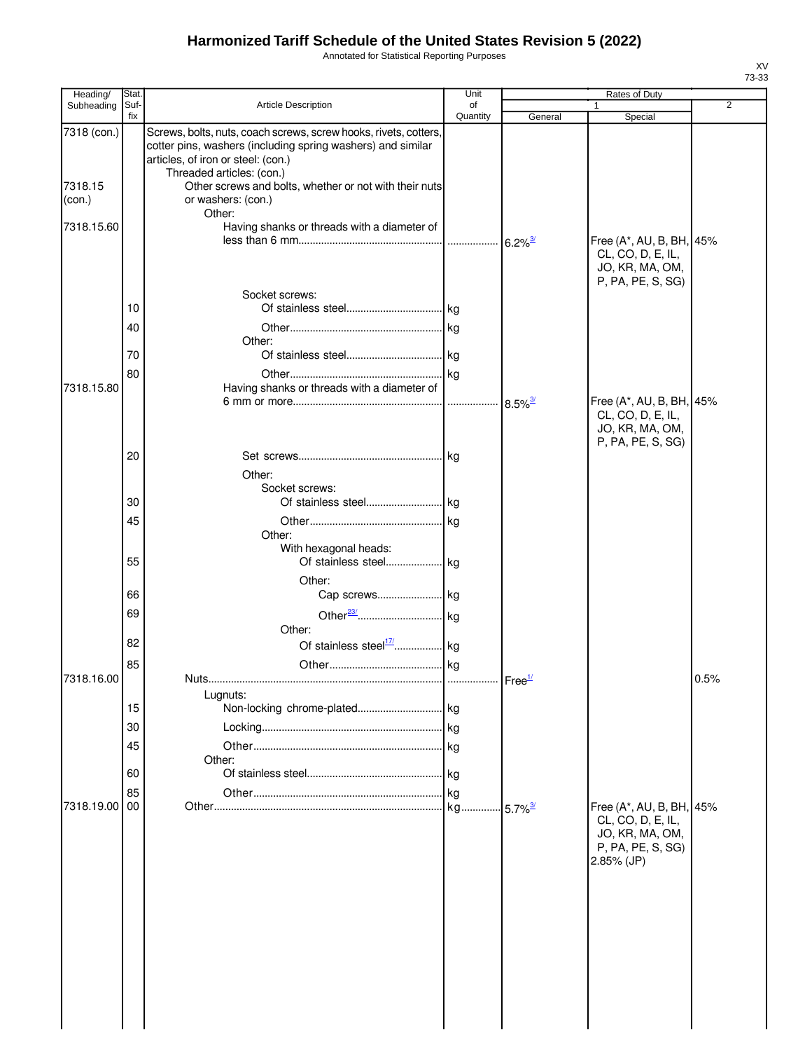# Harmonized Tariff Schedule of the United States Revision 5 (2022)

Annotated for Statistical Reporting Purposes

XV
73-33

| Heading/ Subheading | Stat. Suf- fix | Article Description | Unit of Quantity | Rates of Duty 1 General | Rates of Duty 1 Special | Rates of Duty 2 |
|---|---|---|---|---|---|---|
| 7318 (con.) | | Screws, bolts, nuts, coach screws, screw hooks, rivets, cotters, cotter pins, washers (including spring washers) and similar articles, of iron or steel: (con.) | | | | |
| | | Threaded articles: (con.) | | | | |
| 7318.15 (con.) | | Other screws and bolts, whether or not with their nuts or washers: (con.) | | | | |
| | | Other: | | | | |
| 7318.15.60 | | Having shanks or threads with a diameter of less than 6 mm | | 6.2%[3/] | Free (A*, AU, B, BH, CL, CO, D, E, IL, JO, KR, MA, OM, P, PA, PE, S, SG) | 45% |
| | | Socket screws: | | | | |
| | 10 | Of stainless steel | kg | | | |
| | 40 | Other | kg | | | |
| | | Other: | | | | |
| | 70 | Of stainless steel | kg | | | |
| | 80 | Other | kg | | | |
| 7318.15.80 | | Having shanks or threads with a diameter of 6 mm or more | | 8.5%[3/] | Free (A*, AU, B, BH, CL, CO, D, E, IL, JO, KR, MA, OM, P, PA, PE, S, SG) | 45% |
| | 20 | Set screws | kg | | | |
| | | Other: | | | | |
| | | Socket screws: | | | | |
| | 30 | Of stainless steel | kg | | | |
| | 45 | Other | kg | | | |
| | | Other: | | | | |
| | | With hexagonal heads: | | | | |
| | 55 | Of stainless steel | kg | | | |
| | | Other: | | | | |
| | 66 | Cap screws | kg | | | |
| | 69 | Other[23/] | kg | | | |
| | | Other: | | | | |
| | 82 | Of stainless steel[17/] | kg | | | |
| | 85 | Other | kg | | | |
| 7318.16.00 | | Nuts | | Free[1/] | | 0.5% |
| | | Lugnuts: | | | | |
| | 15 | Non-locking chrome-plated | kg | | | |
| | 30 | Locking | kg | | | |
| | 45 | Other | kg | | | |
| | | Other: | | | | |
| | 60 | Of stainless steel | kg | | | |
| | 85 | Other | kg | | | |
| 7318.19.00 | 00 | Other | kg | 5.7%[3/] | Free (A*, AU, B, BH, CL, CO, D, E, IL, JO, KR, MA, OM, P, PA, PE, S, SG) 2.85% (JP) | 45% |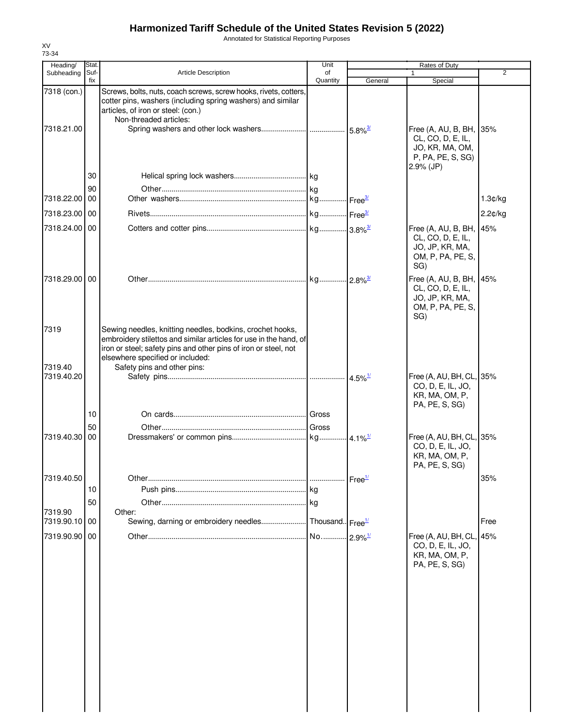# Harmonized Tariff Schedule of the United States Revision 5 (2022)

Annotated for Statistical Reporting Purposes

XV
73-34

| Heading/ Subheading | Stat. Suf- fix | Article Description | Unit of Quantity | Rates of Duty 1 General | Special | 2 |
|---|---|---|---|---|---|---|
| 7318 (con.) | | Screws, bolts, nuts, coach screws, screw hooks, rivets, cotters, cotter pins, washers (including spring washers) and similar articles, of iron or steel: (con.) | | | | |
| | | Non-threaded articles: | | | | |
| 7318.21.00 | | Spring washers and other lock washers | | 5.8%[3/] | Free (A, AU, B, BH, CL, CO, D, E, IL, JO, KR, MA, OM, P, PA, PE, S, SG) 2.9% (JP) | 35% |
| | 30 | Helical spring lock washers | kg | | | |
| | 90 | Other | kg | | | |
| 7318.22.00 | 00 | Other washers | kg | Free[3/] | | 1.3¢/kg |
| 7318.23.00 | 00 | Rivets | kg | Free[3/] | | 2.2¢/kg |
| 7318.24.00 | 00 | Cotters and cotter pins | kg | 3.8%[3/] | Free (A, AU, B, BH, CL, CO, D, E, IL, JO, JP, KR, MA, OM, P, PA, PE, S, SG) | 45% |
| 7318.29.00 | 00 | Other | kg | 2.8%[3/] | Free (A, AU, B, BH, CL, CO, D, E, IL, JO, JP, KR, MA, OM, P, PA, PE, S, SG) | 45% |
| 7319 | | Sewing needles, knitting needles, bodkins, crochet hooks, embroidery stilettos and similar articles for use in the hand, of iron or steel; safety pins and other pins of iron or steel, not elsewhere specified or included: | | | | |
| 7319.40 | | Safety pins and other pins: | | | | |
| 7319.40.20 | | Safety pins | | 4.5%[1/] | Free (A, AU, BH, CL, CO, D, E, IL, JO, KR, MA, OM, P, PA, PE, S, SG) | 35% |
| | 10 | On cards | Gross | | | |
| | 50 | Other | Gross | | | |
| 7319.40.30 | 00 | Dressmakers' or common pins | kg | 4.1%[1/] | Free (A, AU, BH, CL, CO, D, E, IL, JO, KR, MA, OM, P, PA, PE, S, SG) | 35% |
| 7319.40.50 | | Other | | Free[1/] | | 35% |
| | 10 | Push pins | kg | | | |
| | 50 | Other | kg | | | |
| 7319.90 | | Other: | | | | |
| 7319.90.10 | 00 | Sewing, darning or embroidery needles | Thousand | Free[1/] | | Free |
| 7319.90.90 | 00 | Other | No. | 2.9%[1/] | Free (A, AU, BH, CL, CO, D, E, IL, JO, KR, MA, OM, P, PA, PE, S, SG) | 45% |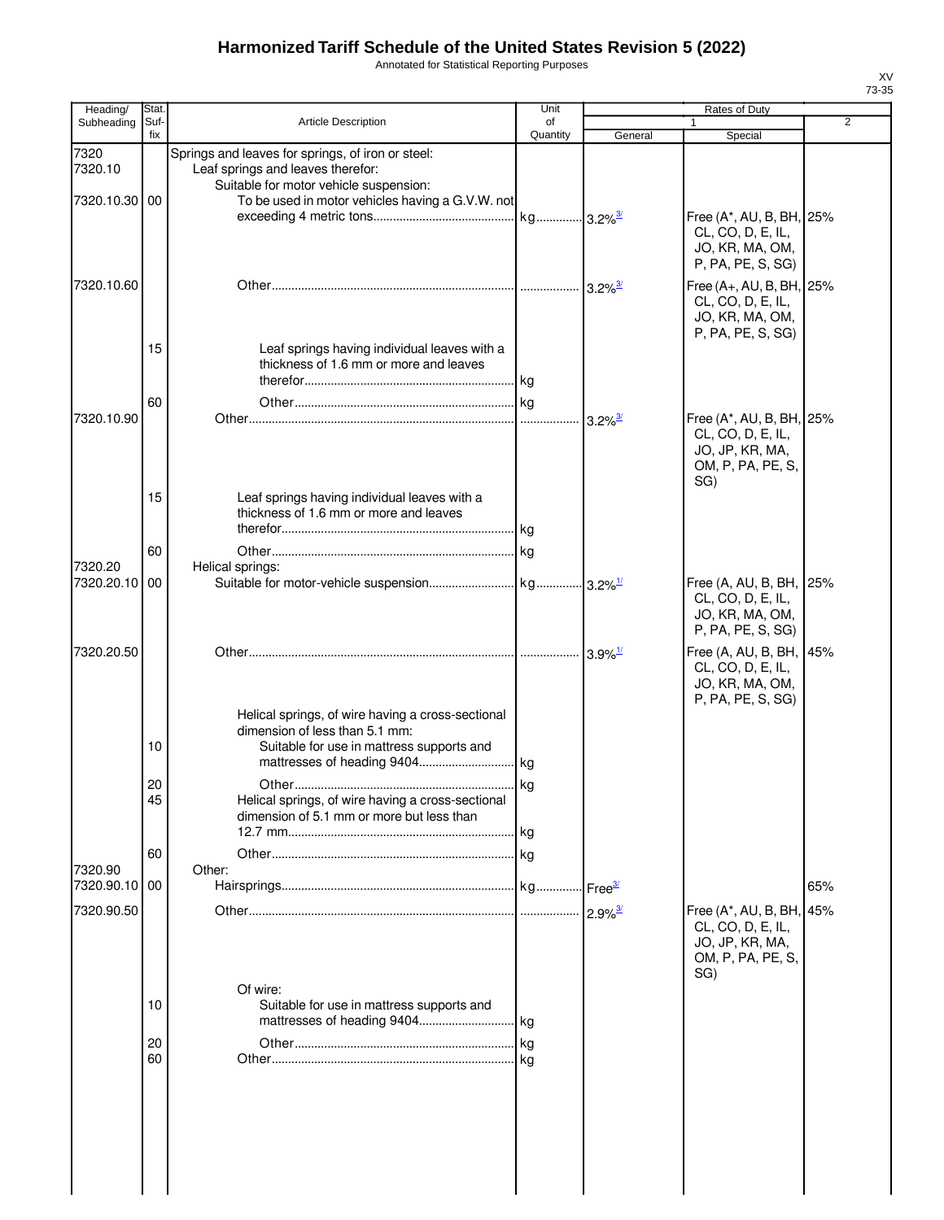# Harmonized Tariff Schedule of the United States Revision 5 (2022)

Annotated for Statistical Reporting Purposes

XV
73-35

| Heading/ Subheading | Stat. Suf- fix | Article Description | Unit of Quantity | Rates of Duty 1 General | Special | 2 |
|---|---|---|---|---|---|---|
| 7320 | | Springs and leaves for springs, of iron or steel: | | | | |
| 7320.10 | | Leaf springs and leaves therefor: | | | | |
| | | Suitable for motor vehicle suspension: | | | | |
| 7320.10.30 | 00 | To be used in motor vehicles having a G.V.W. not exceeding 4 metric tons | kg | 3.2%3/ | Free (A*, AU, B, BH, CL, CO, D, E, IL, JO, KR, MA, OM, P, PA, PE, S, SG) | 25% |
| 7320.10.60 | | Other | | 3.2%3/ | Free (A+, AU, B, BH, CL, CO, D, E, IL, JO, KR, MA, OM, P, PA, PE, S, SG) | 25% |
| | 15 | Leaf springs having individual leaves with a thickness of 1.6 mm or more and leaves therefor | kg | | | |
| | 60 | Other | kg | | | |
| 7320.10.90 | | Other | | 3.2%3/ | Free (A*, AU, B, BH, CL, CO, D, E, IL, JO, JP, KR, MA, OM, P, PA, PE, S, SG) | 25% |
| | 15 | Leaf springs having individual leaves with a thickness of 1.6 mm or more and leaves therefor | kg | | | |
| | 60 | Other | kg | | | |
| 7320.20 | | Helical springs: | | | | |
| 7320.20.10 | 00 | Suitable for motor-vehicle suspension | kg | 3.2%1/ | Free (A, AU, B, BH, CL, CO, D, E, IL, JO, KR, MA, OM, P, PA, PE, S, SG) | 25% |
| 7320.20.50 | | Other | | 3.9%1/ | Free (A, AU, B, BH, CL, CO, D, E, IL, JO, KR, MA, OM, P, PA, PE, S, SG) | 45% |
| | | Helical springs, of wire having a cross-sectional dimension of less than 5.1 mm: | | | | |
| | 10 | Suitable for use in mattress supports and mattresses of heading 9404 | kg | | | |
| | 20 | Other | kg | | | |
| | 45 | Helical springs, of wire having a cross-sectional dimension of 5.1 mm or more but less than 12.7 mm | kg | | | |
| | 60 | Other | kg | | | |
| 7320.90 | | Other: | | | | |
| 7320.90.10 | 00 | Hairsprings | kg | Free3/ | | 65% |
| 7320.90.50 | | Other | | 2.9%3/ | Free (A*, AU, B, BH, CL, CO, D, E, IL, JO, JP, KR, MA, OM, P, PA, PE, S, SG) | 45% |
| | | Of wire: | | | | |
| | 10 | Suitable for use in mattress supports and mattresses of heading 9404 | kg | | | |
| | 20 | Other | kg | | | |
| | 60 | Other | kg | | | |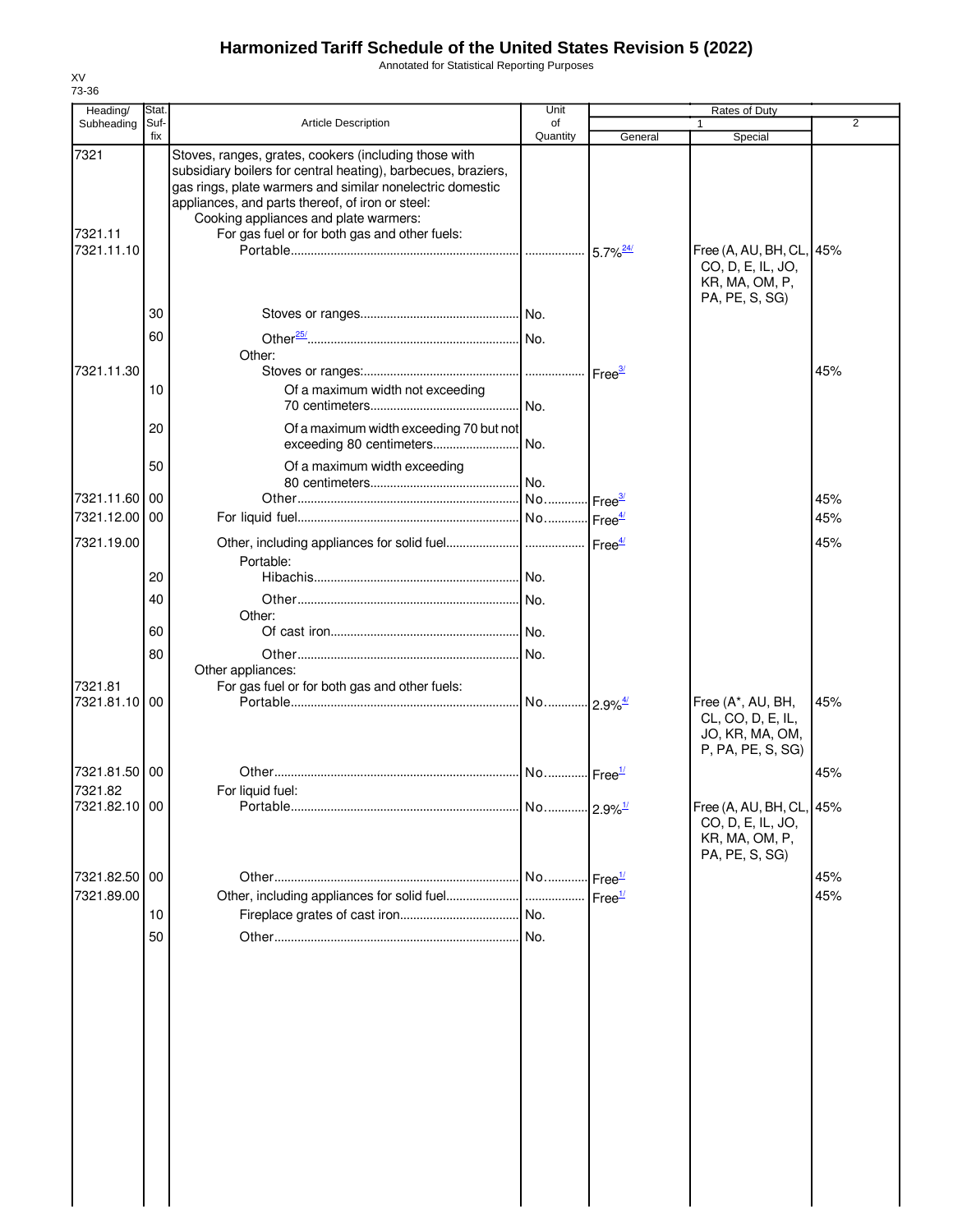# Harmonized Tariff Schedule of the United States Revision 5 (2022)

Annotated for Statistical Reporting Purposes

XV
73-36

| Heading/ Subheading | Stat. Suf- fix | Article Description | Unit of Quantity | Rates of Duty 1 General | Special | 2 |
|---|---|---|---|---|---|---|
| 7321 | | Stoves, ranges, grates, cookers (including those with subsidiary boilers for central heating), barbecues, braziers, gas rings, plate warmers and similar nonelectric domestic appliances, and parts thereof, of iron or steel: | | | | |
| | | Cooking appliances and plate warmers: | | | | |
| 7321.11 | | For gas fuel or for both gas and other fuels: | | | | |
| 7321.11.10 | | Portable | | 5.7%[24/] | Free (A, AU, BH, CL, CO, D, E, IL, JO, KR, MA, OM, P, PA, PE, S, SG) | 45% |
| | 30 | Stoves or ranges | No. | | | |
| | 60 | Other[25/] | No. | | | |
| | | Other: | | | | |
| 7321.11.30 | | Stoves or ranges: | | Free[3/] | | 45% |
| | 10 | Of a maximum width not exceeding 70 centimeters | No. | | | |
| | 20 | Of a maximum width exceeding 70 but not exceeding 80 centimeters | No. | | | |
| | 50 | Of a maximum width exceeding 80 centimeters | No. | | | |
| 7321.11.60 | 00 | Other | No. | Free[3/] | | 45% |
| 7321.12.00 | 00 | For liquid fuel | No. | Free[4/] | | 45% |
| 7321.19.00 | | Other, including appliances for solid fuel | | Free[4/] | | 45% |
| | | Portable: | | | | |
| | 20 | Hibachis | No. | | | |
| | 40 | Other | No. | | | |
| | | Other: | | | | |
| | 60 | Of cast iron | No. | | | |
| | 80 | Other | No. | | | |
| | | Other appliances: | | | | |
| 7321.81 | | For gas fuel or for both gas and other fuels: | | | | |
| 7321.81.10 | 00 | Portable | No. | 2.9%[4/] | Free (A*, AU, BH, CL, CO, D, E, IL, JO, KR, MA, OM, P, PA, PE, S, SG) | 45% |
| 7321.81.50 | 00 | Other | No. | Free[1/] | | 45% |
| 7321.82 | | For liquid fuel: | | | | |
| 7321.82.10 | 00 | Portable | No. | 2.9%[1/] | Free (A, AU, BH, CL, CO, D, E, IL, JO, KR, MA, OM, P, PA, PE, S, SG) | 45% |
| 7321.82.50 | 00 | Other | No. | Free[1/] | | 45% |
| 7321.89.00 | | Other, including appliances for solid fuel | | Free[1/] | | 45% |
| | 10 | Fireplace grates of cast iron | No. | | | |
| | 50 | Other | No. | | | |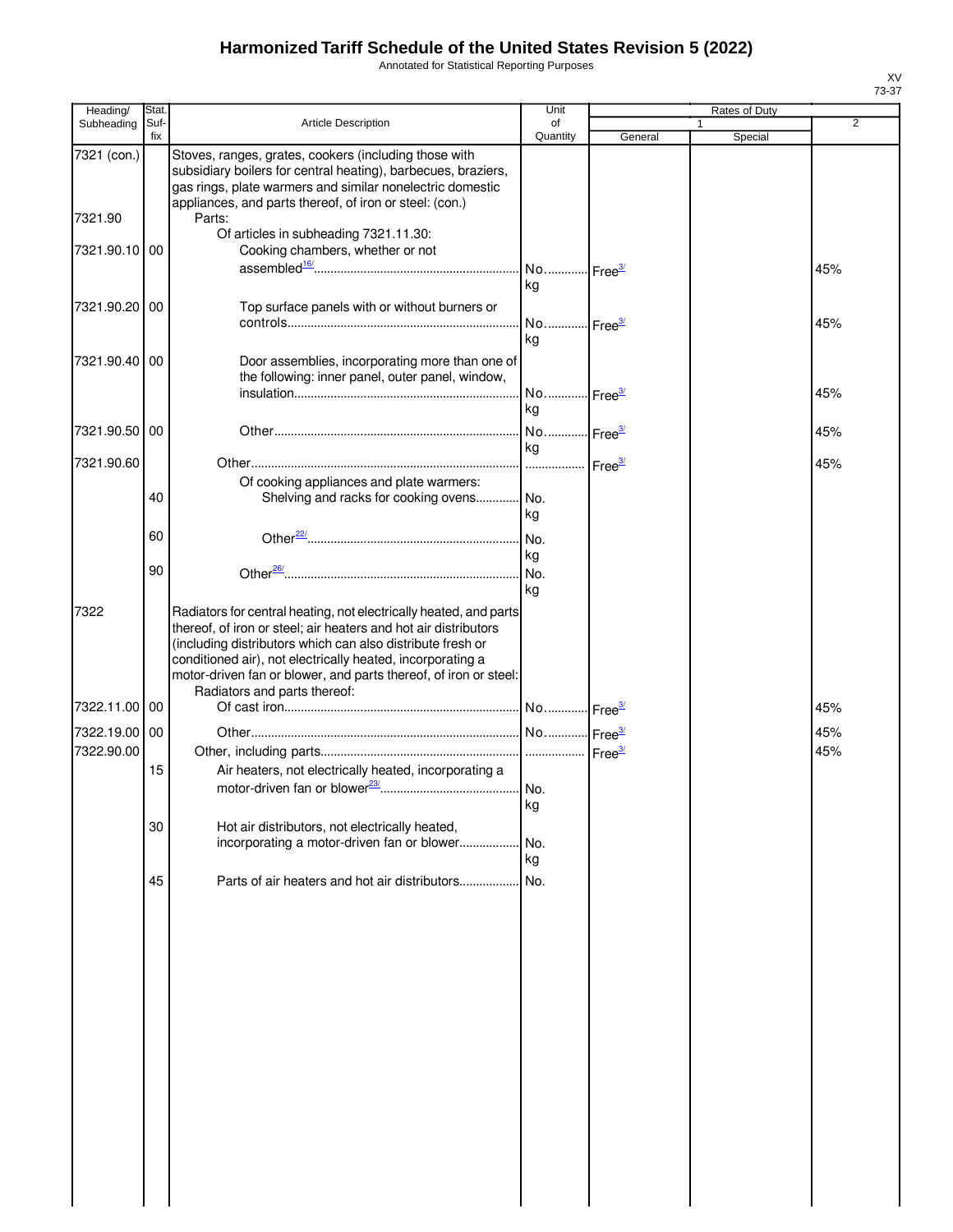# Harmonized Tariff Schedule of the United States Revision 5 (2022)

Annotated for Statistical Reporting Purposes

| Heading/ Subheading | Stat. Suf- fix | Article Description | Unit of Quantity | Rates of Duty 1 General | Special | 2 |
|---|---|---|---|---|---|---|
| 7321 (con.) | | Stoves, ranges, grates, cookers (including those with subsidiary boilers for central heating), barbecues, braziers, gas rings, plate warmers and similar nonelectric domestic appliances, and parts thereof, of iron or steel: (con.) | | | | |
| 7321.90 | | Parts: | | | | |
| | | Of articles in subheading 7321.11.30: | | | | |
| 7321.90.10 | 00 | Cooking chambers, whether or not assembled[16/] | No. kg | Free[3/] | | 45% |
| 7321.90.20 | 00 | Top surface panels with or without burners or controls | No. kg | Free[3/] | | 45% |
| 7321.90.40 | 00 | Door assemblies, incorporating more than one of the following: inner panel, outer panel, window, insulation | No. kg | Free[3/] | | 45% |
| 7321.90.50 | 00 | Other | No. kg | Free[3/] | | 45% |
| 7321.90.60 | | Other | | Free[3/] | | 45% |
| | | Of cooking appliances and plate warmers: | | | | |
| | 40 | Shelving and racks for cooking ovens | No. kg | | | |
| | 60 | Other[22/] | No. kg | | | |
| | 90 | Other[26/] | No. kg | | | |
| 7322 | | Radiators for central heating, not electrically heated, and parts thereof, of iron or steel; air heaters and hot air distributors (including distributors which can also distribute fresh or conditioned air), not electrically heated, incorporating a motor-driven fan or blower, and parts thereof, of iron or steel: | | | | |
| | | Radiators and parts thereof: | | | | |
| 7322.11.00 | 00 | Of cast iron | No. | Free[3/] | | 45% |
| 7322.19.00 | 00 | Other | No. | Free[3/] | | 45% |
| 7322.90.00 | | Other, including parts | | Free[3/] | | 45% |
| | 15 | Air heaters, not electrically heated, incorporating a motor-driven fan or blower[23/] | No. kg | | | |
| | 30 | Hot air distributors, not electrically heated, incorporating a motor-driven fan or blower | No. kg | | | |
| | 45 | Parts of air heaters and hot air distributors | No. | | | |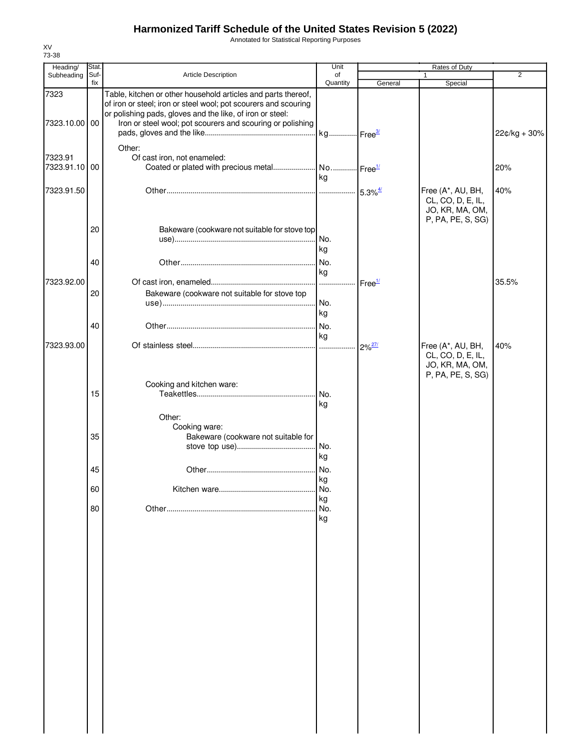# Harmonized Tariff Schedule of the United States Revision 5 (2022)

Annotated for Statistical Reporting Purposes

XV
73-38

| Heading/ Subheading | Stat. Suf- fix | Article Description | Unit of Quantity | Rates of Duty | | |
|---|---|---|---|---|---|---|
| | | | | 1 | | 2 |
| | | | | General | Special | |
| 7323 | | Table, kitchen or other household articles and parts thereof, of iron or steel; iron or steel wool; pot scourers and scouring or polishing pads, gloves and the like, of iron or steel: | | | | |
| 7323.10.00 | 00 | Iron or steel wool; pot scourers and scouring or polishing pads, gloves and the like | kg | Free[3/] | | 22¢/kg + 30% |
| | | Other: | | | | |
| 7323.91 | | Of cast iron, not enameled: | | | | |
| 7323.91.10 | 00 | Coated or plated with precious metal | No. kg | Free[1/] | | 20% |
| 7323.91.50 | | Other | | 5.3%[4/] | Free (A*, AU, BH, CL, CO, D, E, IL, JO, KR, MA, OM, P, PA, PE, S, SG) | 40% |
| | 20 | Bakeware (cookware not suitable for stove top use) | No. kg | | | |
| | 40 | Other | No. kg | | | |
| 7323.92.00 | | Of cast iron, enameled | | Free[1/] | | 35.5% |
| | 20 | Bakeware (cookware not suitable for stove top use) | No. kg | | | |
| | 40 | Other | No. kg | | | |
| 7323.93.00 | | Of stainless steel | | 2%[27/] | Free (A*, AU, BH, CL, CO, D, E, IL, JO, KR, MA, OM, P, PA, PE, S, SG) | 40% |
| | | Cooking and kitchen ware: | | | | |
| | 15 | Teakettles | No. kg | | | |
| | | Other: | | | | |
| | | Cooking ware: | | | | |
| | 35 | Bakeware (cookware not suitable for stove top use) | No. kg | | | |
| | 45 | Other | No. kg | | | |
| | 60 | Kitchen ware | No. kg | | | |
| | 80 | Other | No. kg | | | |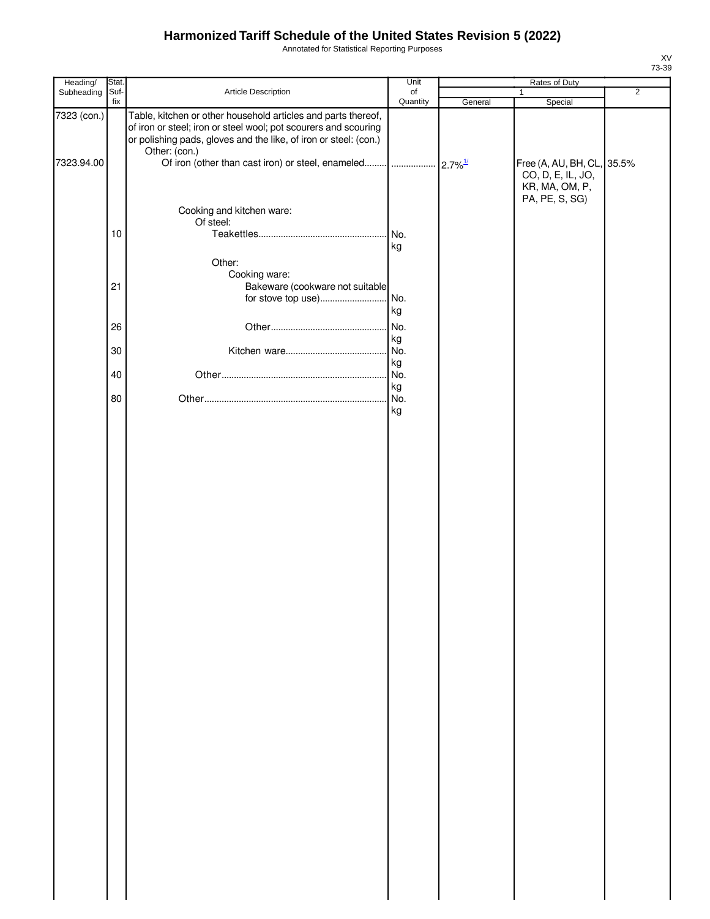# Harmonized Tariff Schedule of the United States Revision 5 (2022)

Annotated for Statistical Reporting Purposes

XV
73-39

| Heading/ Subheading | Stat. Suf- fix | Article Description | Unit of Quantity | Rates of Duty 1 General | Special | 2 |
|---|---|---|---|---|---|---|
| 7323 (con.) | | Table, kitchen or other household articles and parts thereof, of iron or steel; iron or steel wool; pot scourers and scouring or polishing pads, gloves and the like, of iron or steel: (con.) | | | | |
| | | Other: (con.) | | | | |
| 7323.94.00 | | Of iron (other than cast iron) or steel, enameled | | 2.7%[1/] | Free (A, AU, BH, CL, CO, D, E, IL, JO, KR, MA, OM, P, PA, PE, S, SG) | 35.5% |
| | | Cooking and kitchen ware: | | | | |
| | | Of steel: | | | | |
| | 10 | Teakettles | No. kg | | | |
| | | Other: | | | | |
| | | Cooking ware: | | | | |
| | 21 | Bakeware (cookware not suitable for stove top use) | No. kg | | | |
| | 26 | Other | No. kg | | | |
| | 30 | Kitchen ware | No. kg | | | |
| | 40 | Other | No. kg | | | |
| | 80 | Other | No. kg | | | |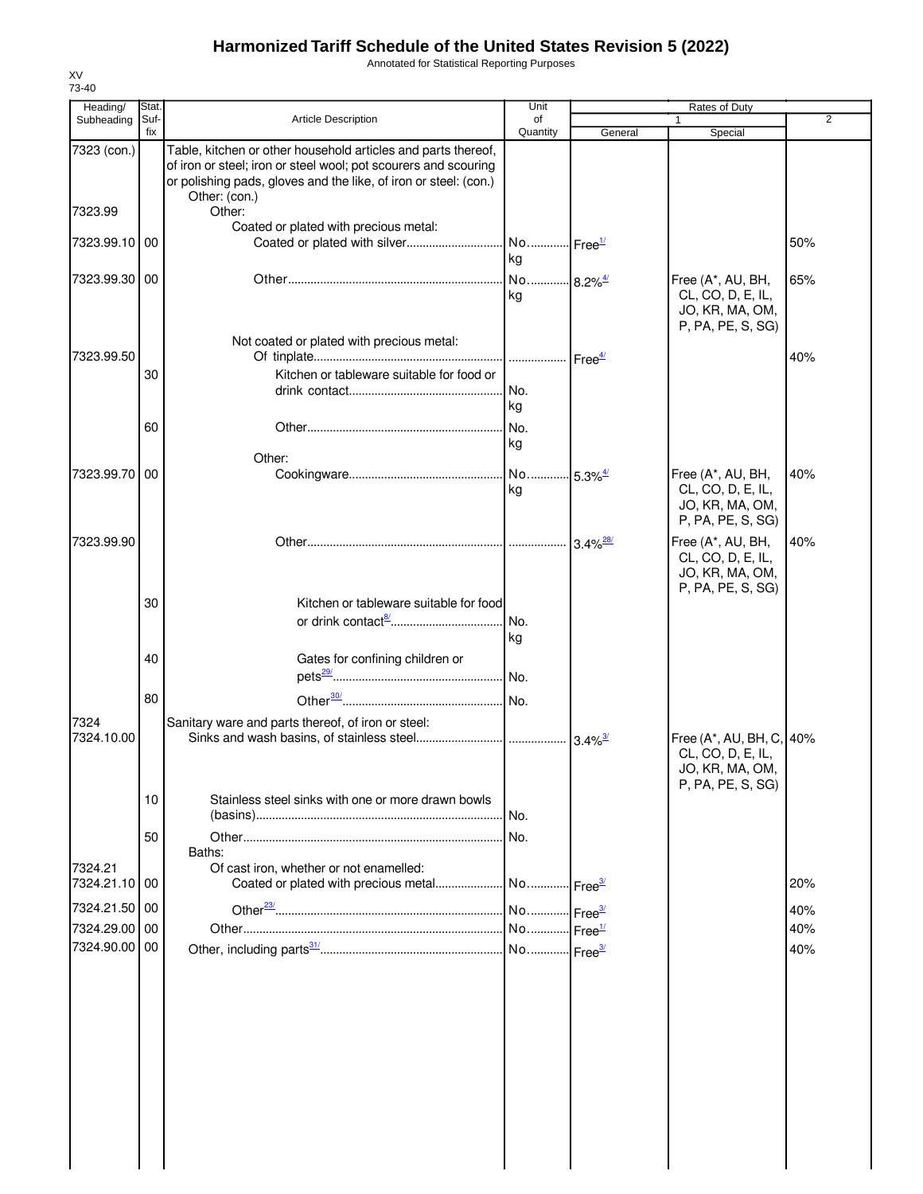# Harmonized Tariff Schedule of the United States Revision 5 (2022)

Annotated for Statistical Reporting Purposes

XV
73-40

| Heading/ Subheading | Stat. Suf- fix | Article Description | Unit of Quantity | Rates of Duty 1 General | Special | 2 |
|---|---|---|---|---|---|---|
| 7323 (con.) | | Table, kitchen or other household articles and parts thereof, of iron or steel; iron or steel wool; pot scourers and scouring or polishing pads, gloves and the like, of iron or steel: (con.) | | | | |
| | | Other: (con.) | | | | |
| 7323.99 | | Other: | | | | |
| | | Coated or plated with precious metal: | | | | |
| 7323.99.10 | 00 | Coated or plated with silver | No. kg | Free[1/] | | 50% |
| 7323.99.30 | 00 | Other | No. kg | 8.2%[4/] | Free (A*, AU, BH, CL, CO, D, E, IL, JO, KR, MA, OM, P, PA, PE, S, SG) | 65% |
| | | Not coated or plated with precious metal: | | | | |
| 7323.99.50 | | Of tinplate | | Free[4/] | | 40% |
| | 30 | Kitchen or tableware suitable for food or drink contact | No. kg | | | |
| | 60 | Other | No. kg | | | |
| | | Other: | | | | |
| 7323.99.70 | 00 | Cookingware | No. kg | 5.3%[4/] | Free (A*, AU, BH, CL, CO, D, E, IL, JO, KR, MA, OM, P, PA, PE, S, SG) | 40% |
| 7323.99.90 | | Other | | 3.4%[28/] | Free (A*, AU, BH, CL, CO, D, E, IL, JO, KR, MA, OM, P, PA, PE, S, SG) | 40% |
| | 30 | Kitchen or tableware suitable for food or drink contact[8/] | No. kg | | | |
| | 40 | Gates for confining children or pets[29/] | No. | | | |
| | 80 | Other[30/] | No. | | | |
| 7324 | | Sanitary ware and parts thereof, of iron or steel: | | | | |
| 7324.10.00 | | Sinks and wash basins, of stainless steel | | 3.4%[3/] | Free (A*, AU, BH, C, CL, CO, D, E, IL, JO, KR, MA, OM, P, PA, PE, S, SG) | 40% |
| | 10 | Stainless steel sinks with one or more drawn bowls (basins) | No. | | | |
| | 50 | Other | No. | | | |
| | | Baths: | | | | |
| 7324.21 | | Of cast iron, whether or not enamelled: | | | | |
| 7324.21.10 | 00 | Coated or plated with precious metal | No. | Free[3/] | | 20% |
| 7324.21.50 | 00 | Other[23/] | No. | Free[3/] | | 40% |
| 7324.29.00 | 00 | Other | No. | Free[1/] | | 40% |
| 7324.90.00 | 00 | Other, including parts[31/] | No. | Free[3/] | | 40% |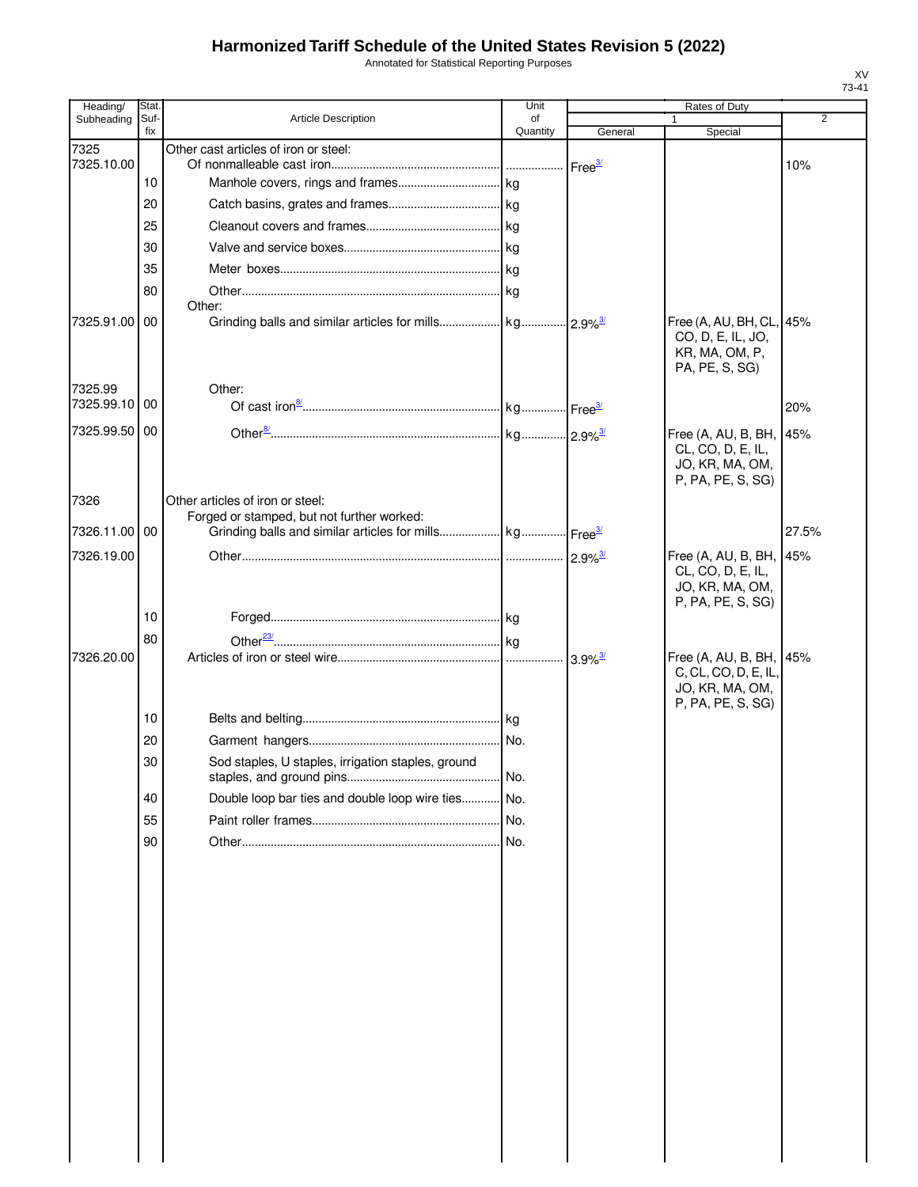# Harmonized Tariff Schedule of the United States Revision 5 (2022)

Annotated for Statistical Reporting Purposes

XV
73-41

| Heading/ Subheading | Stat. Suf- fix | Article Description | Unit of Quantity | Rates of Duty 1 General | Special | 2 |
|---|---|---|---|---|---|---|
| 7325 | | Other cast articles of iron or steel: | | | | |
| 7325.10.00 | | Of nonmalleable cast iron | | Free[3/] | | 10% |
| | 10 | Manhole covers, rings and frames | kg | | | |
| | 20 | Catch basins, grates and frames | kg | | | |
| | 25 | Cleanout covers and frames | kg | | | |
| | 30 | Valve and service boxes | kg | | | |
| | 35 | Meter boxes | kg | | | |
| | 80 | Other | kg | | | |
| | | Other: | | | | |
| 7325.91.00 | 00 | Grinding balls and similar articles for mills | kg | 2.9%[3/] | Free (A, AU, BH, CL, CO, D, E, IL, JO, KR, MA, OM, P, PA, PE, S, SG) | 45% |
| 7325.99 | | Other: | | | | |
| 7325.99.10 | 00 | Of cast iron[8/] | kg | Free[3/] | | 20% |
| 7325.99.50 | 00 | Other[8/] | kg | 2.9%[3/] | Free (A, AU, B, BH, CL, CO, D, E, IL, JO, KR, MA, OM, P, PA, PE, S, SG) | 45% |
| 7326 | | Other articles of iron or steel: | | | | |
| | | Forged or stamped, but not further worked: | | | | |
| 7326.11.00 | 00 | Grinding balls and similar articles for mills | kg | Free[3/] | | 27.5% |
| 7326.19.00 | | Other | | 2.9%[3/] | Free (A, AU, B, BH, CL, CO, D, E, IL, JO, KR, MA, OM, P, PA, PE, S, SG) | 45% |
| | 10 | Forged | kg | | | |
| | 80 | Other[23/] | kg | | | |
| 7326.20.00 | | Articles of iron or steel wire | | 3.9%[3/] | Free (A, AU, B, BH, C, CL, CO, D, E, IL, JO, KR, MA, OM, P, PA, PE, S, SG) | 45% |
| | 10 | Belts and belting | kg | | | |
| | 20 | Garment hangers | No. | | | |
| | 30 | Sod staples, U staples, irrigation staples, ground staples, and ground pins | No. | | | |
| | 40 | Double loop bar ties and double loop wire ties | No. | | | |
| | 55 | Paint roller frames | No. | | | |
| | 90 | Other | No. | | | |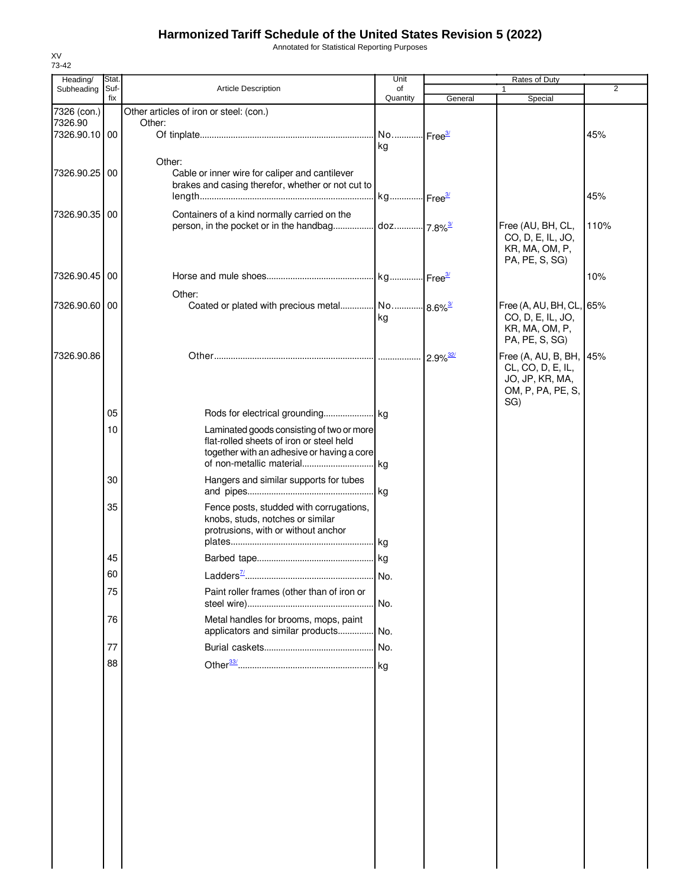# Harmonized Tariff Schedule of the United States Revision 5 (2022)

Annotated for Statistical Reporting Purposes

XV
73-42

| Heading/ Subheading | Stat. Suf- fix | Article Description | Unit of Quantity | Rates of Duty 1 General | Special | 2 |
|---|---|---|---|---|---|---|
| 7326 (con.) | | Other articles of iron or steel: (con.) | | | | |
| 7326.90 | | Other: | | | | |
| 7326.90.10 | 00 | Of tinplate | No. kg | Free[3/] | | 45% |
| | | Other: | | | | |
| 7326.90.25 | 00 | Cable or inner wire for caliper and cantilever brakes and casing therefor, whether or not cut to length | kg | Free[3/] | | 45% |
| 7326.90.35 | 00 | Containers of a kind normally carried on the person, in the pocket or in the handbag | doz. | 7.8%[3/] | Free (AU, BH, CL, CO, D, E, IL, JO, KR, MA, OM, P, PA, PE, S, SG) | 110% |
| 7326.90.45 | 00 | Horse and mule shoes | kg | Free[3/] | | 10% |
| | | Other: | | | | |
| 7326.90.60 | 00 | Coated or plated with precious metal | No. kg | 8.6%[3/] | Free (A, AU, BH, CL, CO, D, E, IL, JO, KR, MA, OM, P, PA, PE, S, SG) | 65% |
| 7326.90.86 | | Other | | 2.9%[32/] | Free (A, AU, B, BH, CL, CO, D, E, IL, JO, JP, KR, MA, OM, P, PA, PE, S, SG) | 45% |
| | 05 | Rods for electrical grounding | kg | | | |
| | 10 | Laminated goods consisting of two or more flat-rolled sheets of iron or steel held together with an adhesive or having a core of non-metallic material | kg | | | |
| | 30 | Hangers and similar supports for tubes and pipes | kg | | | |
| | 35 | Fence posts, studded with corrugations, knobs, studs, notches or similar protrusions, with or without anchor plates | kg | | | |
| | 45 | Barbed tape | kg | | | |
| | 60 | Ladders[7/] | No. | | | |
| | 75 | Paint roller frames (other than of iron or steel wire) | No. | | | |
| | 76 | Metal handles for brooms, mops, paint applicators and similar products | No. | | | |
| | 77 | Burial caskets | No. | | | |
| | 88 | Other[33/] | kg | | | |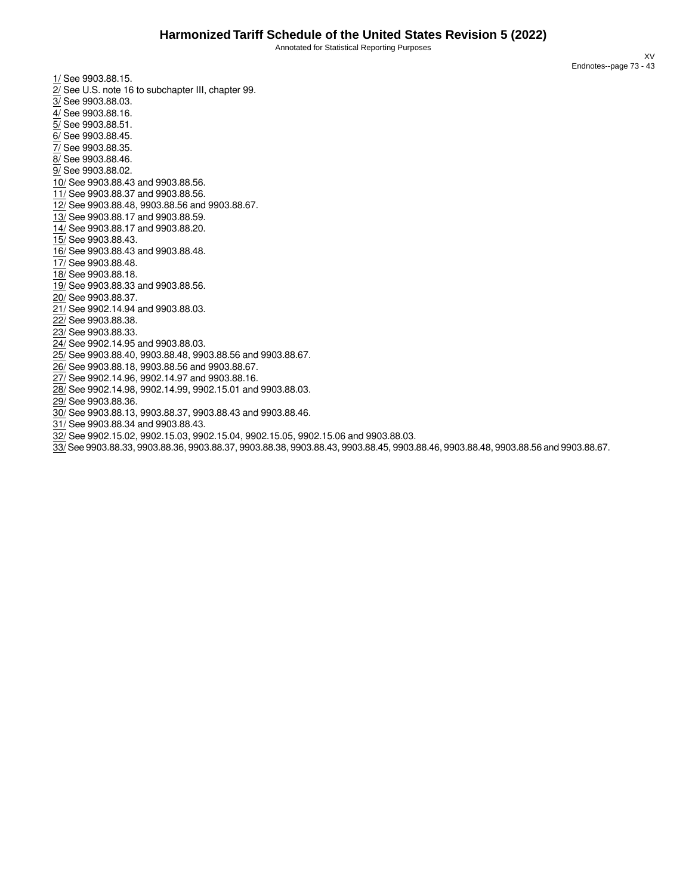1/ See 9903.88.15.
2/ See U.S. note 16 to subchapter III, chapter 99.
3/ See 9903.88.03.
4/ See 9903.88.16.
5/ See 9903.88.51.
6/ See 9903.88.45.
7/ See 9903.88.35.
8/ See 9903.88.46.
9/ See 9903.88.02.
10/ See 9903.88.43 and 9903.88.56.
11/ See 9903.88.37 and 9903.88.56.
12/ See 9903.88.48, 9903.88.56 and 9903.88.67.
13/ See 9903.88.17 and 9903.88.59.
14/ See 9903.88.17 and 9903.88.20.
15/ See 9903.88.43.
16/ See 9903.88.43 and 9903.88.48.
17/ See 9903.88.48.
18/ See 9903.88.18.
19/ See 9903.88.33 and 9903.88.56.
20/ See 9903.88.37.
21/ See 9902.14.94 and 9903.88.03.
22/ See 9903.88.38.
23/ See 9903.88.33.
24/ See 9902.14.95 and 9903.88.03.
25/ See 9903.88.40, 9903.88.48, 9903.88.56 and 9903.88.67.
26/ See 9903.88.18, 9903.88.56 and 9903.88.67.
27/ See 9902.14.96, 9902.14.97 and 9903.88.16.
28/ See 9902.14.98, 9902.14.99, 9902.15.01 and 9903.88.03.
29/ See 9903.88.36.
30/ See 9903.88.13, 9903.88.37, 9903.88.43 and 9903.88.46.
31/ See 9903.88.34 and 9903.88.43.
32/ See 9902.15.02, 9902.15.03, 9902.15.04, 9902.15.05, 9902.15.06 and 9903.88.03.
33/ See 9903.88.33, 9903.88.36, 9903.88.37, 9903.88.38, 9903.88.43, 9903.88.45, 9903.88.46, 9903.88.48, 9903.88.56 and 9903.88.67.